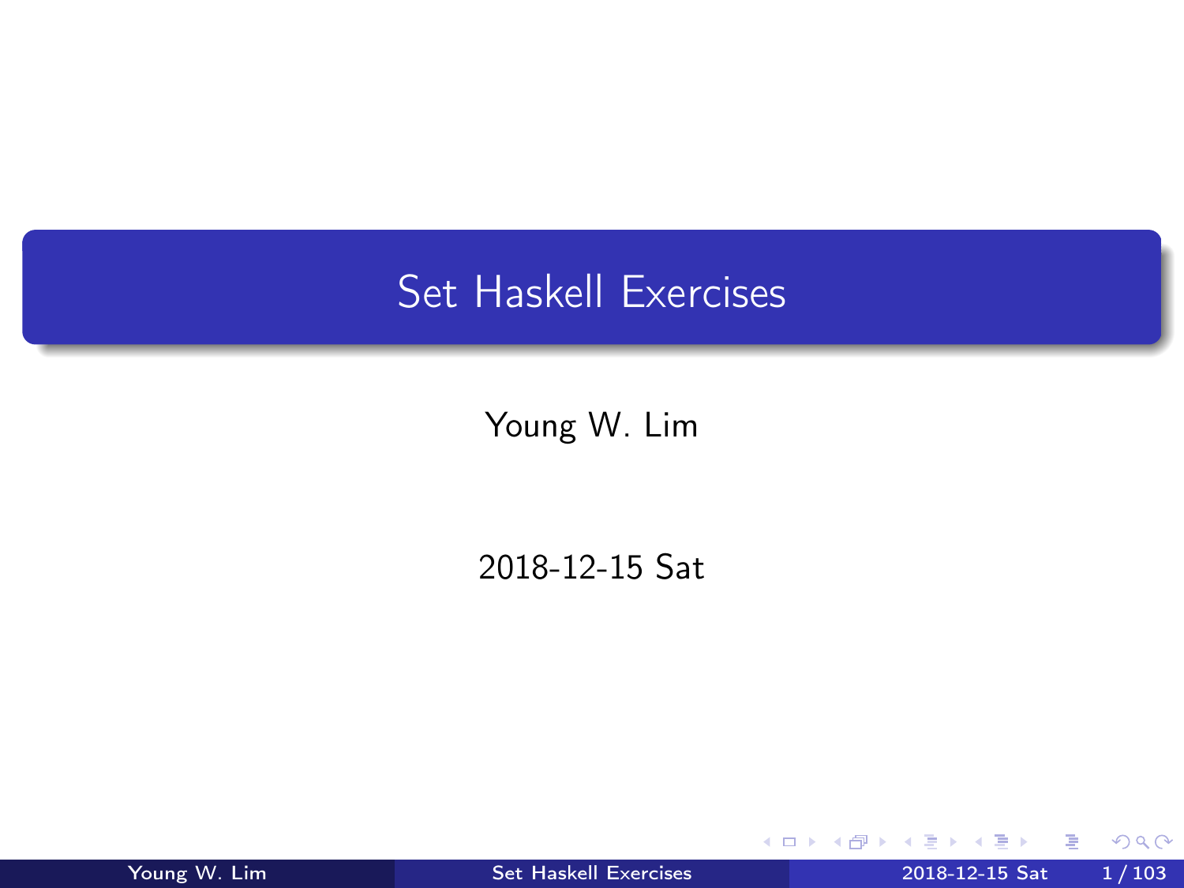# Set Haskell Exercises

Young W. Lim

2018-12-15 Sat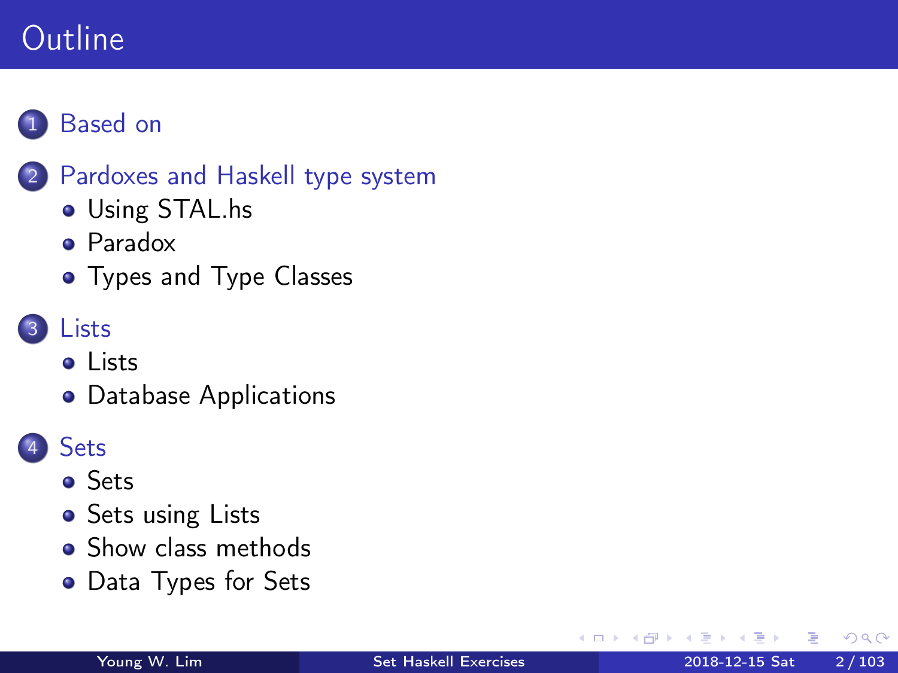# Outline

1. Based on
2. Pardoxes and Haskell type system
   - Using STAL.hs
   - Paradox
   - Types and Type Classes
3. Lists
   - Lists
   - Database Applications
4. Sets
   - Sets
   - Sets using Lists
   - Show class methods
   - Data Types for Sets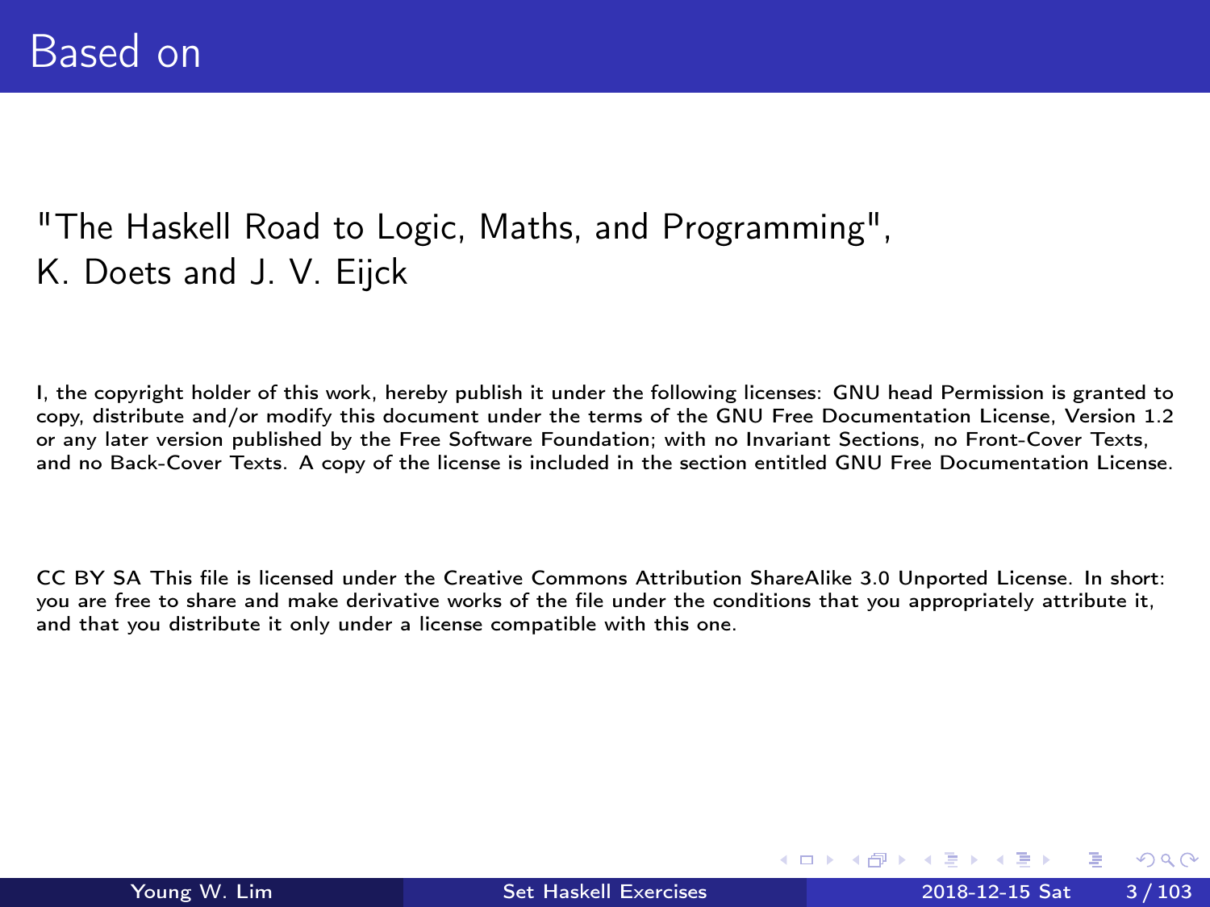# Based on

"The Haskell Road to Logic, Maths, and Programming",
K. Doets and J. V. Eijck

I, the copyright holder of this work, hereby publish it under the following licenses: GNU head Permission is granted to copy, distribute and/or modify this document under the terms of the GNU Free Documentation License, Version 1.2 or any later version published by the Free Software Foundation; with no Invariant Sections, no Front-Cover Texts, and no Back-Cover Texts. A copy of the license is included in the section entitled GNU Free Documentation License.

CC BY SA This file is licensed under the Creative Commons Attribution ShareAlike 3.0 Unported License. In short: you are free to share and make derivative works of the file under the conditions that you appropriately attribute it, and that you distribute it only under a license compatible with this one.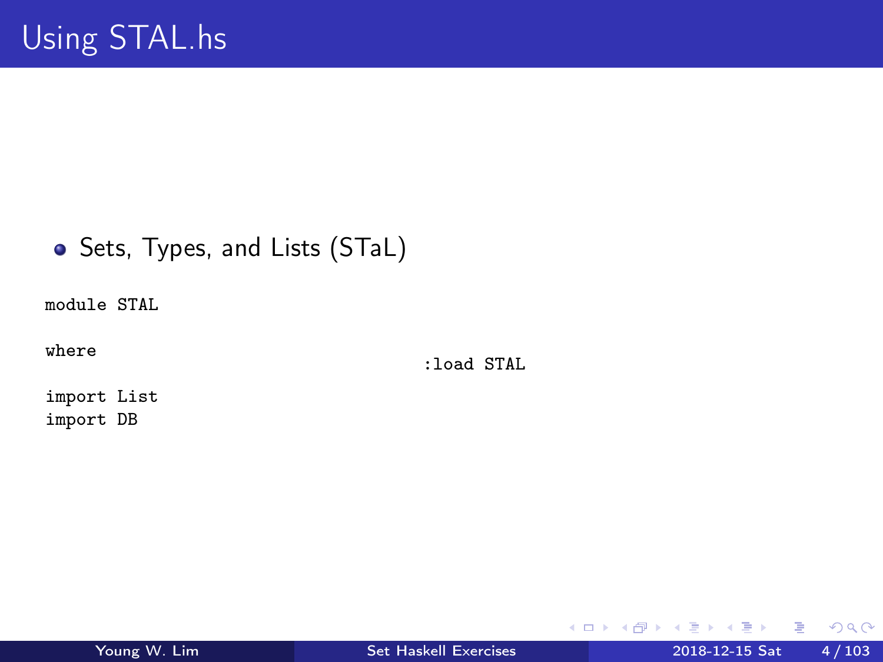# Using STAL.hs

- Sets, Types, and Lists (STaL)

```
module STAL

where

import List
import DB
```

```
:load STAL
```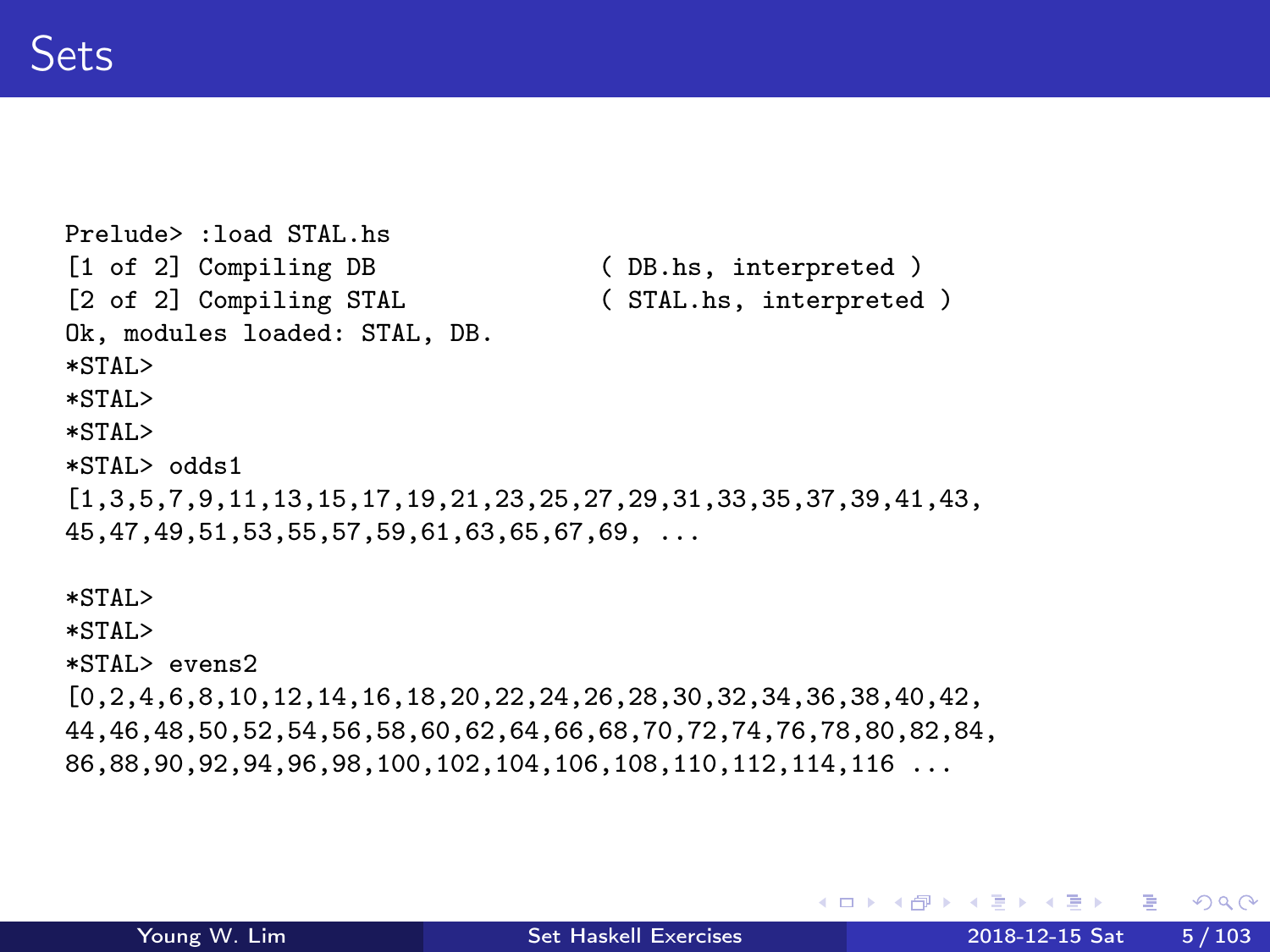# Sets

```
Prelude> :load STAL.hs
[1 of 2] Compiling DB                  ( DB.hs, interpreted )
[2 of 2] Compiling STAL                ( STAL.hs, interpreted )
Ok, modules loaded: STAL, DB.
*STAL>
*STAL>
*STAL>
*STAL> odds1
[1,3,5,7,9,11,13,15,17,19,21,23,25,27,29,31,33,35,37,39,41,43,
45,47,49,51,53,55,57,59,61,63,65,67,69, ...

*STAL>
*STAL>
*STAL> evens2
[0,2,4,6,8,10,12,14,16,18,20,22,24,26,28,30,32,34,36,38,40,42,
44,46,48,50,52,54,56,58,60,62,64,66,68,70,72,74,76,78,80,82,84,
86,88,90,92,94,96,98,100,102,104,106,108,110,112,114,116 ...
```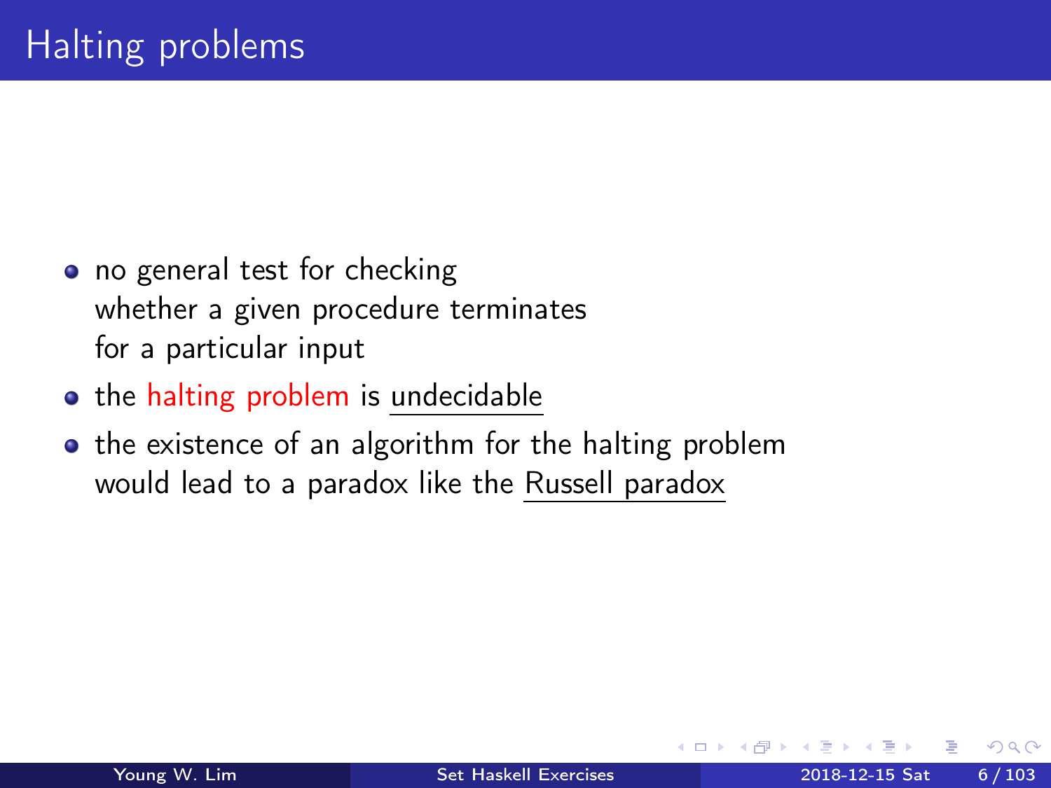# Halting problems

- no general test for checking whether a given procedure terminates for a particular input
- the halting problem is undecidable
- the existence of an algorithm for the halting problem would lead to a paradox like the Russell paradox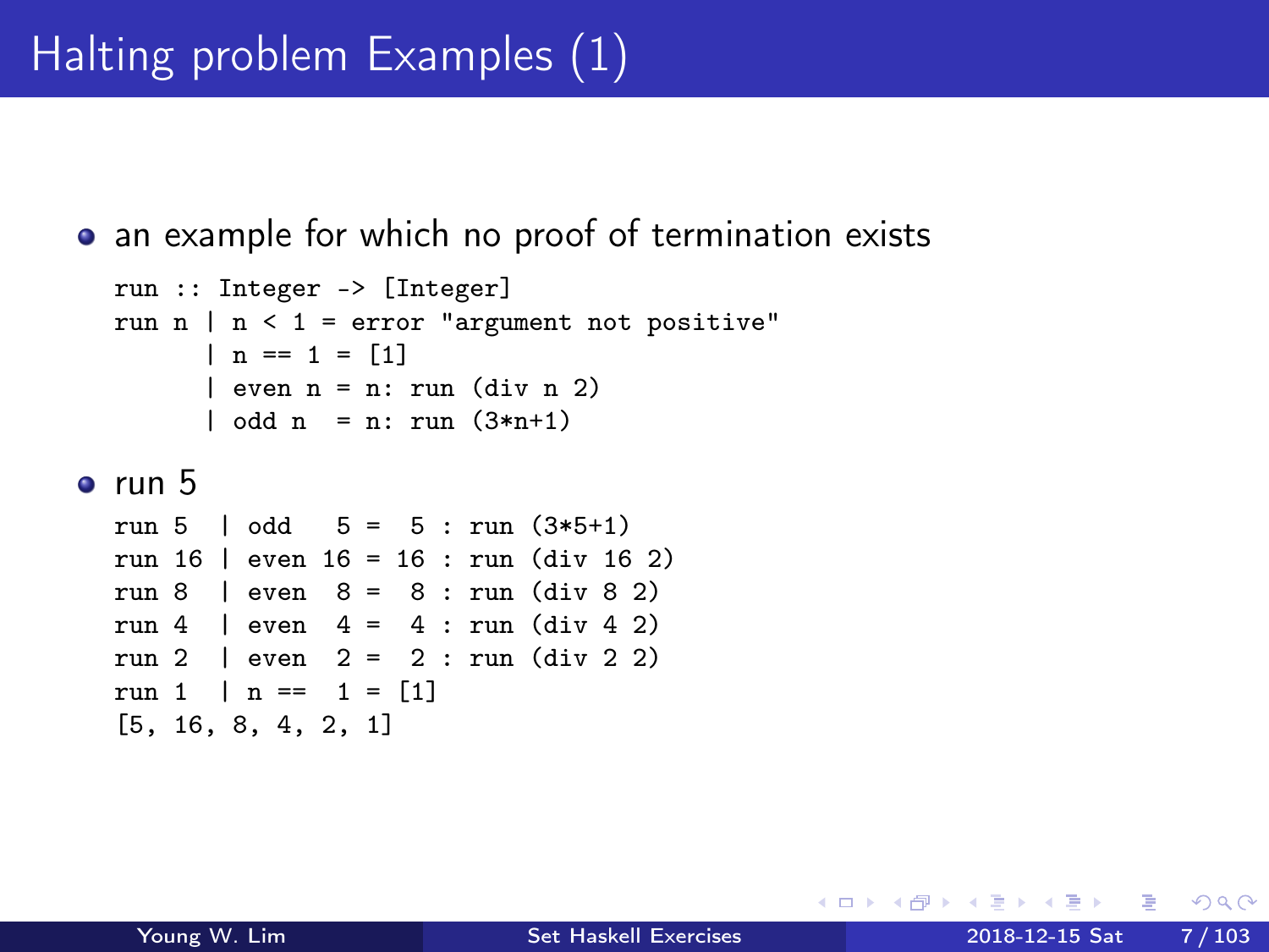# Halting problem Examples (1)

- an example for which no proof of termination exists

```
run :: Integer -> [Integer]
run n | n < 1 = error "argument not positive"
      | n == 1 = [1]
      | even n = n: run (div n 2)
      | odd n  = n: run (3*n+1)
```

- run 5

```
run 5  | odd   5 =  5 : run (3*5+1)
run 16 | even 16 = 16 : run (div 16 2)
run 8  | even  8 =  8 : run (div 8 2)
run 4  | even  4 =  4 : run (div 4 2)
run 2  | even  2 =  2 : run (div 2 2)
run 1  | n ==  1 = [1]
[5, 16, 8, 4, 2, 1]
```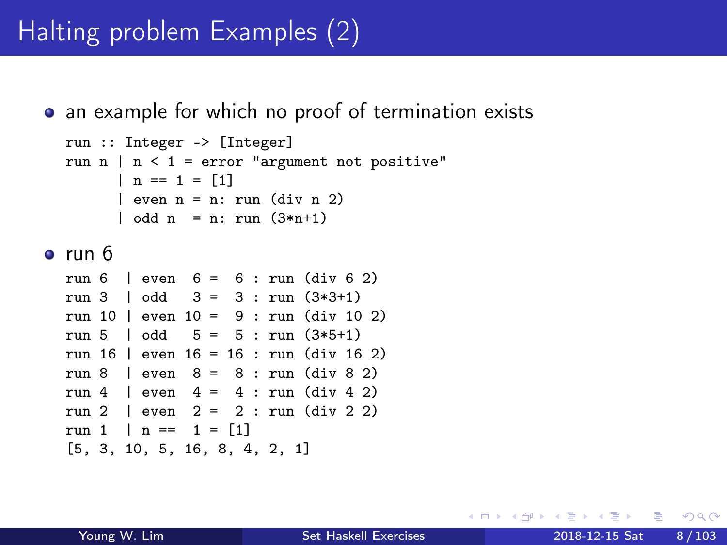# Halting problem Examples (2)

- an example for which no proof of termination exists

```
run :: Integer -> [Integer]
run n | n < 1 = error "argument not positive"
      | n == 1 = [1]
      | even n = n: run (div n 2)
      | odd n  = n: run (3*n+1)
```

- run 6

```
run 6  | even  6 =  6 : run (div 6 2)
run 3  | odd   3 =  3 : run (3*3+1)
run 10 | even 10 =  9 : run (div 10 2)
run 5  | odd   5 =  5 : run (3*5+1)
run 16 | even 16 = 16 : run (div 16 2)
run 8  | even  8 =  8 : run (div 8 2)
run 4  | even  4 =  4 : run (div 4 2)
run 2  | even  2 =  2 : run (div 2 2)
run 1  | n ==  1 = [1]
[5, 3, 10, 5, 16, 8, 4, 2, 1]
```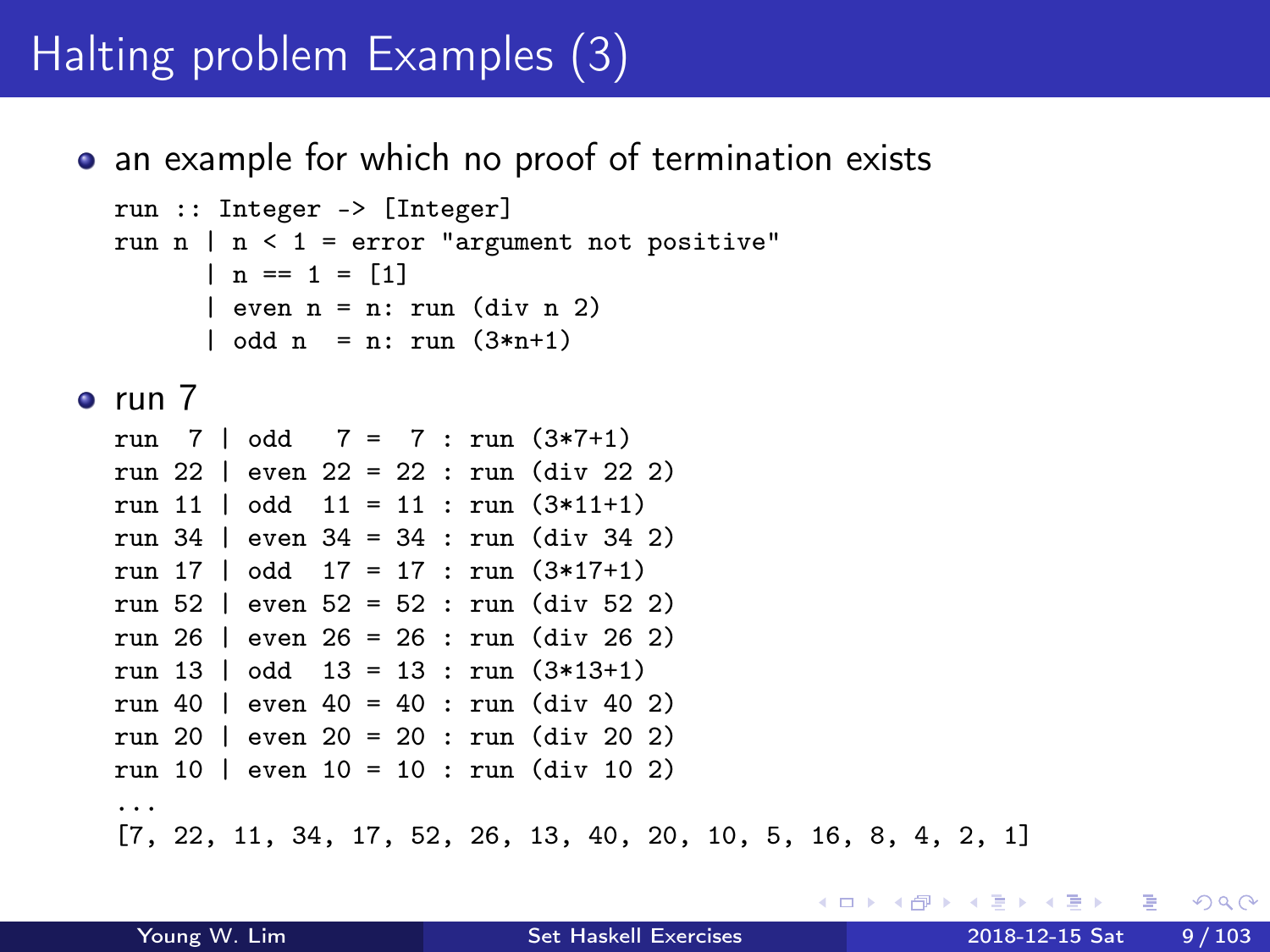# Halting problem Examples (3)

- an example for which no proof of termination exists

```
run :: Integer -> [Integer]
run n | n < 1 = error "argument not positive"
      | n == 1 = [1]
      | even n = n: run (div n 2)
      | odd n  = n: run (3*n+1)
```

- run 7

```
run  7 | odd   7 =  7 : run (3*7+1)
run 22 | even 22 = 22 : run (div 22 2)
run 11 | odd  11 = 11 : run (3*11+1)
run 34 | even 34 = 34 : run (div 34 2)
run 17 | odd  17 = 17 : run (3*17+1)
run 52 | even 52 = 52 : run (div 52 2)
run 26 | even 26 = 26 : run (div 26 2)
run 13 | odd  13 = 13 : run (3*13+1)
run 40 | even 40 = 40 : run (div 40 2)
run 20 | even 20 = 20 : run (div 20 2)
run 10 | even 10 = 10 : run (div 10 2)
...
[7, 22, 11, 34, 17, 52, 26, 13, 40, 20, 10, 5, 16, 8, 4, 2, 1]
```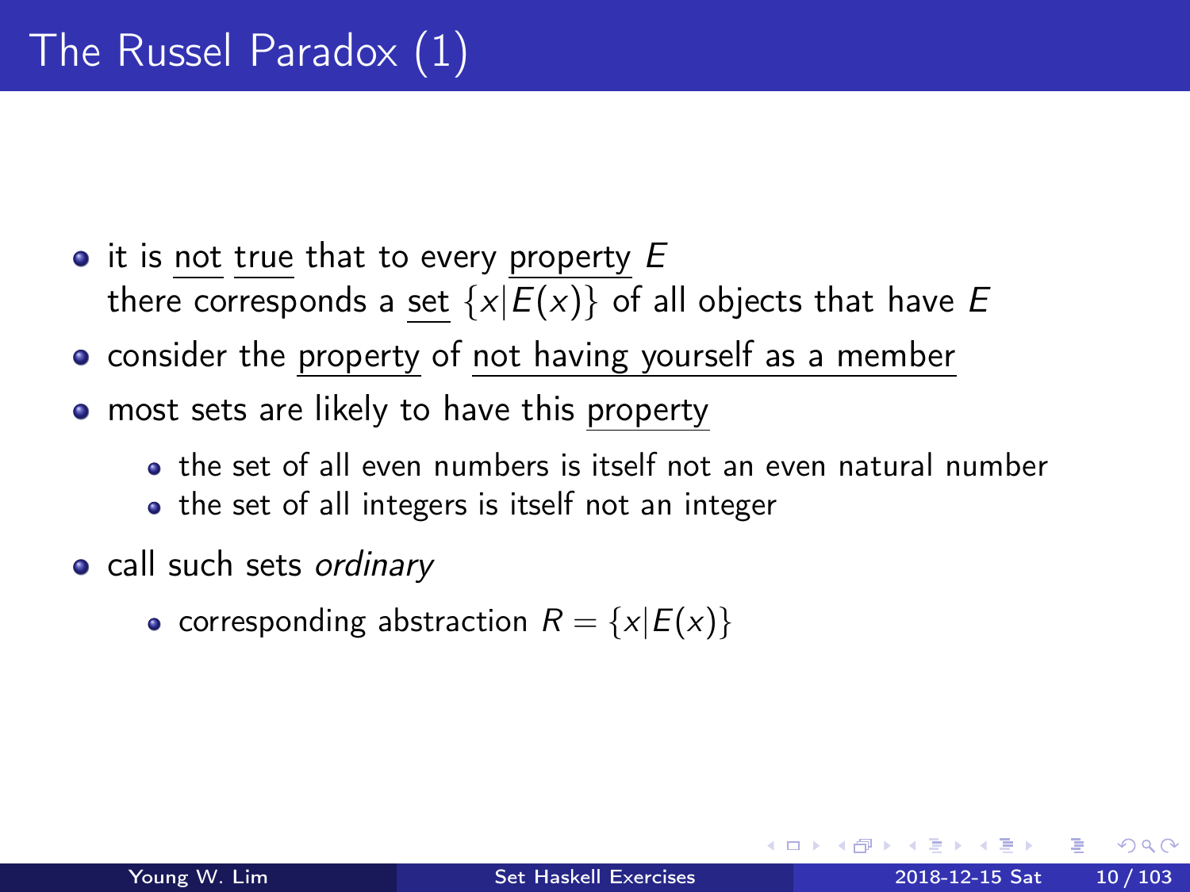# The Russel Paradox (1)

- it is not true that to every property $E$ there corresponds a set $\{x|E(x)\}$ of all objects that have $E$
- consider the property of not having yourself as a member
- most sets are likely to have this property
  - the set of all even numbers is itself not an even natural number
  - the set of all integers is itself not an integer
- call such sets *ordinary*
  - corresponding abstraction $R = \{x|E(x)\}$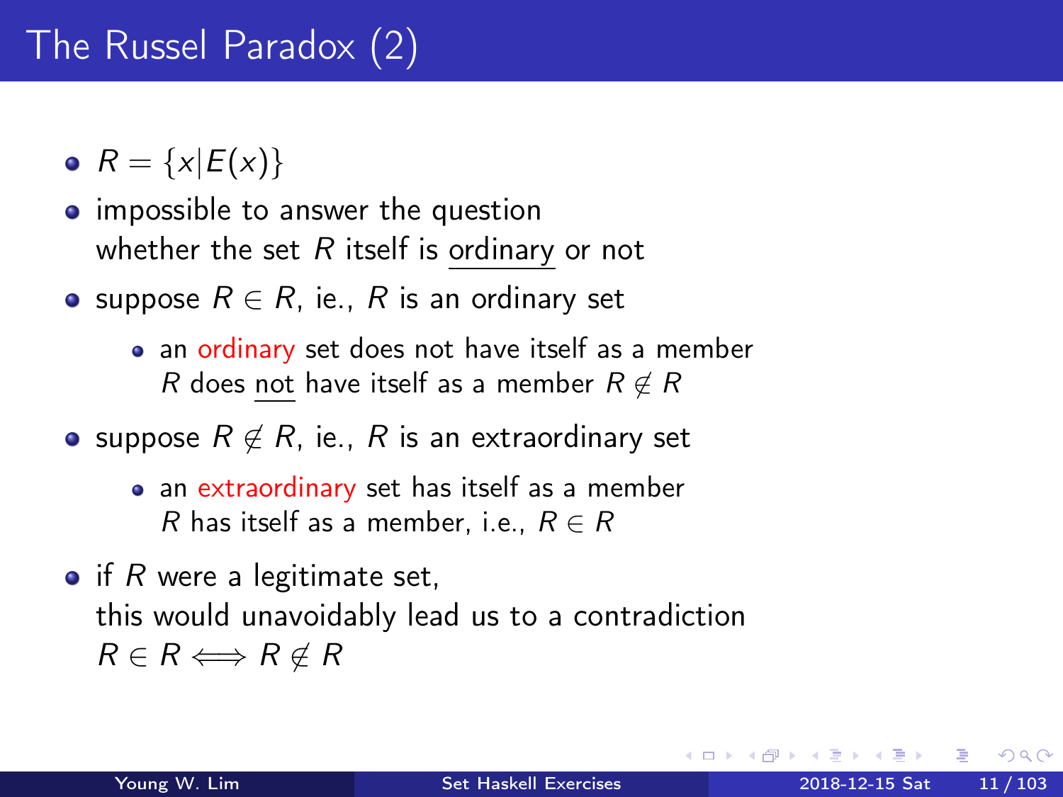# The Russel Paradox (2)

- $R = \{x | E(x)\}$
- impossible to answer the question whether the set $R$ itself is ordinary or not
- suppose $R \in R$, ie., $R$ is an ordinary set
  - an ordinary set does not have itself as a member
    $R$ does not have itself as a member $R \notin R$
- suppose $R \notin R$, ie., $R$ is an extraordinary set
  - an extraordinary set has itself as a member
    $R$ has itself as a member, i.e., $R \in R$
- if $R$ were a legitimate set,
  this would unavoidably lead us to a contradiction
  $R \in R \Longleftrightarrow R \notin R$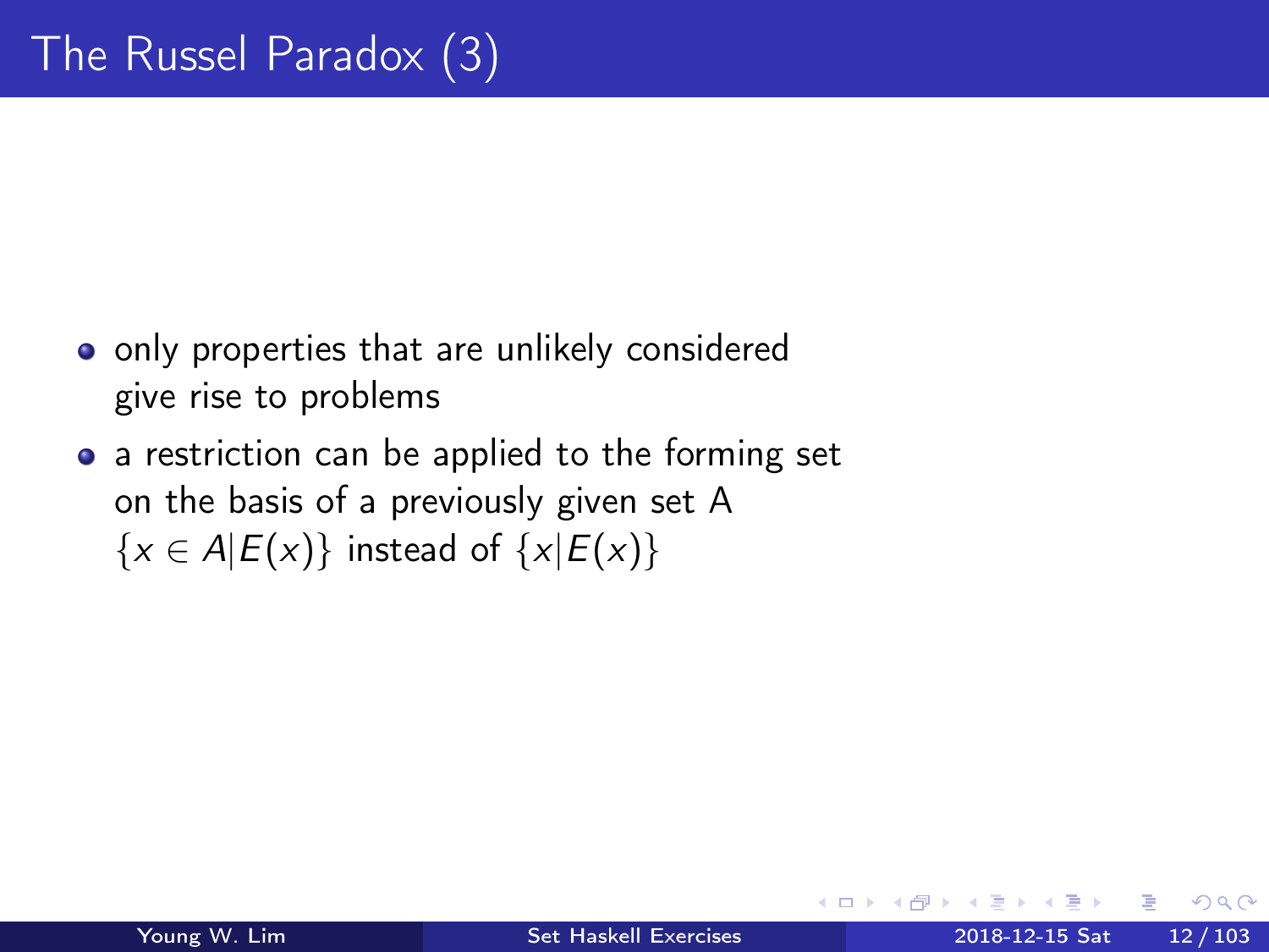# The Russel Paradox (3)

- only properties that are unlikely considered give rise to problems
- a restriction can be applied to the forming set on the basis of a previously given set A $\{x \in A | E(x)\}$ instead of $\{x | E(x)\}$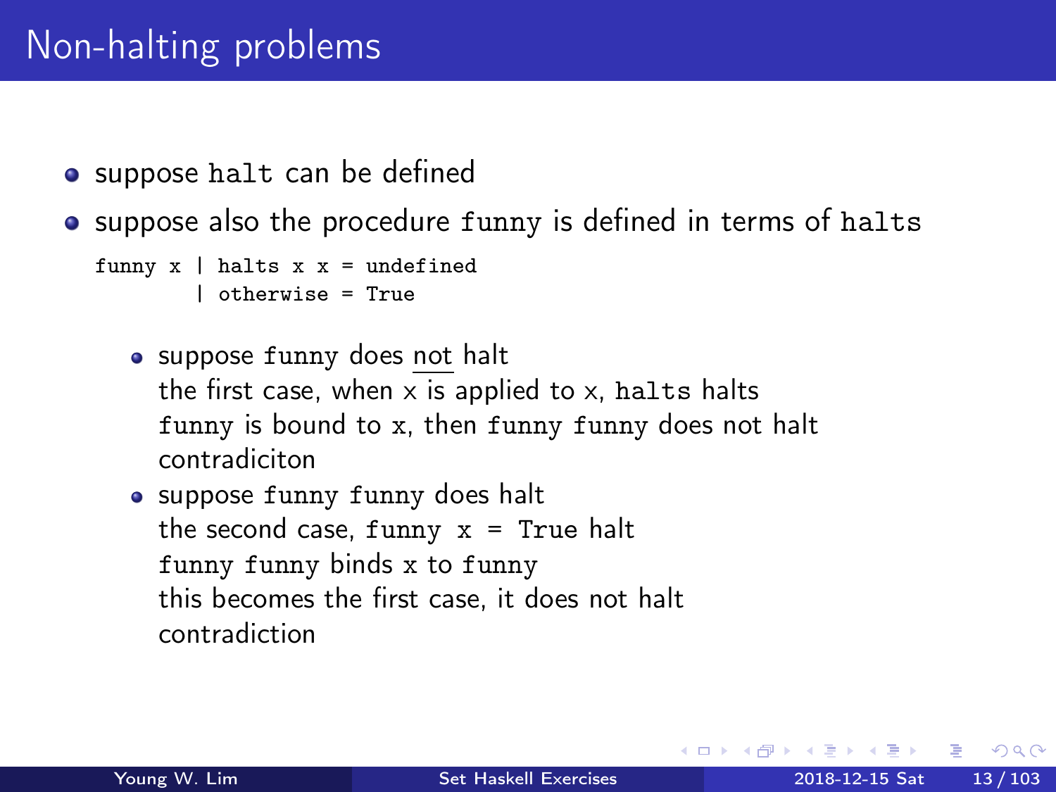# Non-halting problems

- suppose `halt` can be defined
- suppose also the procedure `funny` is defined in terms of `halts`

```
funny x | halts x x = undefined
        | otherwise = True
```

  - suppose `funny` does <u>not</u> halt
    the first case, when x is applied to x, `halts` halts
    `funny` is bound to `x`, then `funny funny` does not halt
    contradiciton
  - suppose `funny funny` does halt
    the second case, `funny x = True` halt
    `funny funny` binds `x` to `funny`
    this becomes the first case, it does not halt
    contradiction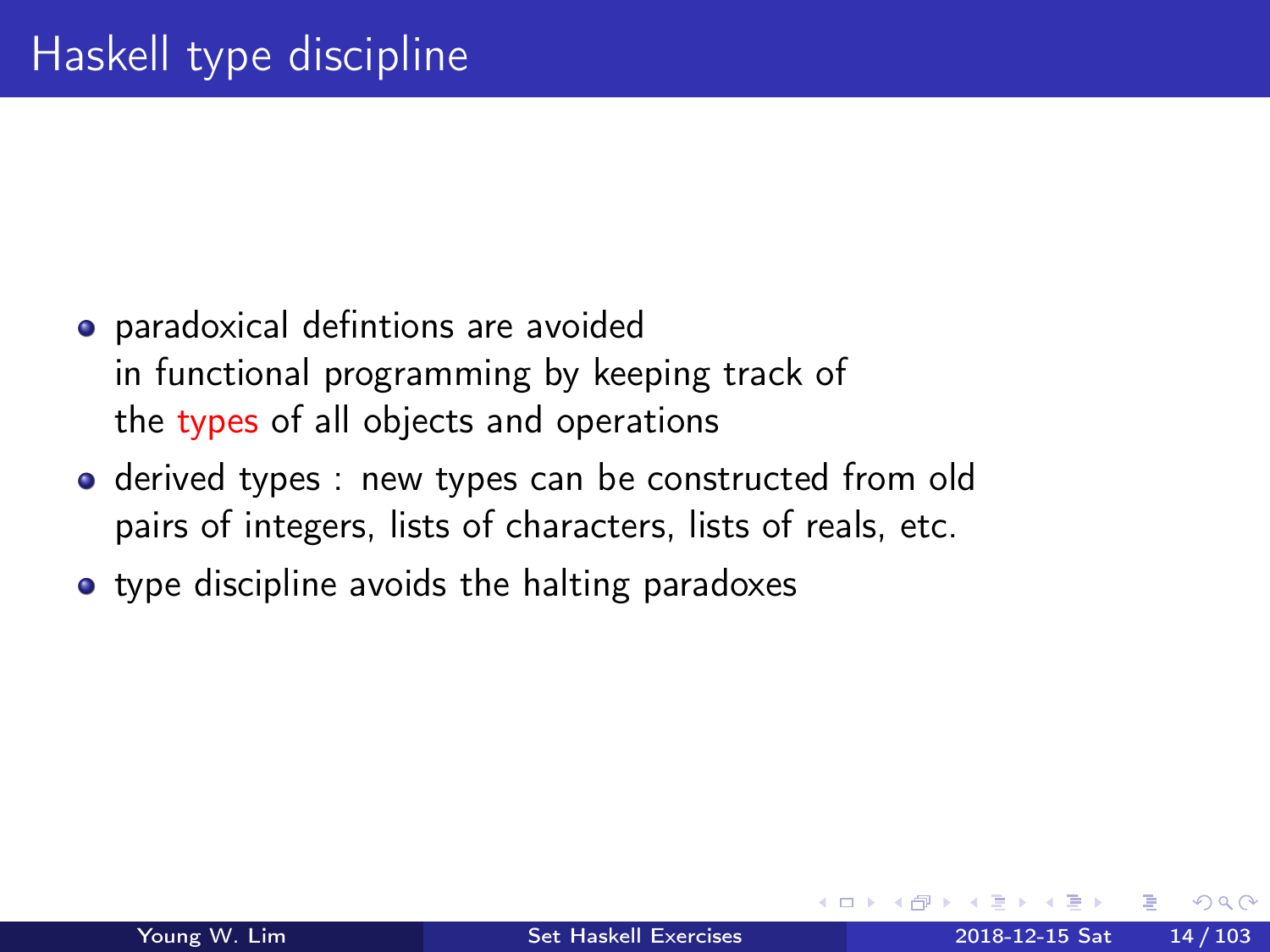# Haskell type discipline

- paradoxical defintions are avoided in functional programming by keeping track of the types of all objects and operations
- derived types : new types can be constructed from old pairs of integers, lists of characters, lists of reals, etc.
- type discipline avoids the halting paradoxes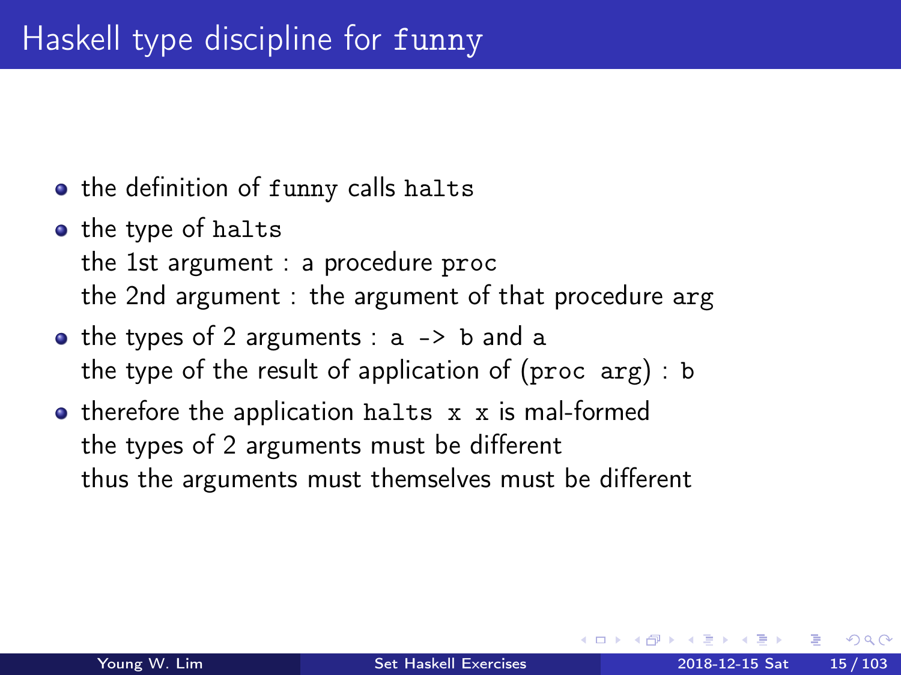# Haskell type discipline for `funny`

- the definition of `funny` calls `halts`
- the type of `halts`
  the 1st argument : a procedure `proc`
  the 2nd argument : the argument of that procedure `arg`
- the types of 2 arguments : `a -> b` and `a`
  the type of the result of application of (`proc arg`) : `b`
- therefore the application `halts x x` is mal-formed
  the types of 2 arguments must be different
  thus the arguments must themselves must be different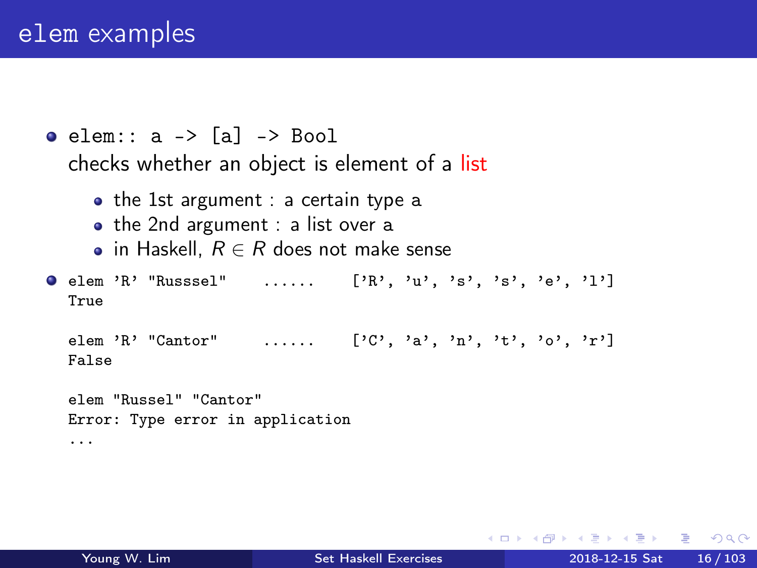# elem examples

- `elem:: a -> [a] -> Bool`
  checks whether an object is element of a list
  - the 1st argument : a certain type a
  - the 2nd argument : a list over a
  - in Haskell, $R \in R$ does not make sense

- ```
  elem 'R' "Russsel"     ......    ['R', 'u', 's', 's', 'e', 'l']
  True

  elem 'R' "Cantor"      ......    ['C', 'a', 'n', 't', 'o', 'r']
  False

  elem "Russel" "Cantor"
  Error: Type error in application
  ...
  ```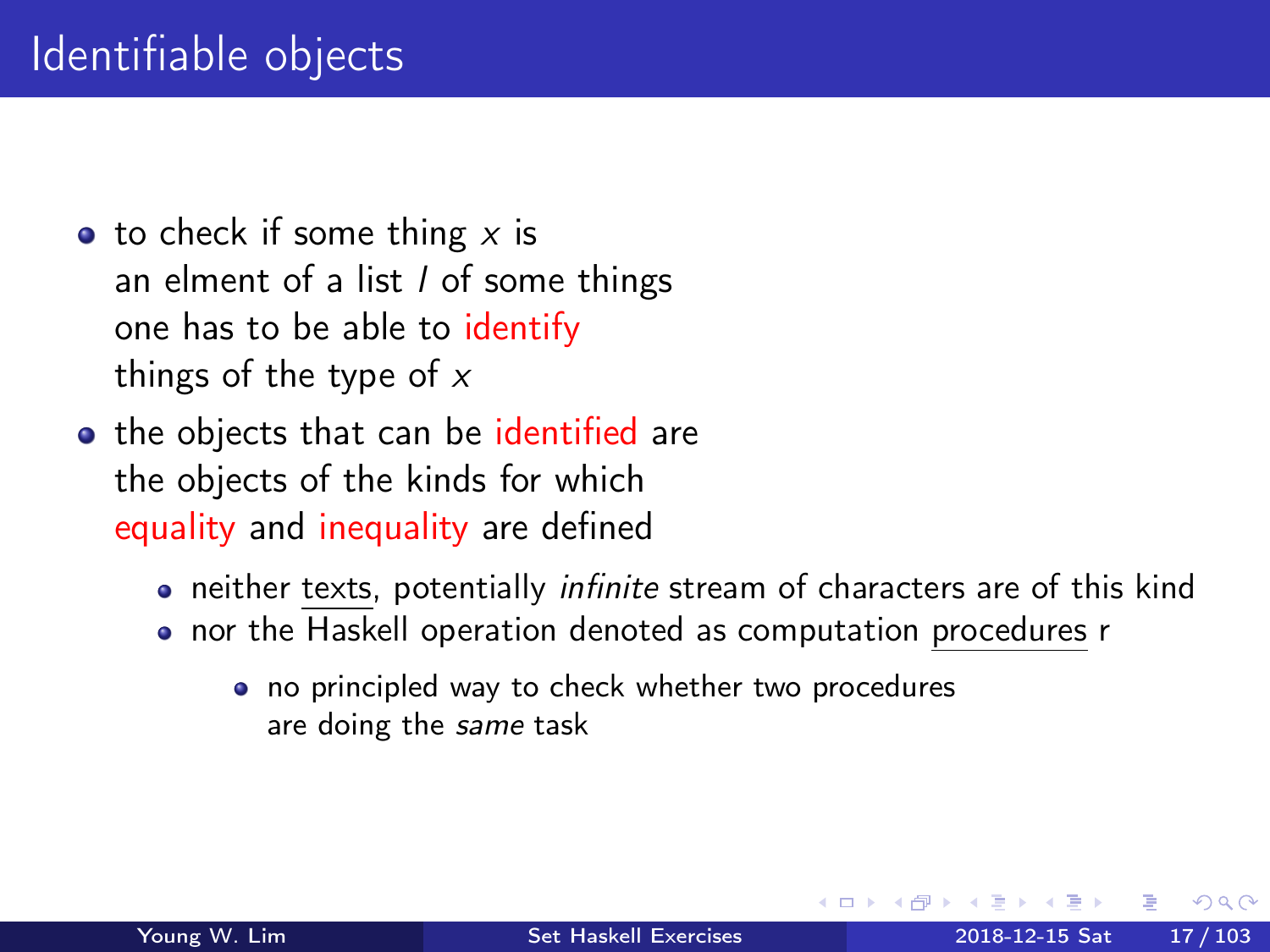# Identifiable objects

- to check if some thing $x$ is an elment of a list $l$ of some things one has to be able to identify things of the type of $x$
- the objects that can be identified are the objects of the kinds for which equality and inequality are defined
  - neither texts, potentially *infinite* stream of characters are of this kind
  - nor the Haskell operation denoted as computation procedures r
    - no principled way to check whether two procedures are doing the *same* task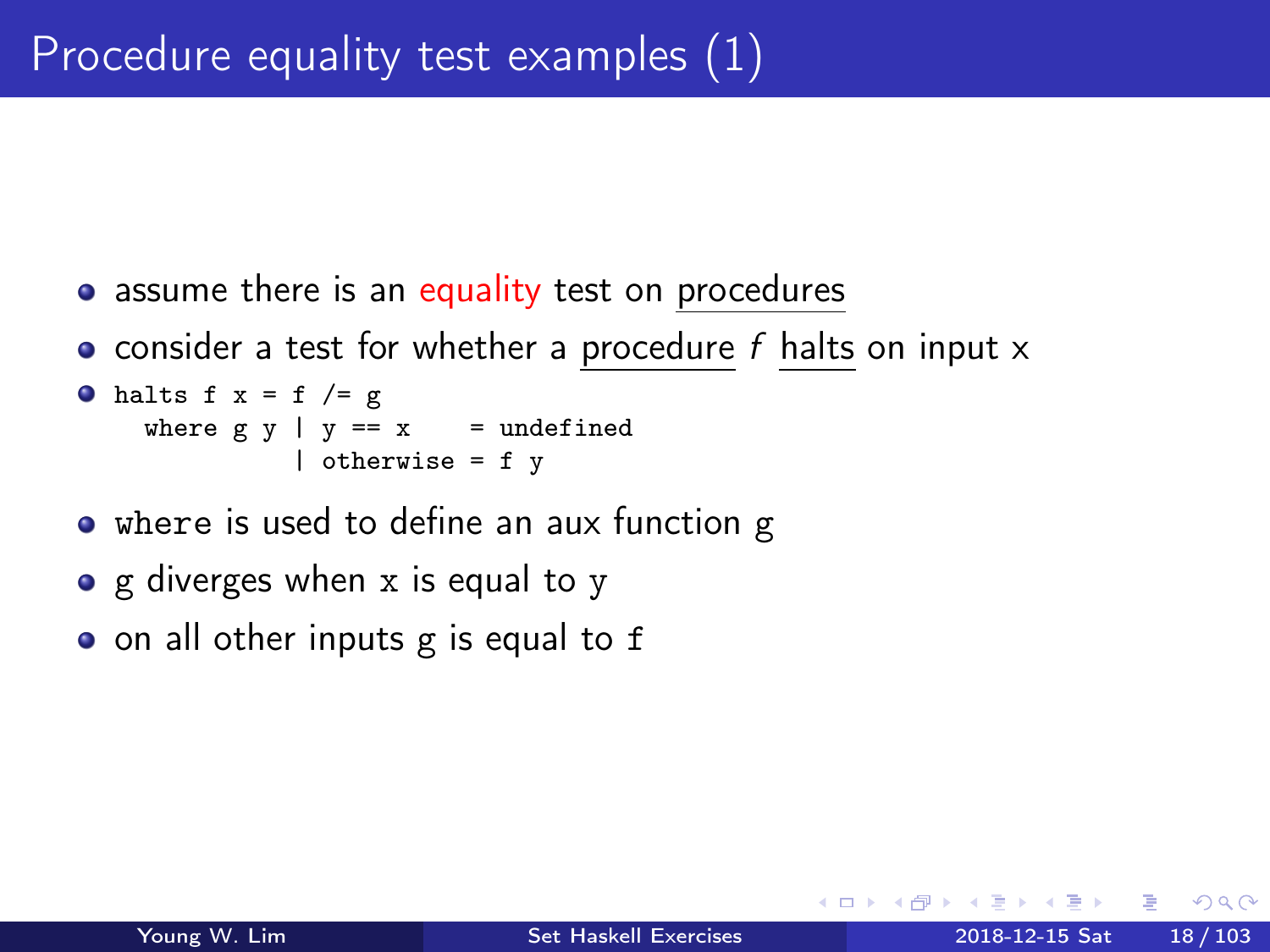# Procedure equality test examples (1)

- assume there is an equality test on procedures
- consider a test for whether a procedure *f* halts on input x
- ```
  halts f x = f /= g
    where g y | y == x    = undefined
              | otherwise = f y
  ```
- `where` is used to define an aux function g
- g diverges when `x` is equal to `y`
- on all other inputs g is equal to `f`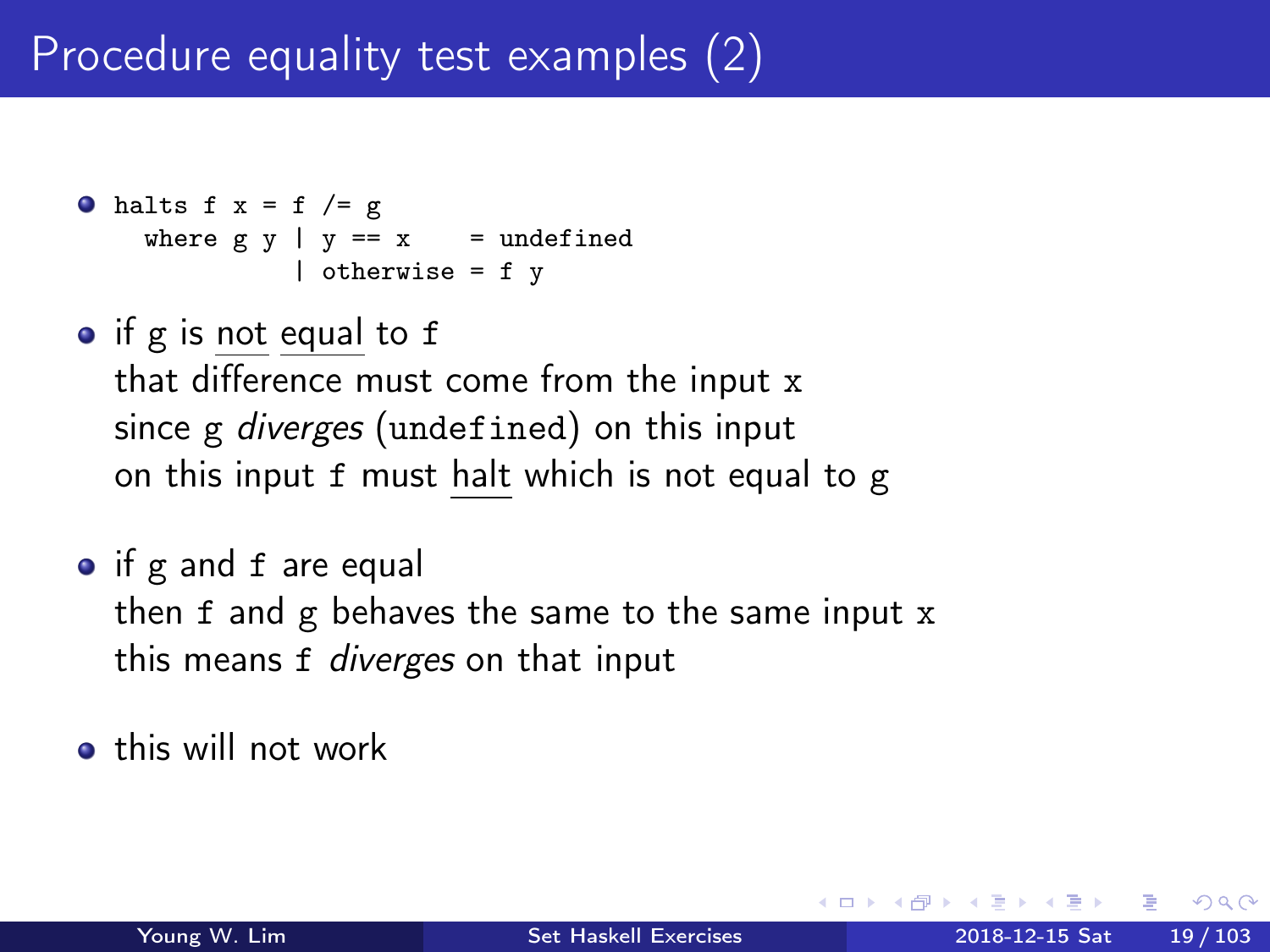# Procedure equality test examples (2)

- ```
  halts f x = f /= g
    where g y | y == x    = undefined
              | otherwise = f y
  ```

- if g is not equal to f
  that difference must come from the input x
  since g *diverges* (undefined) on this input
  on this input f must halt which is not equal to g

- if g and f are equal
  then f and g behaves the same to the same input x
  this means f *diverges* on that input

- this will not work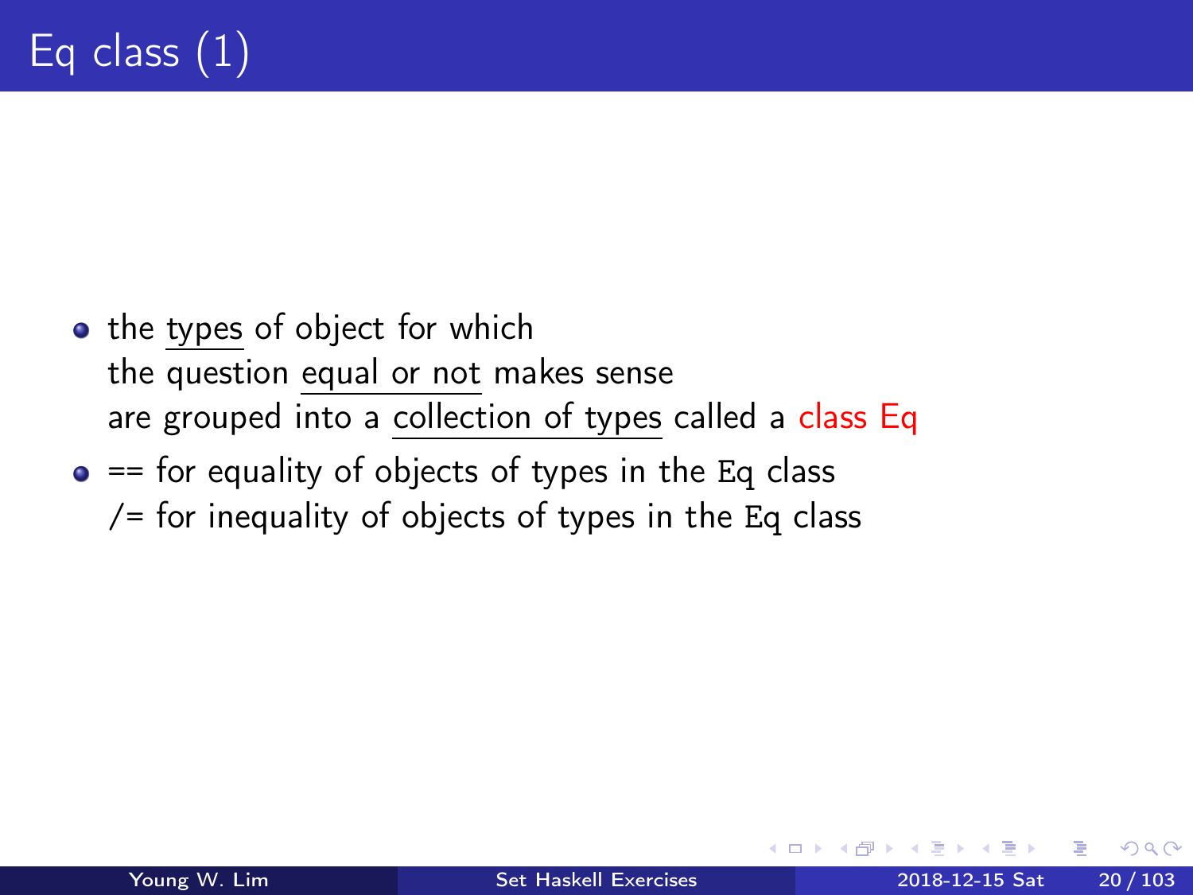# Eq class (1)

- the types of object for which
  the question equal or not makes sense
  are grouped into a collection of types called a class Eq
- == for equality of objects of types in the `Eq` class
  /= for inequality of objects of types in the `Eq` class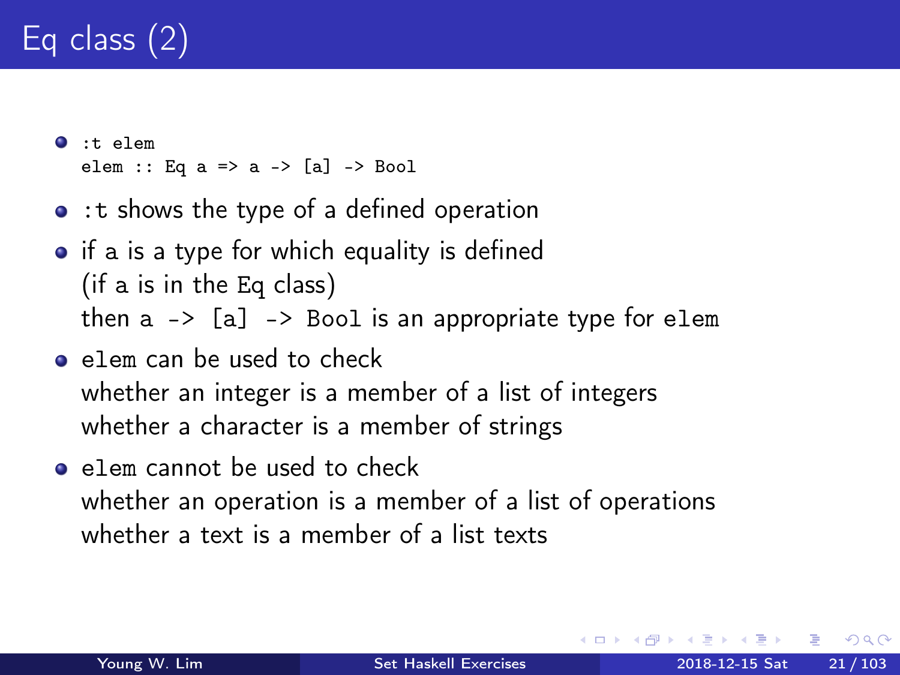# Eq class (2)

- ```
  :t elem
  elem :: Eq a => a -> [a] -> Bool
  ```
- `:t` shows the type of a defined operation
- if a is a type for which equality is defined
  (if a is in the `Eq` class)
  then `a -> [a] -> Bool` is an appropriate type for `elem`
- `elem` can be used to check
  whether an integer is a member of a list of integers
  whether a character is a member of strings
- `elem` cannot be used to check
  whether an operation is a member of a list of operations
  whether a text is a member of a list texts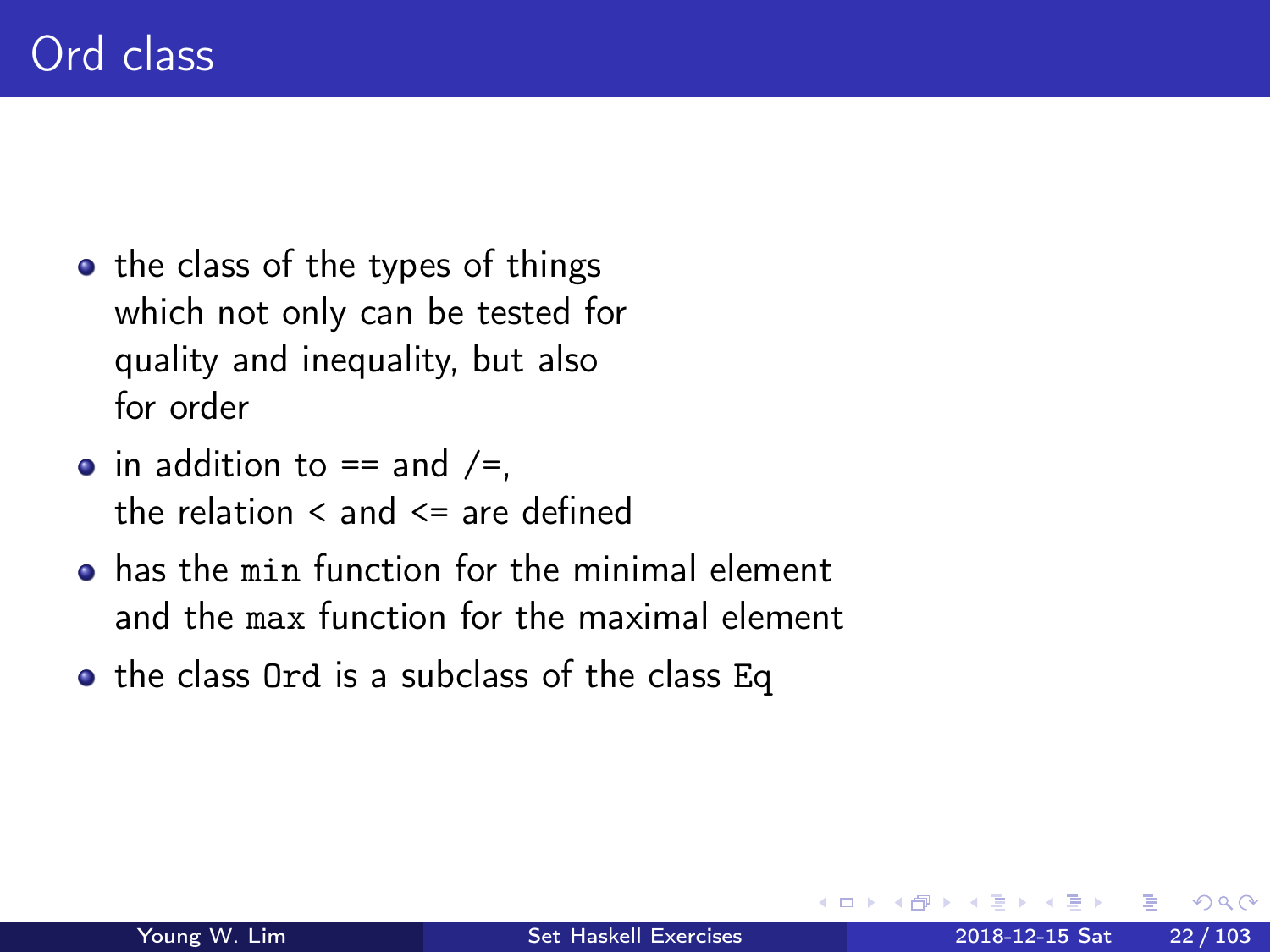# Ord class

- the class of the types of things which not only can be tested for quality and inequality, but also for order
- in addition to == and /=, the relation < and <= are defined
- has the `min` function for the minimal element and the `max` function for the maximal element
- the class `Ord` is a subclass of the class `Eq`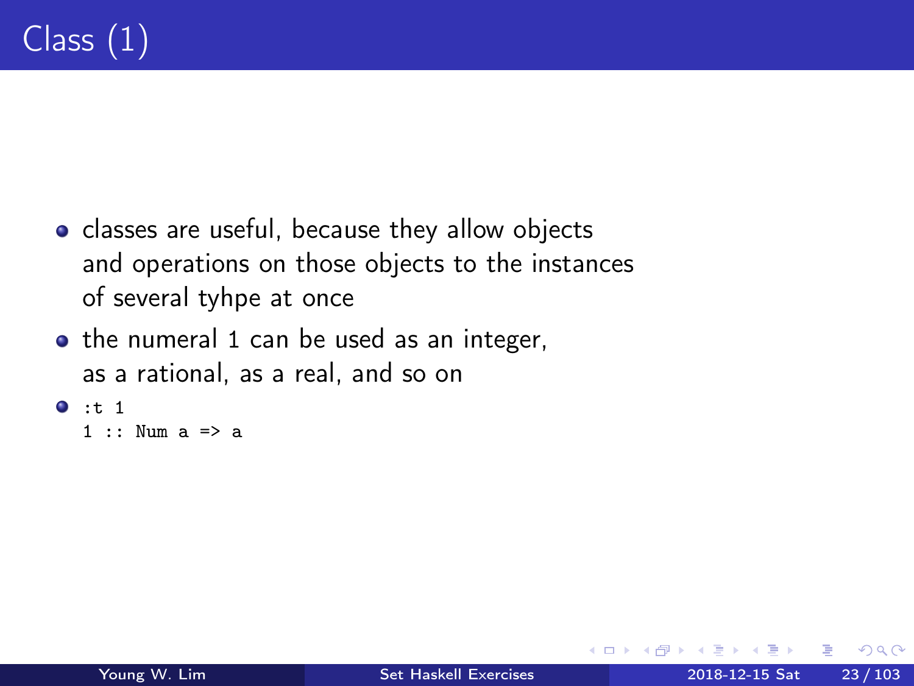# Class (1)

- classes are useful, because they allow objects and operations on those objects to the instances of several tyhpe at once
- the numeral 1 can be used as an integer, as a rational, as a real, and so on
- ```
  :t 1
  1 :: Num a => a
  ```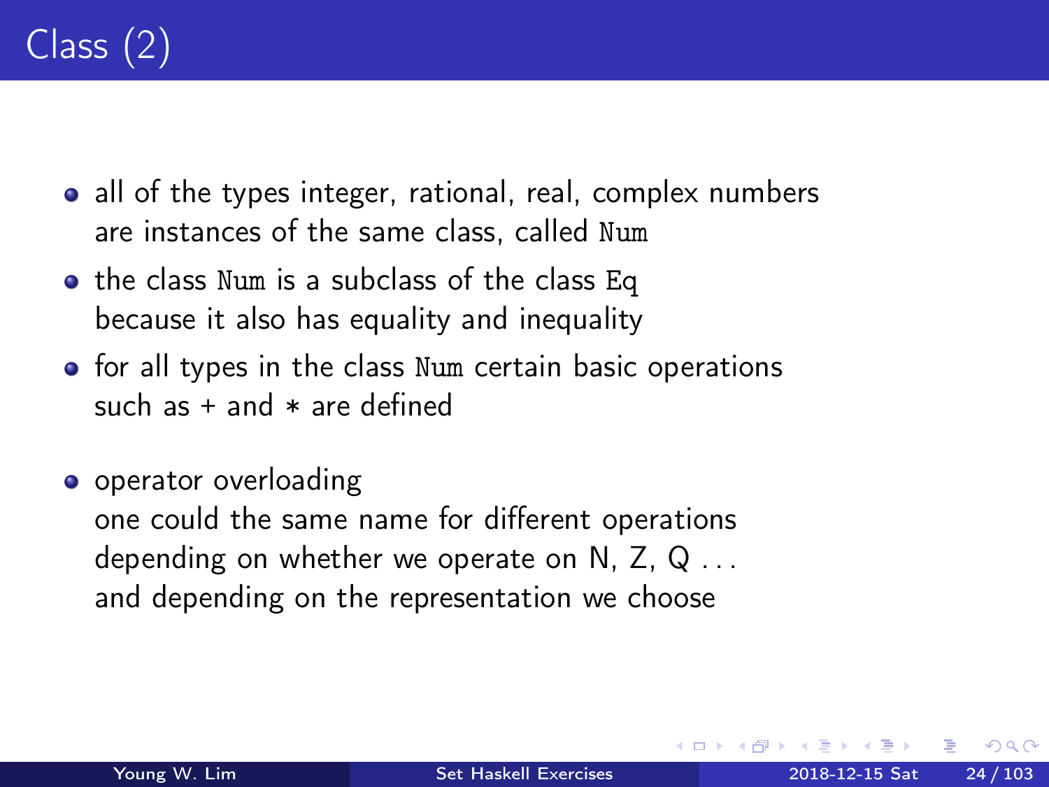# Class (2)

- all of the types integer, rational, real, complex numbers are instances of the same class, called `Num`
- the class `Num` is a subclass of the class `Eq` because it also has equality and inequality
- for all types in the class `Num` certain basic operations such as + and ∗ are defined

- operator overloading
  one could the same name for different operations depending on whether we operate on N, Z, Q . . .
  and depending on the representation we choose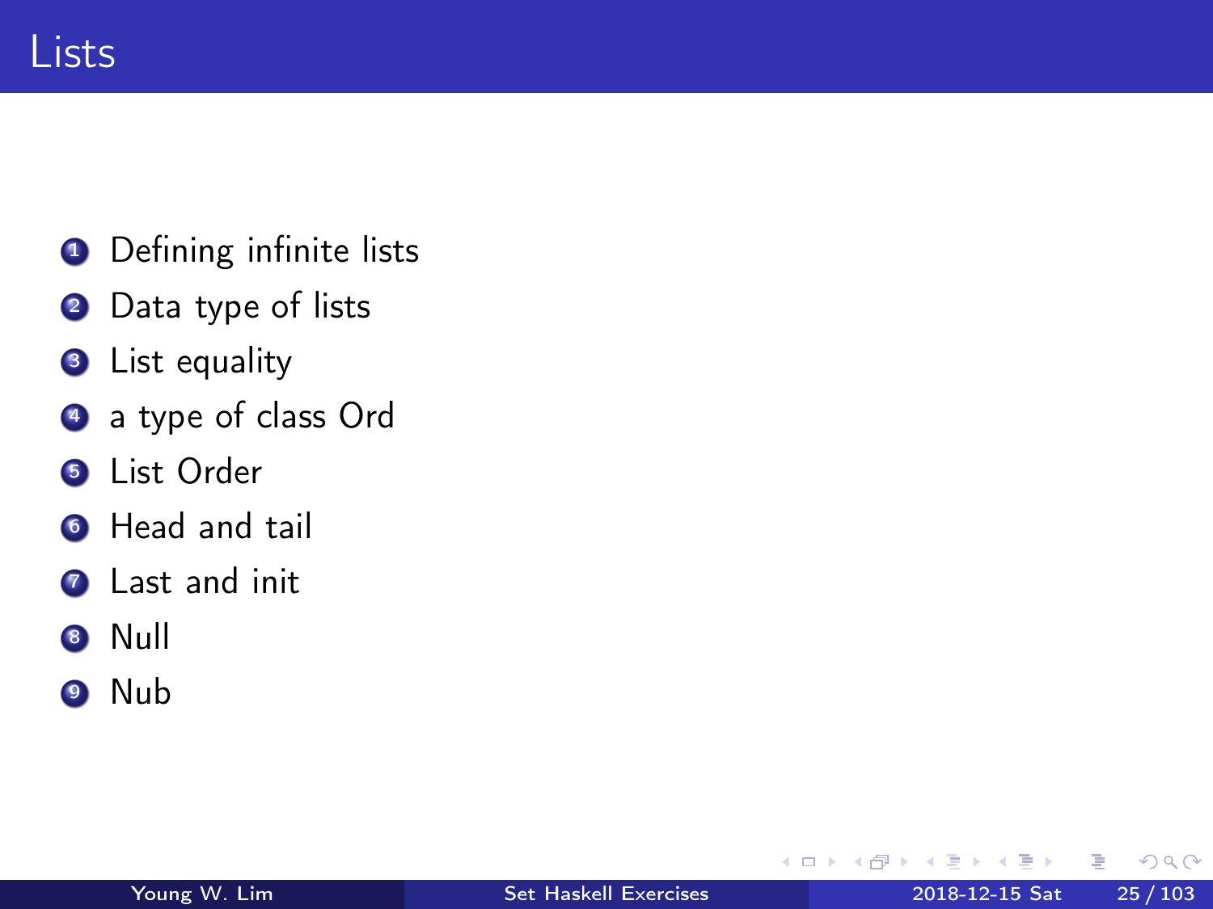# Lists

1. Defining infinite lists
2. Data type of lists
3. List equality
4. a type of class Ord
5. List Order
6. Head and tail
7. Last and init
8. Null
9. Nub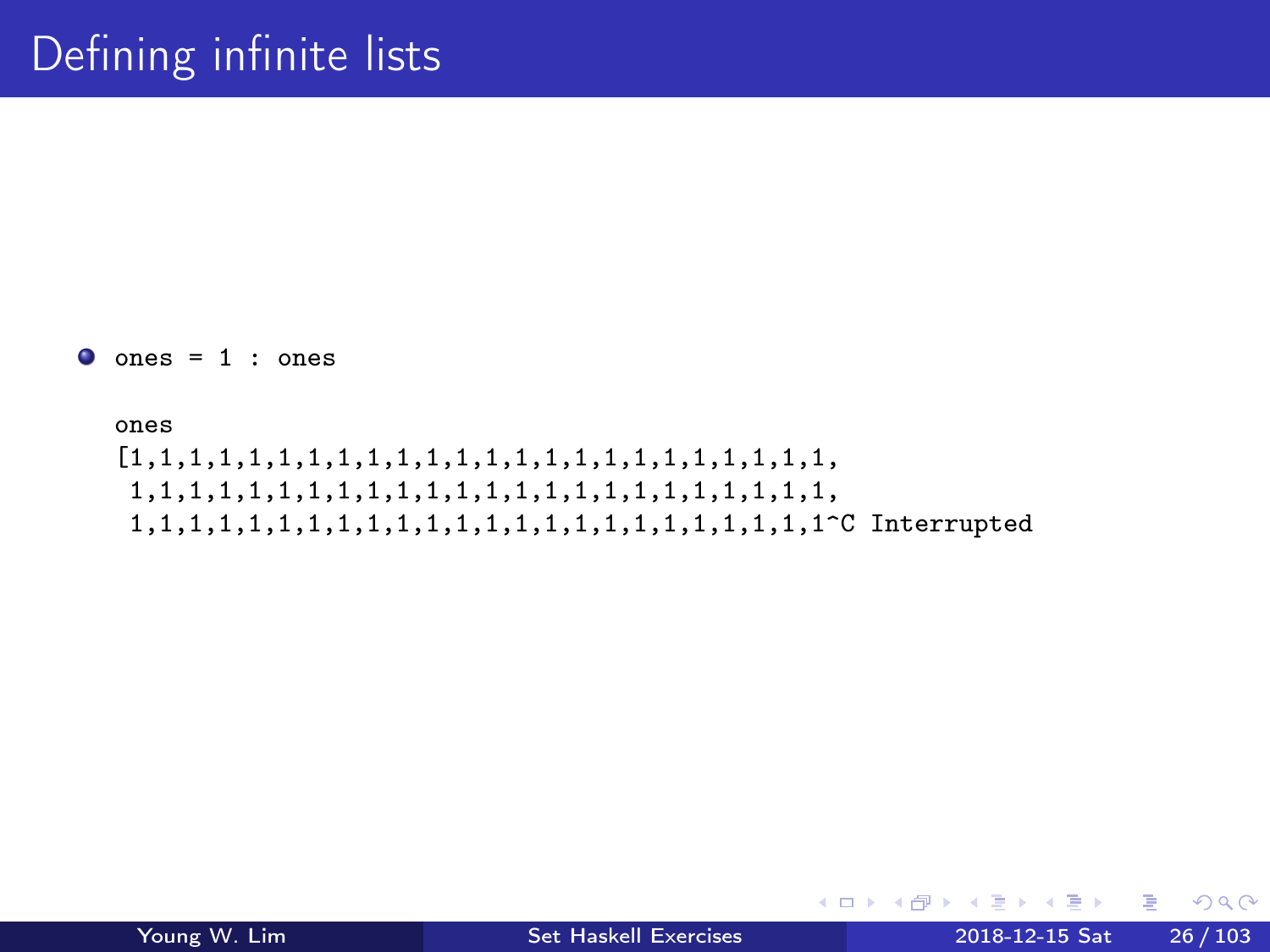# Defining infinite lists

- `ones = 1 : ones`

```
ones
[1,1,1,1,1,1,1,1,1,1,1,1,1,1,1,1,1,1,1,1,1,1,1,1,1,1,1,1,1,1,1,
 1,1,1,1,1,1,1,1,1,1,1,1,1,1,1,1,1,1,1,1,1,1,1,1,1,1,1,1,1,1,1,
 1,1,1,1,1,1,1,1,1,1,1,1,1,1,1,1,1,1,1,1,1,1,1,1,1,1,1,1,1,1,1^C Interrupted
```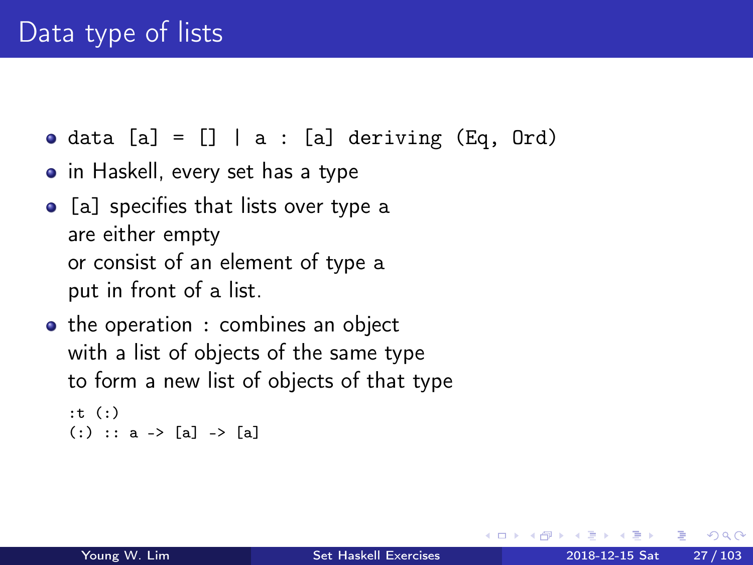# Data type of lists

- `data [a] = [] | a : [a] deriving (Eq, Ord)`
- in Haskell, every set has a type
- [a] specifies that lists over type a
  are either empty
  or consist of an element of type a
  put in front of a list.
- the operation : combines an object
  with a list of objects of the same type
  to form a new list of objects of that type

  ```
  :t (:)
  (:) :: a -> [a] -> [a]
  ```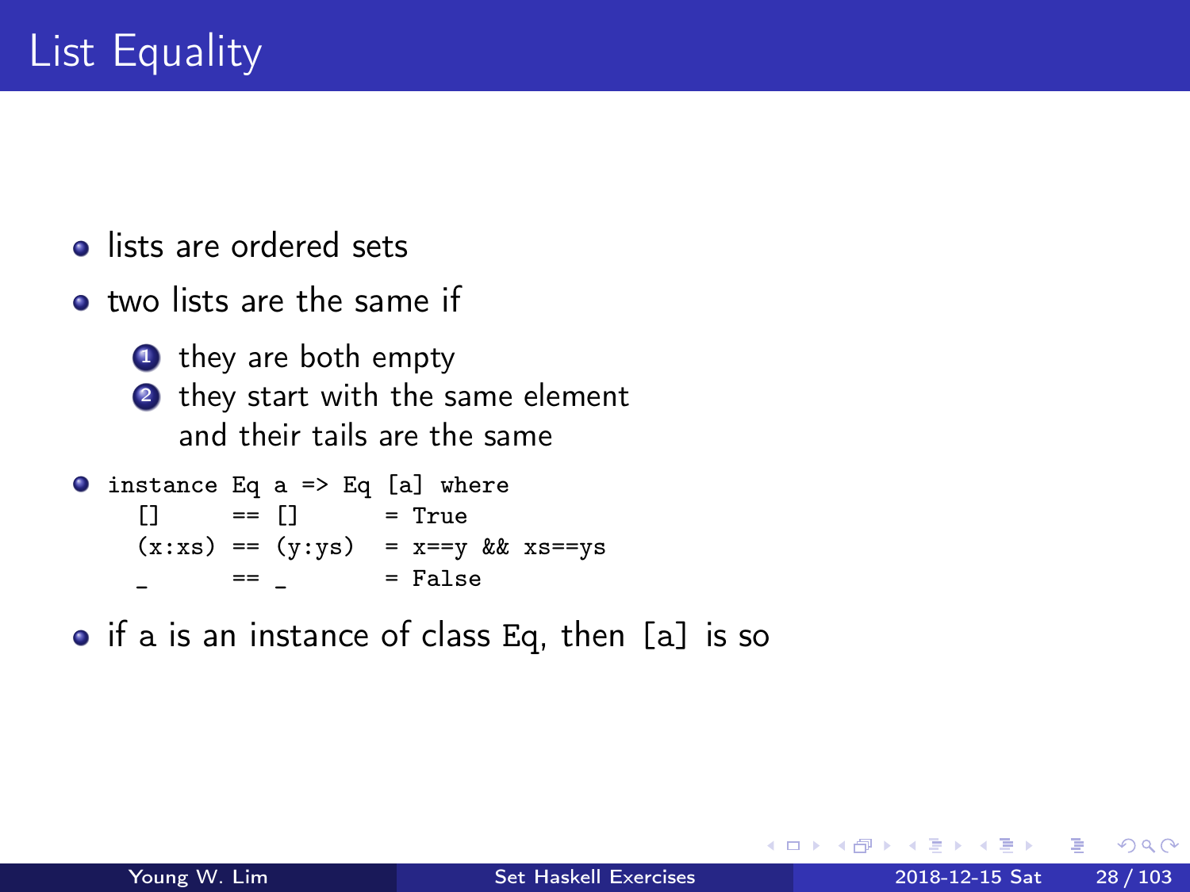# List Equality

- lists are ordered sets
- two lists are the same if
  1. they are both empty
  2. they start with the same element and their tails are the same
- 
```
instance Eq a => Eq [a] where
  []     == []      = True
  (x:xs) == (y:ys)  = x==y && xs==ys
  _      == _       = False
```
- if a is an instance of class Eq, then [a] is so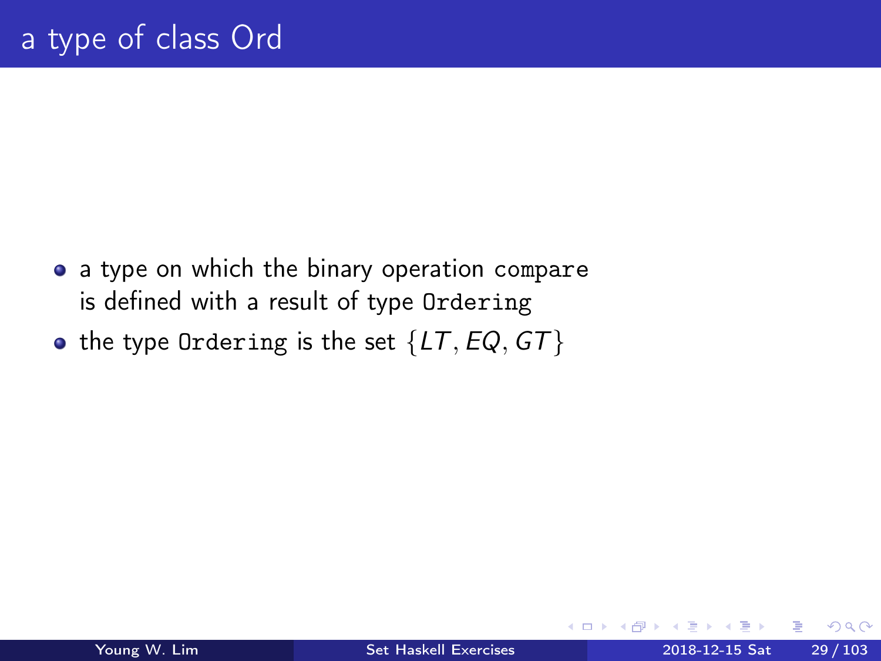# a type of class Ord

- a type on which the binary operation `compare` is defined with a result of type `Ordering`
- the type `Ordering` is the set $\{LT, EQ, GT\}$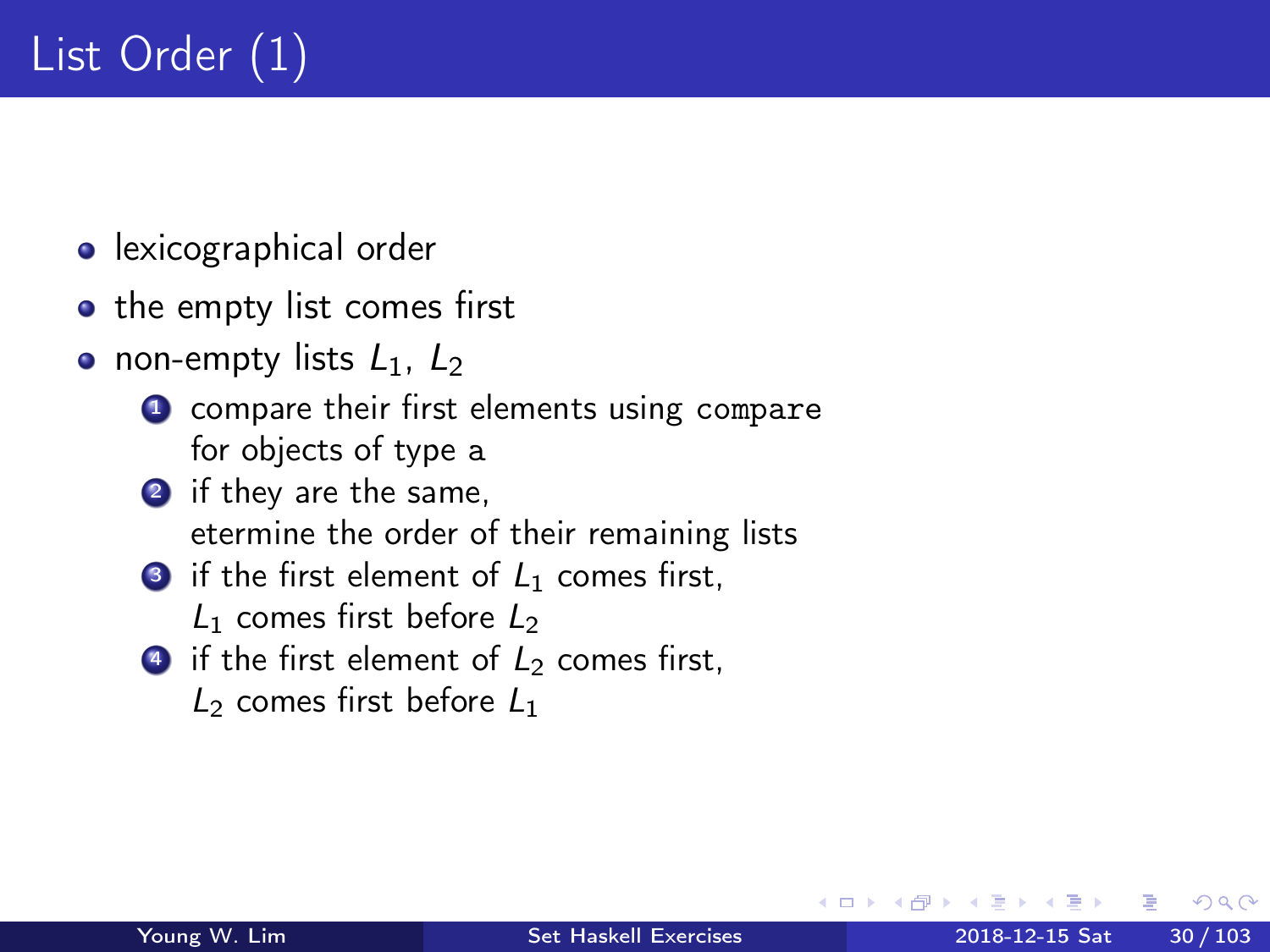# List Order (1)

- lexicographical order
- the empty list comes first
- non-empty lists $L_1$, $L_2$
  1. compare their first elements using `compare` for objects of type `a`
  2. if they are the same, etermine the order of their remaining lists
  3. if the first element of $L_1$ comes first, $L_1$ comes first before $L_2$
  4. if the first element of $L_2$ comes first, $L_2$ comes first before $L_1$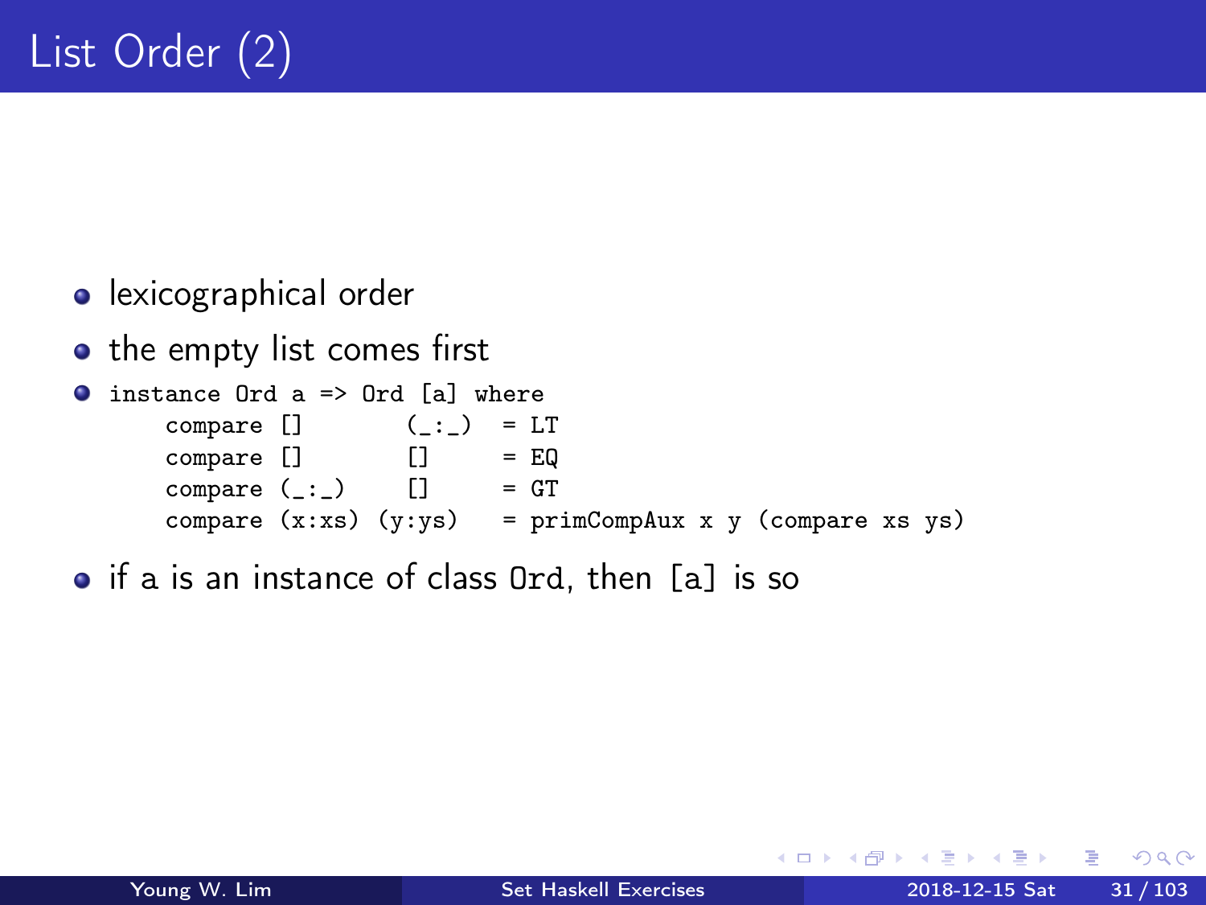# List Order (2)

- lexicographical order
- the empty list comes first
- ```
  instance Ord a => Ord [a] where
      compare []     (_:_)    = LT
      compare []     []       = EQ
      compare (_:_)  []       = GT
      compare (x:xs) (y:ys)   = primCompAux x y (compare xs ys)
  ```
- if a is an instance of class `Ord`, then `[a]` is so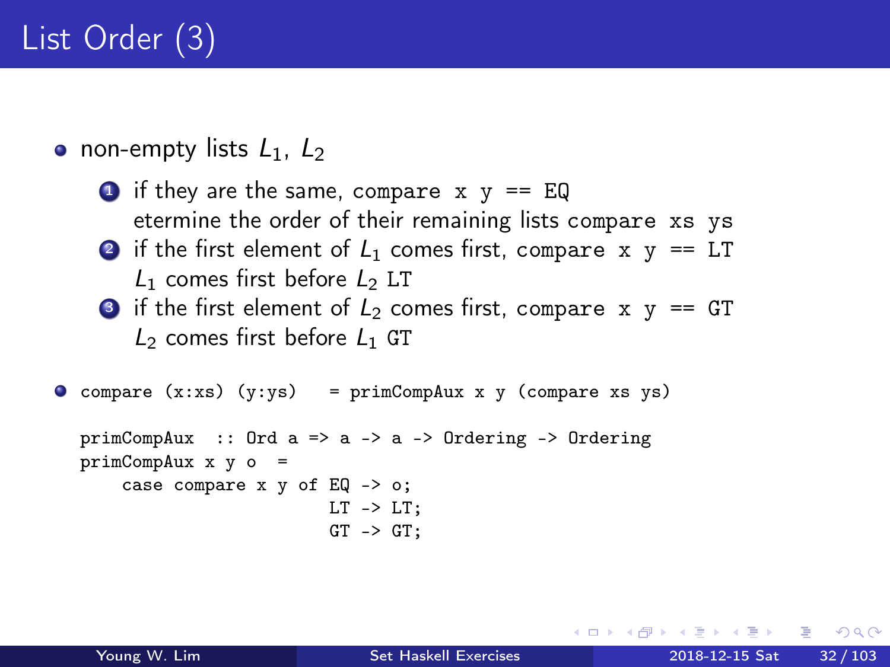# List Order (3)

- non-empty lists $L_1$, $L_2$
  1. if they are the same, `compare x y == EQ`
     etermine the order of their remaining lists `compare xs ys`
  2. if the first element of $L_1$ comes first, `compare x y == LT`
     $L_1$ comes first before $L_2$ `LT`
  3. if the first element of $L_2$ comes first, `compare x y == GT`
     $L_2$ comes first before $L_1$ `GT`

- ```
  compare (x:xs) (y:ys)   = primCompAux x y (compare xs ys)

  primCompAux  :: Ord a => a -> a -> Ordering -> Ordering
  primCompAux x y o  =
      case compare x y of EQ -> o;
                          LT -> LT;
                          GT -> GT;
  ```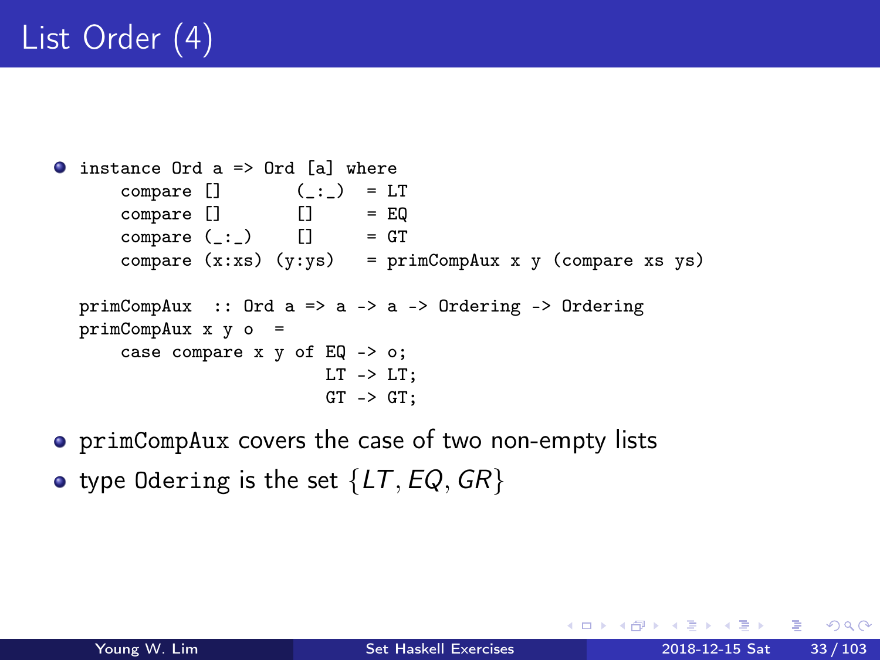# List Order (4)

- instance Ord a => Ord [a] where

```
instance Ord a => Ord [a] where
    compare []       (_:_)   = LT
    compare []       []      = EQ
    compare (_:_)    []      = GT
    compare (x:xs) (y:ys)    = primCompAux x y (compare xs ys)

primCompAux  :: Ord a => a -> a -> Ordering -> Ordering
primCompAux x y o  =
    case compare x y of EQ -> o;
                        LT -> LT;
                        GT -> GT;
```

- primCompAux covers the case of two non-empty lists
- type Odering is the set $\{LT, EQ, GR\}$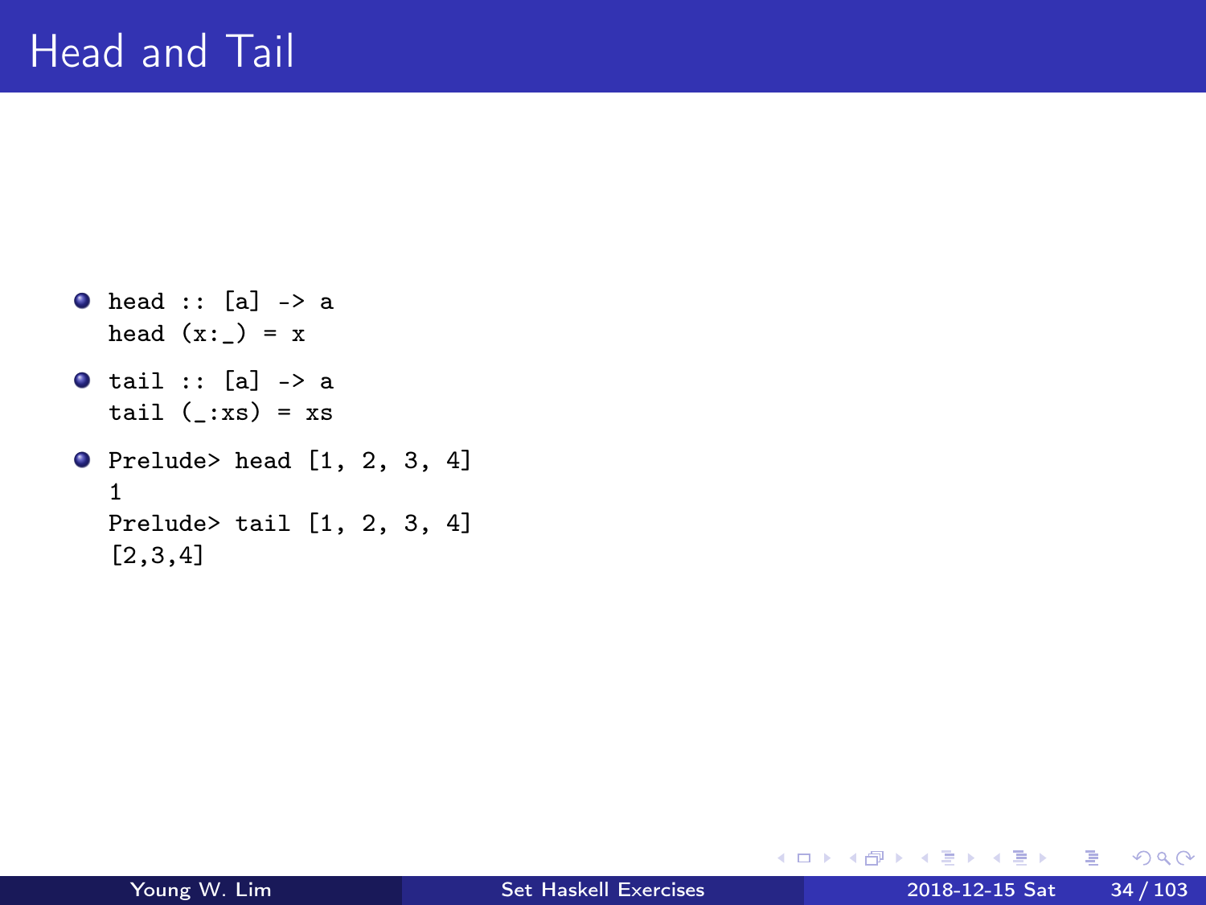# Head and Tail

- ```
  head :: [a] -> a
  head (x:_) = x
  ```
- ```
  tail :: [a] -> a
  tail (_:xs) = xs
  ```
- ```
  Prelude> head [1, 2, 3, 4]
  1
  Prelude> tail [1, 2, 3, 4]
  [2,3,4]
  ```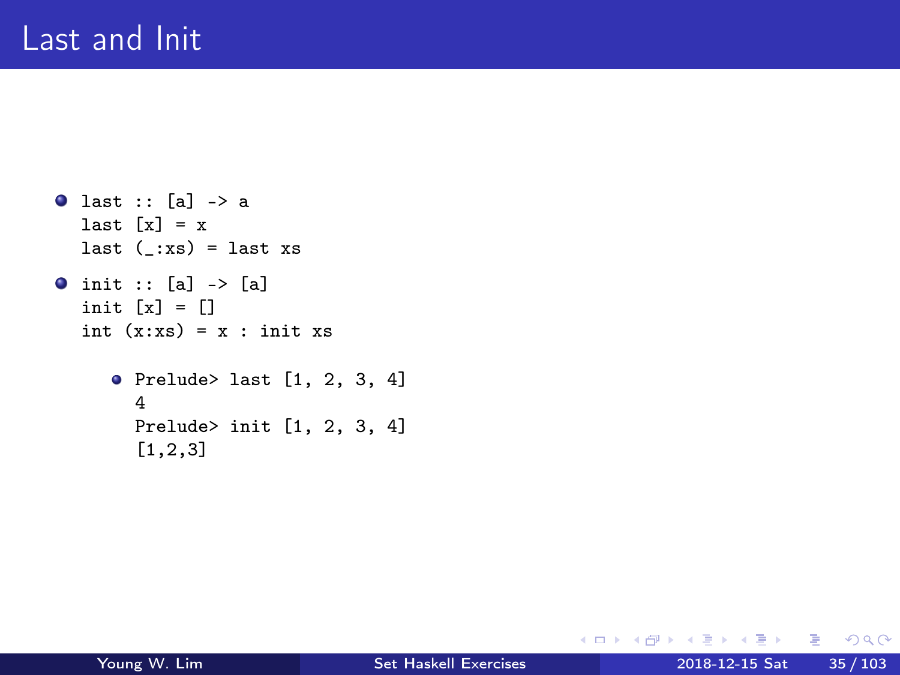# Last and Init

- ```
  last :: [a] -> a
  last [x] = x
  last (_:xs) = last xs
  ```
- ```
  init :: [a] -> [a]
  init [x] = []
  int (x:xs) = x : init xs
  ```
  - ```
    Prelude> last [1, 2, 3, 4]
    4
    Prelude> init [1, 2, 3, 4]
    [1,2,3]
    ```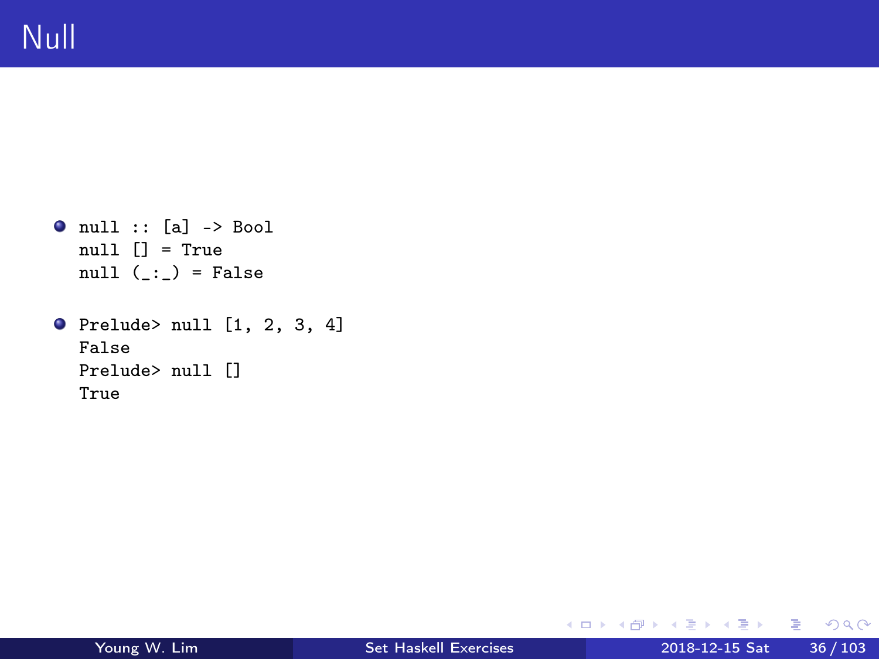# Null

- ```
  null :: [a] -> Bool
  null [] = True
  null (_:_) = False
  ```

- ```
  Prelude> null [1, 2, 3, 4]
  False
  Prelude> null []
  True
  ```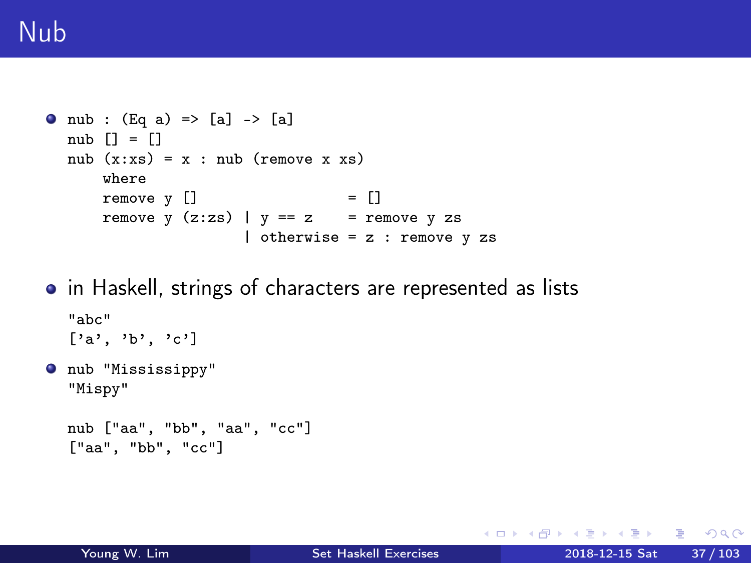# Nub

- ```
  nub : (Eq a) => [a] -> [a]
  nub [] = []
  nub (x:xs) = x : nub (remove x xs)
      where
      remove y []                 = []
      remove y (z:zs) | y == z    = remove y zs
                      | otherwise = z : remove y zs
  ```

- in Haskell, strings of characters are represented as lists

  ```
  "abc"
  ['a', 'b', 'c']
  ```

- ```
  nub "Mississippy"
  "Mispy"

  nub ["aa", "bb", "aa", "cc"]
  ["aa", "bb", "cc"]
  ```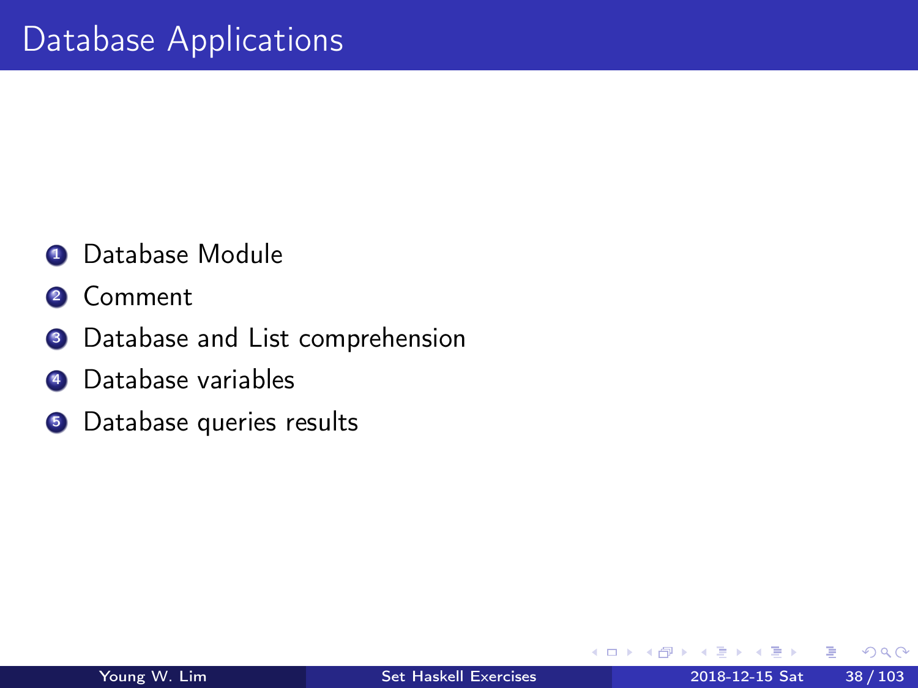# Database Applications

1. Database Module
2. Comment
3. Database and List comprehension
4. Database variables
5. Database queries results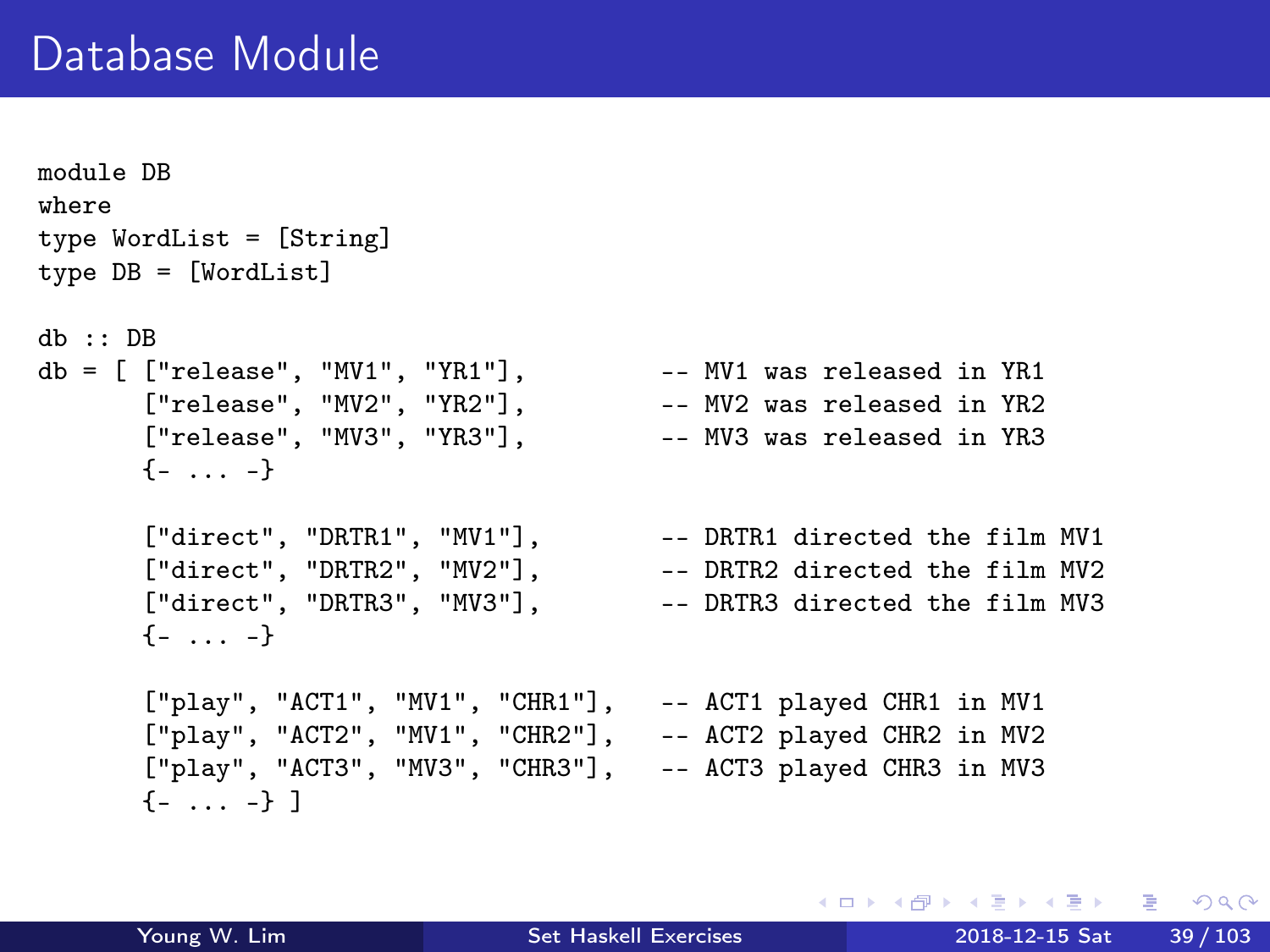# Database Module

```
module DB
where
type WordList = [String]
type DB = [WordList]

db :: DB
db = [ ["release", "MV1", "YR1"],          -- MV1 was released in YR1
       ["release", "MV2", "YR2"],          -- MV2 was released in YR2
       ["release", "MV3", "YR3"],          -- MV3 was released in YR3
       {- ... -}

       ["direct", "DRTR1", "MV1"],         -- DRTR1 directed the film MV1
       ["direct", "DRTR2", "MV2"],         -- DRTR2 directed the film MV2
       ["direct", "DRTR3", "MV3"],         -- DRTR3 directed the film MV3
       {- ... -}

       ["play", "ACT1", "MV1", "CHR1"],    -- ACT1 played CHR1 in MV1
       ["play", "ACT2", "MV1", "CHR2"],    -- ACT2 played CHR2 in MV2
       ["play", "ACT3", "MV3", "CHR3"],    -- ACT3 played CHR3 in MV3
       {- ... -} ]
```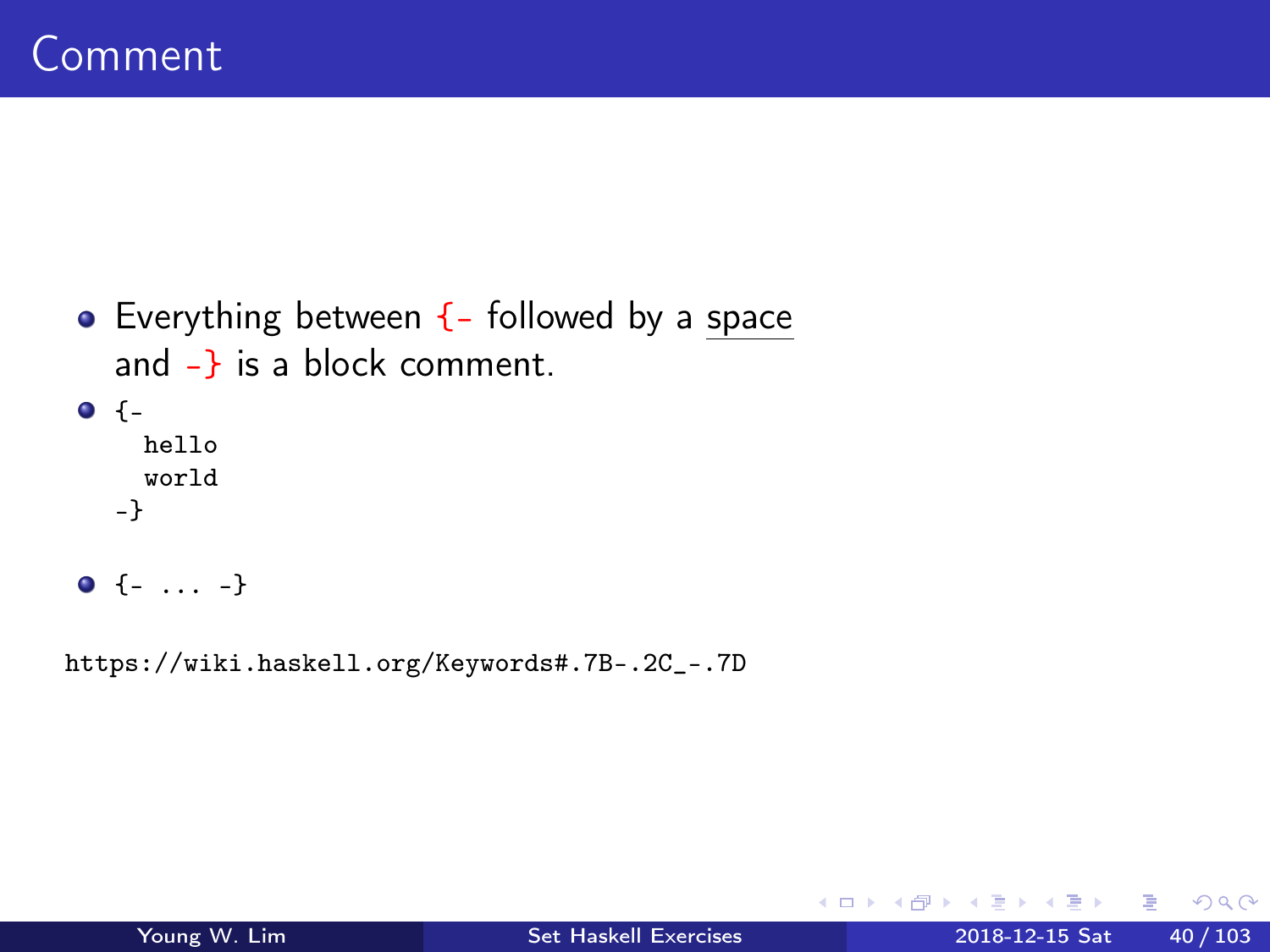# Comment

- Everything between `{-` followed by a space and `-}` is a block comment.
- ```
  {-
    hello
    world
  -}
  ```
- `{- ... -}`

https://wiki.haskell.org/Keywords#.7B-.2C_-.7D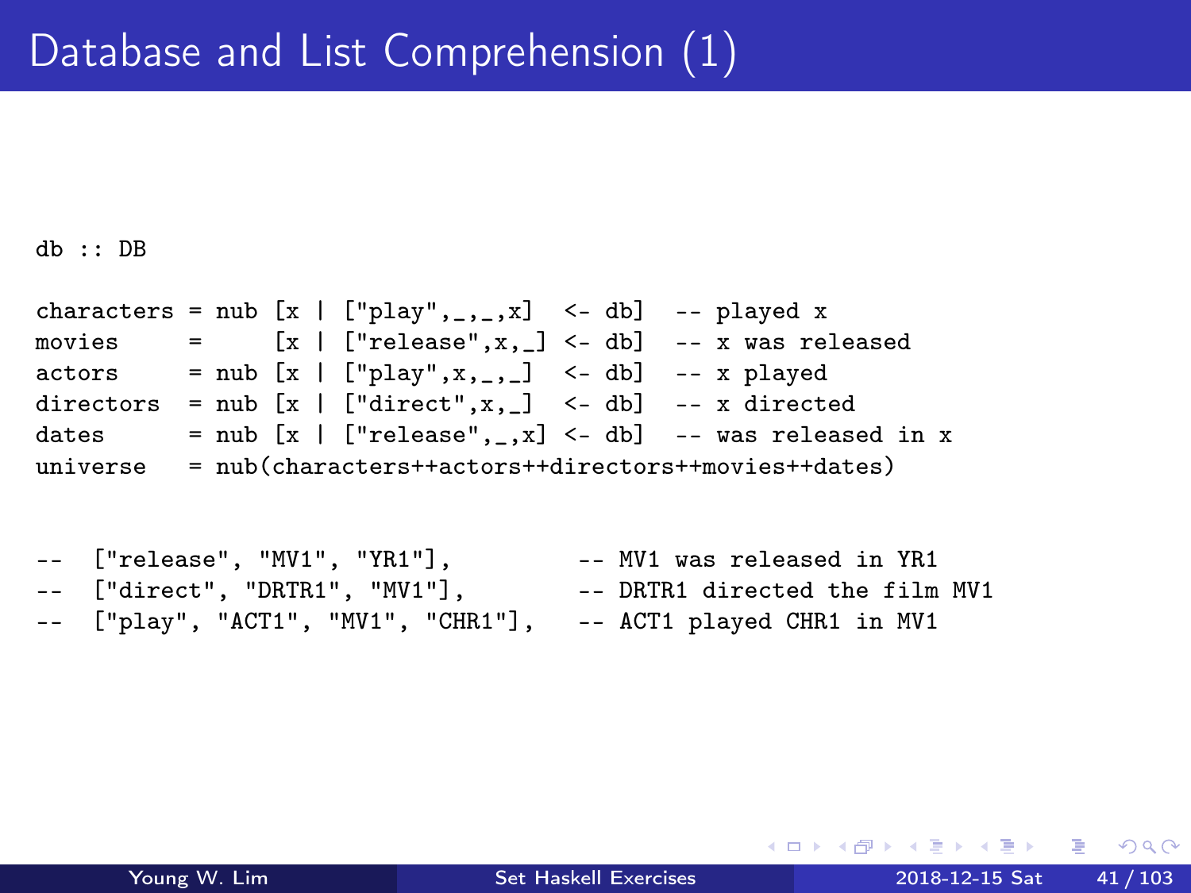# Database and List Comprehension (1)

```
db :: DB

characters = nub [x | ["play",_,_,x]  <- db]  -- played x
movies     =     [x | ["release",x,_] <- db]  -- x was released
actors     = nub [x | ["play",x,_,_]  <- db]  -- x played
directors  = nub [x | ["direct",x,_]  <- db]  -- x directed
dates      = nub [x | ["release",_,x] <- db]  -- was released in x
universe   = nub(characters++actors++directors++movies++dates)


--   ["release", "MV1", "YR1"],         -- MV1 was released in YR1
--   ["direct", "DRTR1", "MV1"],        -- DRTR1 directed the film MV1
--   ["play", "ACT1", "MV1", "CHR1"],   -- ACT1 played CHR1 in MV1
```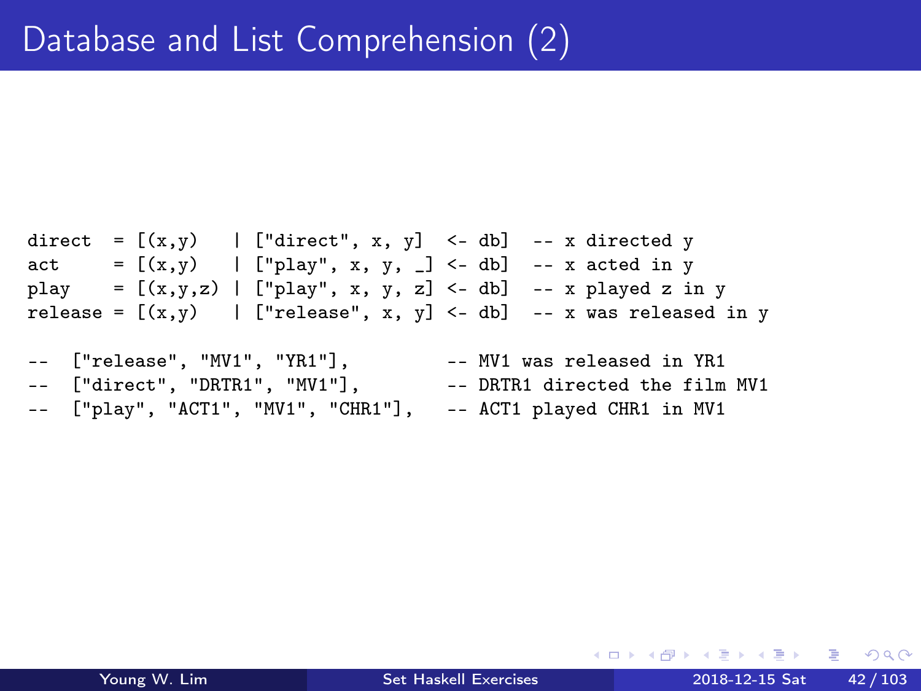# Database and List Comprehension (2)

```
direct  = [(x,y)   | ["direct", x, y]  <- db]  -- x directed y
act     = [(x,y)   | ["play", x, y, _] <- db]  -- x acted in y
play    = [(x,y,z) | ["play", x, y, z] <- db]  -- x played z in y
release = [(x,y)   | ["release", x, y] <- db]  -- x was released in y

--  ["release", "MV1", "YR1"],          -- MV1 was released in YR1
--  ["direct", "DRTR1", "MV1"],         -- DRTR1 directed the film MV1
--  ["play", "ACT1", "MV1", "CHR1"],    -- ACT1 played CHR1 in MV1
```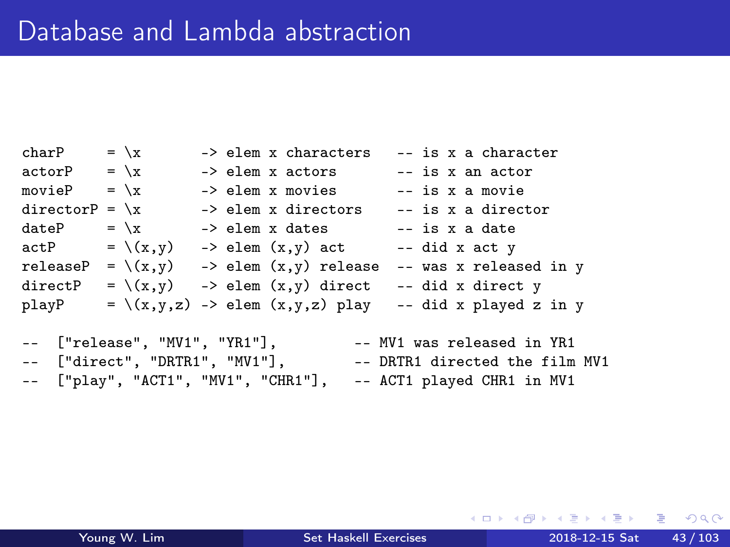# Database and Lambda abstraction

```
charP     = \x       -> elem x characters   -- is x a character
actorP    = \x       -> elem x actors       -- is x an actor
movieP    = \x       -> elem x movies       -- is x a movie
directorP = \x       -> elem x directors    -- is x a director
dateP     = \x       -> elem x dates        -- is x a date
actP      = \(x,y)   -> elem (x,y) act      -- did x act y
releaseP  = \(x,y)   -> elem (x,y) release  -- was x released in y
directP   = \(x,y)   -> elem (x,y) direct   -- did x direct y
playP     = \(x,y,z) -> elem (x,y,z) play   -- did x played z in y

--  ["release", "MV1", "YR1"],          -- MV1 was released in YR1
--  ["direct", "DRTR1", "MV1"],         -- DRTR1 directed the film MV1
--  ["play", "ACT1", "MV1", "CHR1"],    -- ACT1 played CHR1 in MV1
```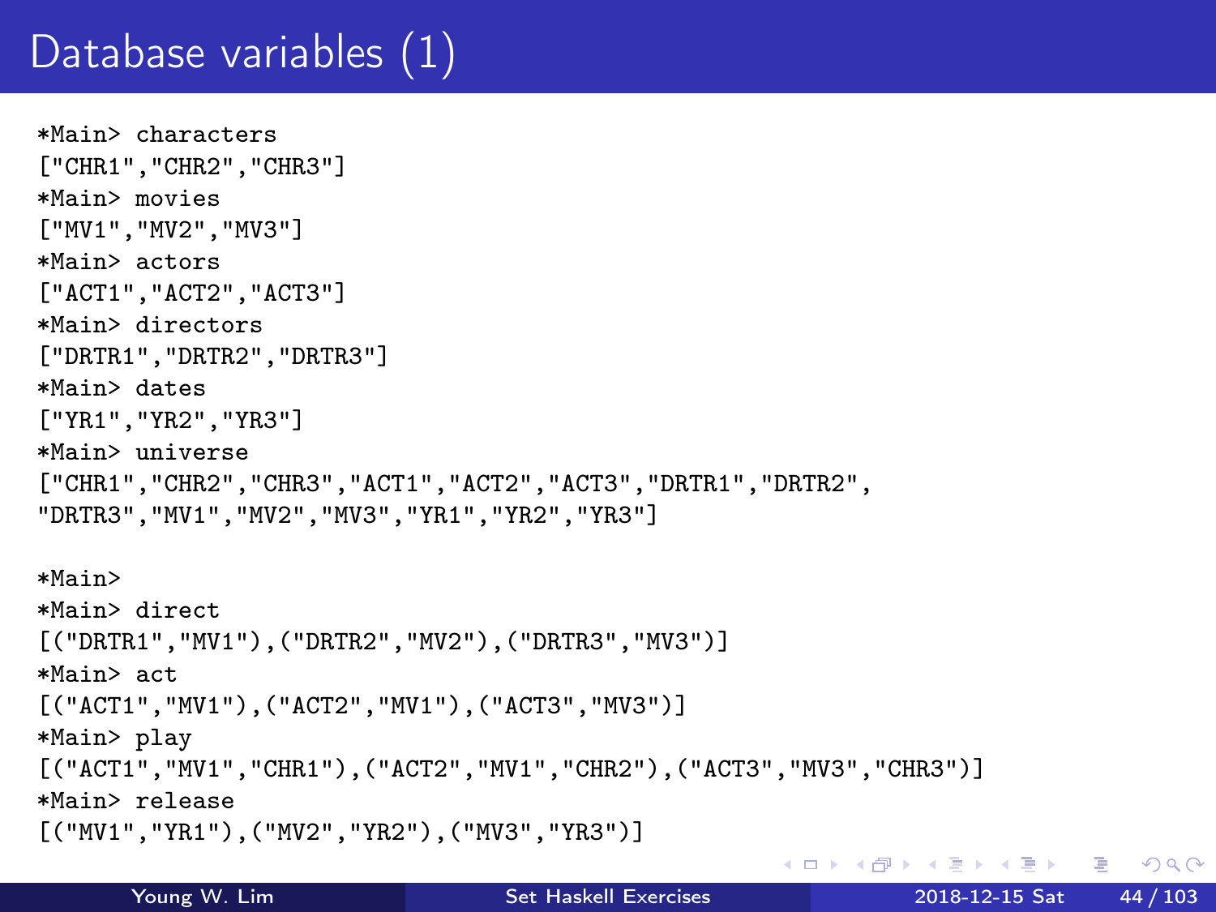# Database variables (1)

```
*Main> characters
["CHR1","CHR2","CHR3"]
*Main> movies
["MV1","MV2","MV3"]
*Main> actors
["ACT1","ACT2","ACT3"]
*Main> directors
["DRTR1","DRTR2","DRTR3"]
*Main> dates
["YR1","YR2","YR3"]
*Main> universe
["CHR1","CHR2","CHR3","ACT1","ACT2","ACT3","DRTR1","DRTR2",
"DRTR3","MV1","MV2","MV3","YR1","YR2","YR3"]

*Main>
*Main> direct
[("DRTR1","MV1"),("DRTR2","MV2"),("DRTR3","MV3")]
*Main> act
[("ACT1","MV1"),("ACT2","MV1"),("ACT3","MV3")]
*Main> play
[("ACT1","MV1","CHR1"),("ACT2","MV1","CHR2"),("ACT3","MV3","CHR3")]
*Main> release
[("MV1","YR1"),("MV2","YR2"),("MV3","YR3")]
```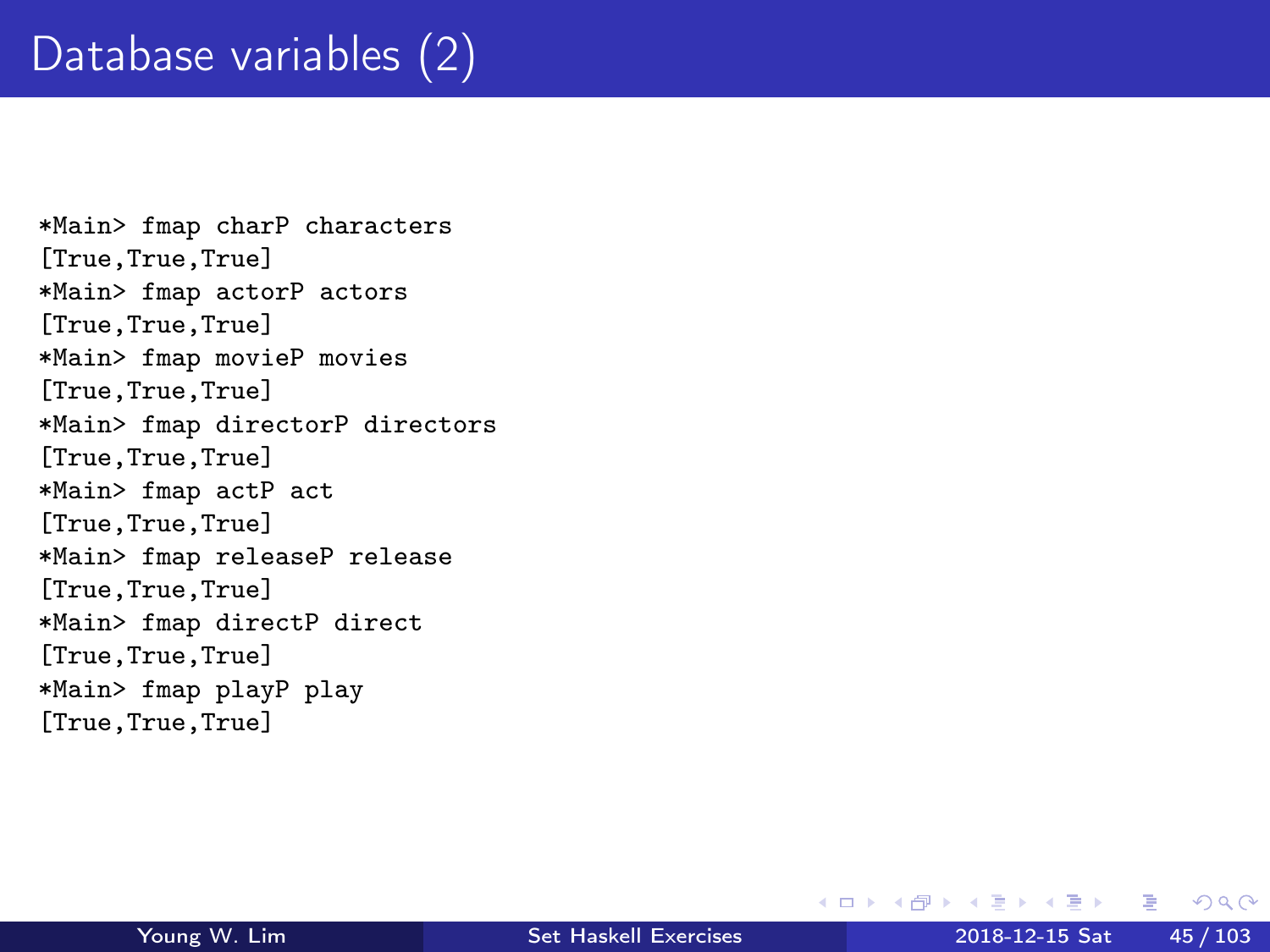# Database variables (2)

```
*Main> fmap charP characters
[True,True,True]
*Main> fmap actorP actors
[True,True,True]
*Main> fmap movieP movies
[True,True,True]
*Main> fmap directorP directors
[True,True,True]
*Main> fmap actP act
[True,True,True]
*Main> fmap releaseP release
[True,True,True]
*Main> fmap directP direct
[True,True,True]
*Main> fmap playP play
[True,True,True]
```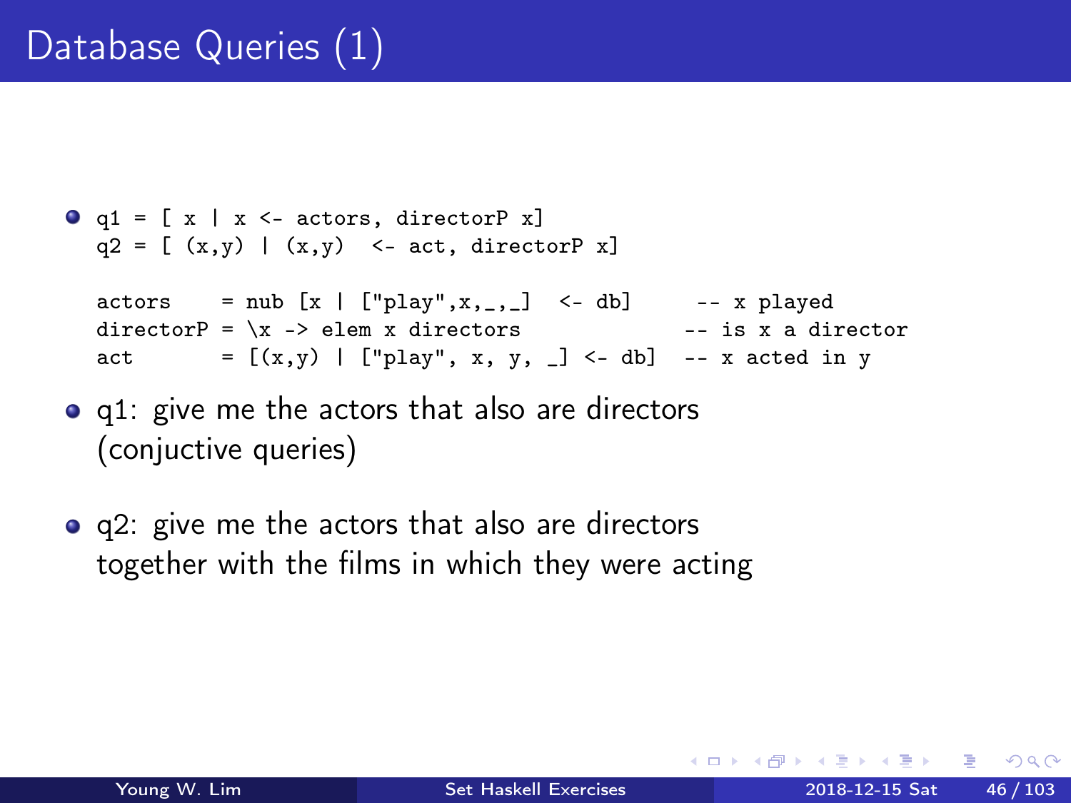# Database Queries (1)

- ```
  q1 = [ x | x <- actors, directorP x]
  q2 = [ (x,y) | (x,y)  <- act, directorP x]

  actors    = nub [x | ["play",x,_,_]  <- db]      -- x played
  directorP = \x -> elem x directors              -- is x a director
  act       = [(x,y) | ["play", x, y, _] <- db]  -- x acted in y
  ```

- q1: give me the actors that also are directors (conjuctive queries)
- q2: give me the actors that also are directors together with the films in which they were acting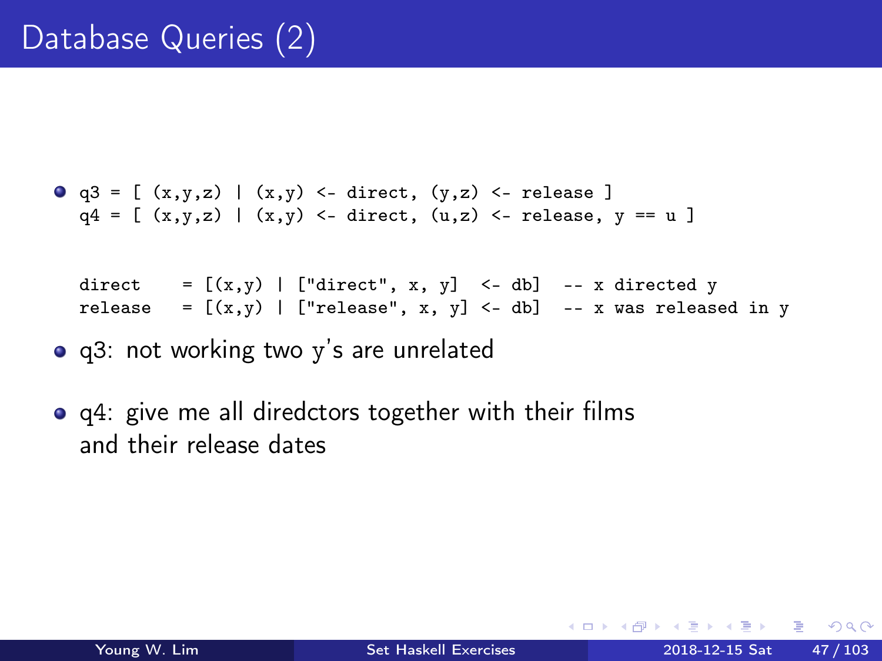# Database Queries (2)

- ```
  q3 = [ (x,y,z) | (x,y) <- direct, (y,z) <- release ]
  q4 = [ (x,y,z) | (x,y) <- direct, (u,z) <- release, y == u ]
  ```

  ```
  direct    = [(x,y) | ["direct", x, y]  <- db]  -- x directed y
  release   = [(x,y) | ["release", x, y] <- db]  -- x was released in y
  ```

- q3: not working two y's are unrelated
- q4: give me all diredctors together with their films and their release dates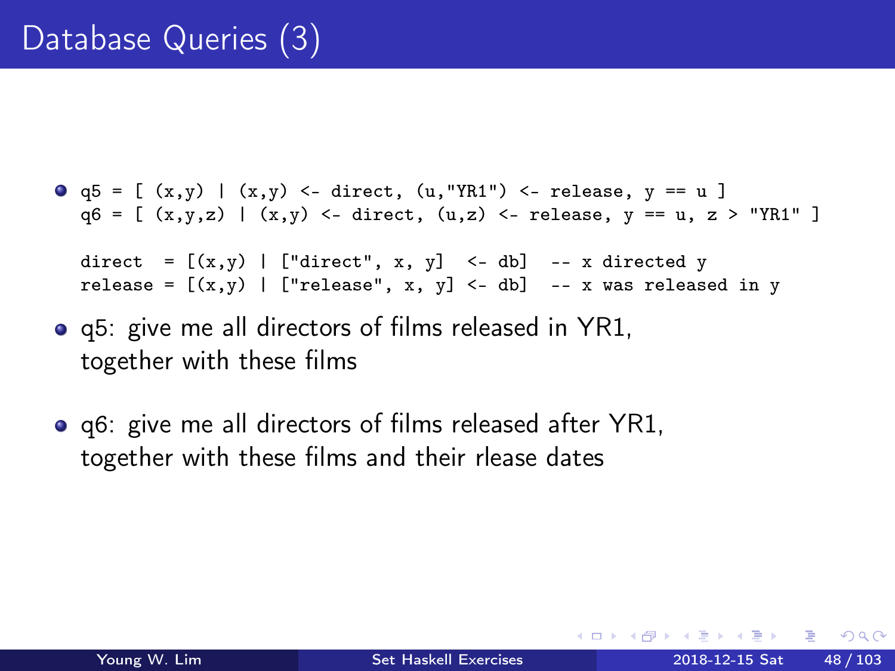# Database Queries (3)

- ```
  q5 = [ (x,y) | (x,y) <- direct, (u,"YR1") <- release, y == u ]
  q6 = [ (x,y,z) | (x,y) <- direct, (u,z) <- release, y == u, z > "YR1" ]

  direct  = [(x,y) | ["direct", x, y]  <- db]  -- x directed y
  release = [(x,y) | ["release", x, y] <- db]  -- x was released in y
  ```

- q5: give me all directors of films released in YR1, together with these films

- q6: give me all directors of films released after YR1, together with these films and their rlease dates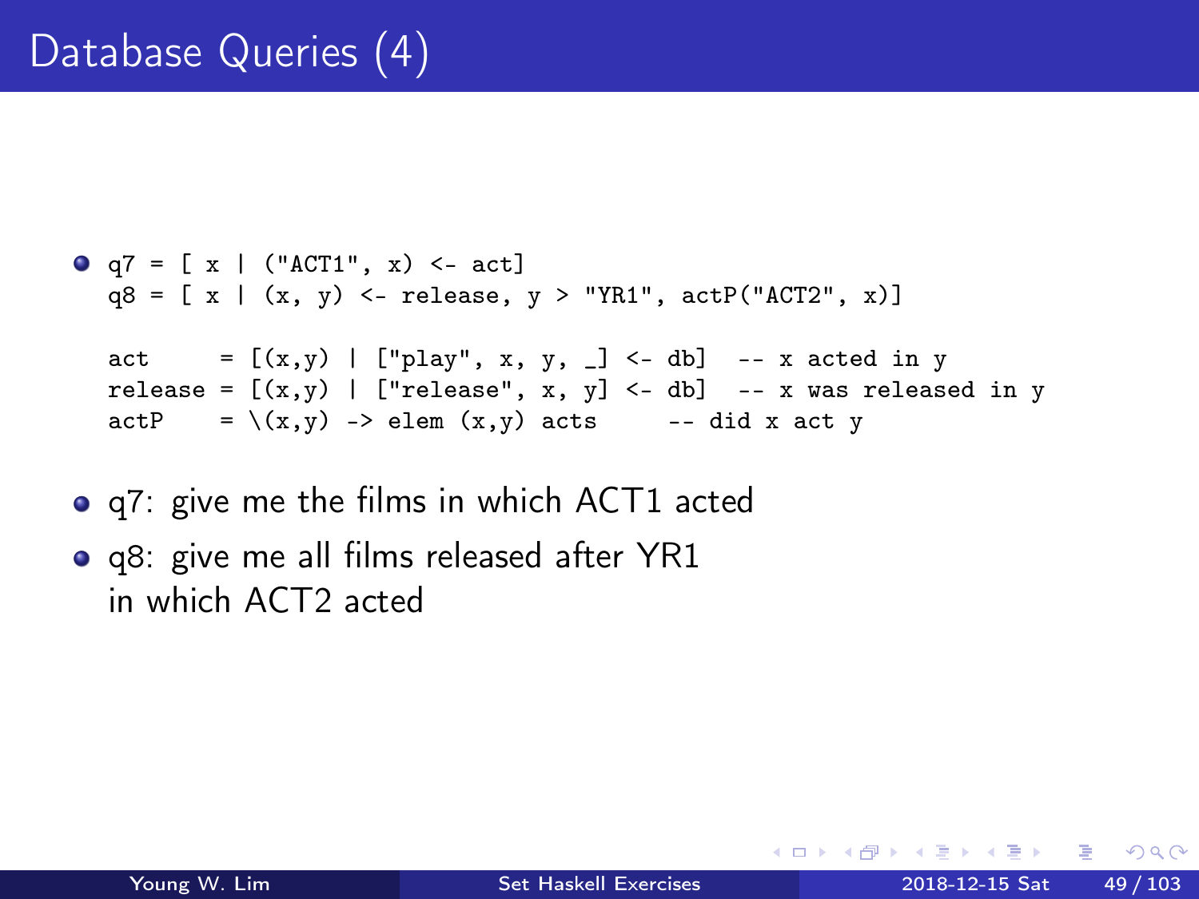# Database Queries (4)

- ```
  q7 = [ x | ("ACT1", x) <- act]
  q8 = [ x | (x, y) <- release, y > "YR1", actP("ACT2", x)]

  act     = [(x,y) | ["play", x, y, _] <- db]  -- x acted in y
  release = [(x,y) | ["release", x, y] <- db]  -- x was released in y
  actP    = \(x,y) -> elem (x,y) acts     -- did x act y
  ```
- q7: give me the films in which ACT1 acted
- q8: give me all films released after YR1 in which ACT2 acted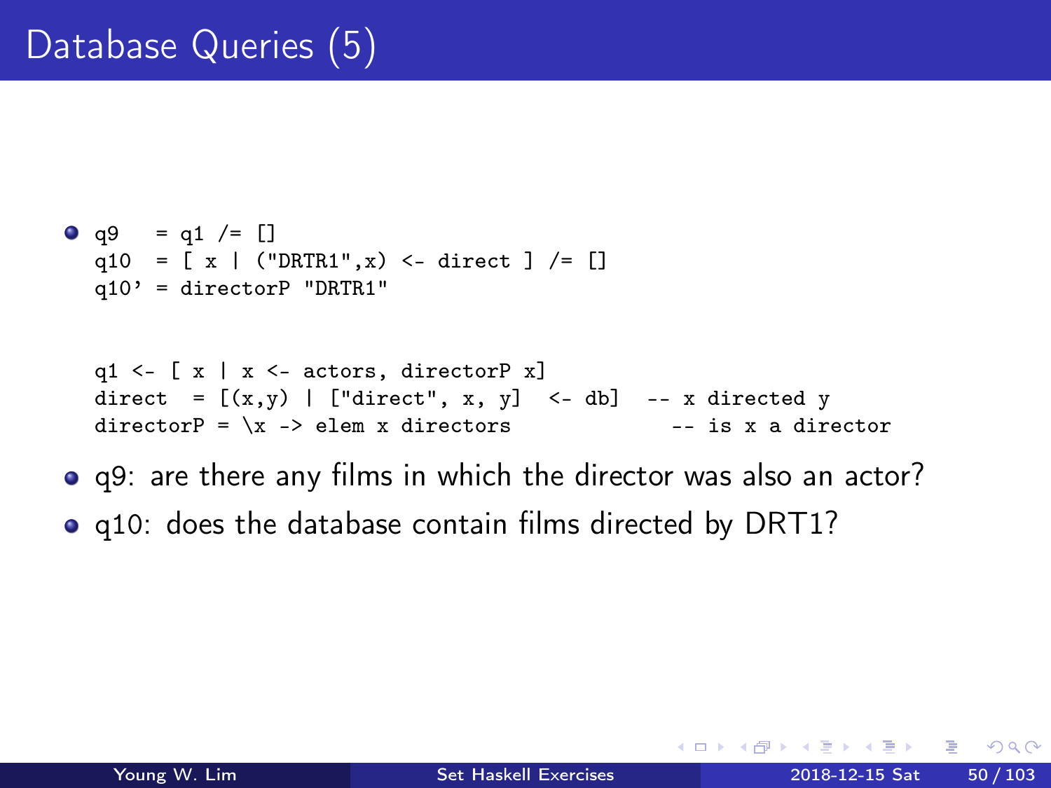# Database Queries (5)

- ```
  q9   = q1 /= []
  q10  = [ x | ("DRTR1",x) <- direct ] /= []
  q10' = directorP "DRTR1"


  q1 <- [ x | x <- actors, directorP x]
  direct  = [(x,y) | ["direct", x, y]  <- db]  -- x directed y
  directorP = \x -> elem x directors            -- is x a director
  ```
- q9: are there any films in which the director was also an actor?
- q10: does the database contain films directed by DRT1?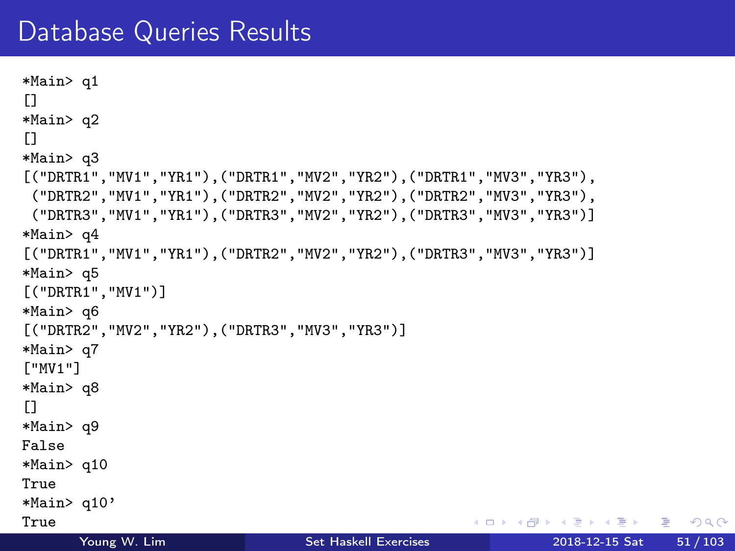# Database Queries Results

```
*Main> q1
[]
*Main> q2
[]
*Main> q3
[("DRTR1","MV1","YR1"),("DRTR1","MV2","YR2"),("DRTR1","MV3","YR3"),
 ("DRTR2","MV1","YR1"),("DRTR2","MV2","YR2"),("DRTR2","MV3","YR3"),
 ("DRTR3","MV1","YR1"),("DRTR3","MV2","YR2"),("DRTR3","MV3","YR3")]
*Main> q4
[("DRTR1","MV1","YR1"),("DRTR2","MV2","YR2"),("DRTR3","MV3","YR3")]
*Main> q5
[("DRTR1","MV1")]
*Main> q6
[("DRTR2","MV2","YR2"),("DRTR3","MV3","YR3")]
*Main> q7
["MV1"]
*Main> q8
[]
*Main> q9
False
*Main> q10
True
*Main> q10'
True
```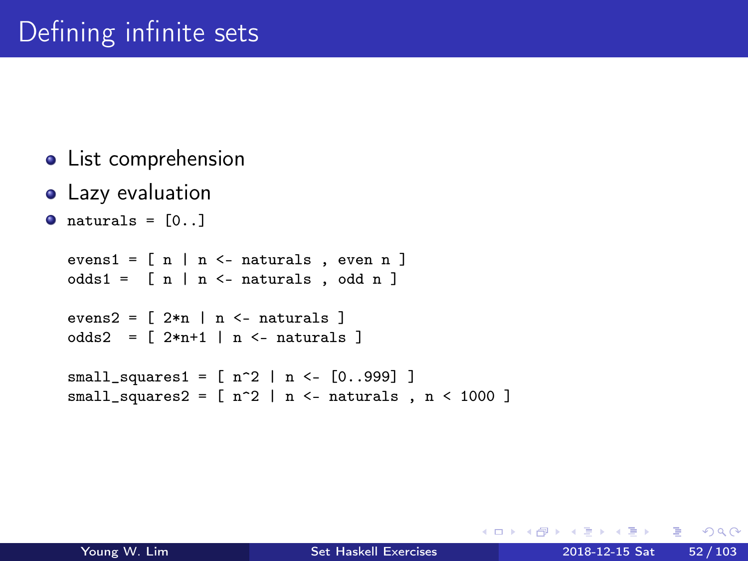# Defining infinite sets

- List comprehension
- Lazy evaluation
- `naturals = [0..]`

```
evens1 = [ n | n <- naturals , even n ]
odds1 =  [ n | n <- naturals , odd n ]

evens2 = [ 2*n | n <- naturals ]
odds2  = [ 2*n+1 | n <- naturals ]

small_squares1 = [ n^2 | n <- [0..999] ]
small_squares2 = [ n^2 | n <- naturals , n < 1000 ]
```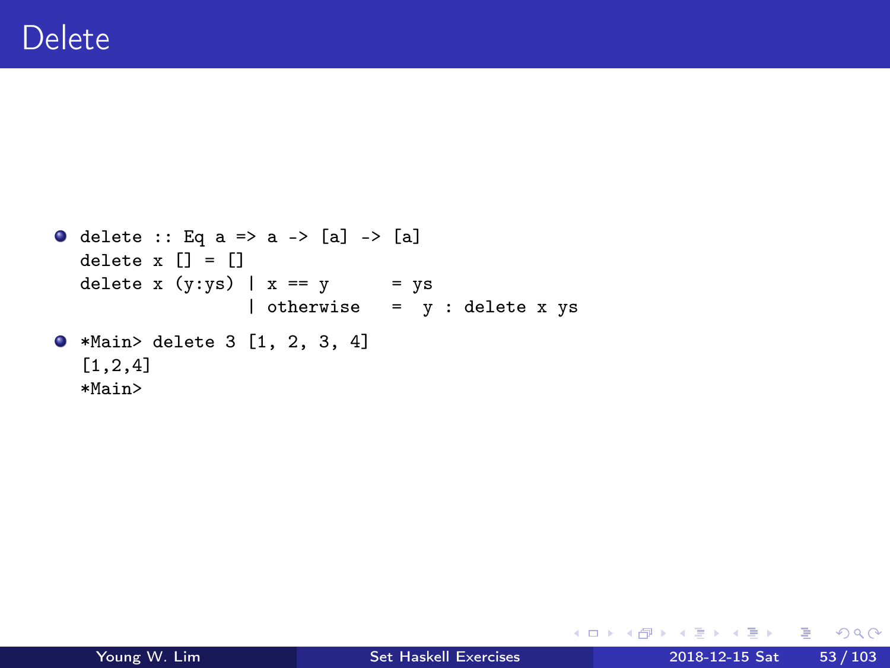# Delete

- ```
  delete :: Eq a => a -> [a] -> [a]
  delete x [] = []
  delete x (y:ys) | x == y      = ys
                  | otherwise   =  y : delete x ys
  ```
- ```
  *Main> delete 3 [1, 2, 3, 4]
  [1,2,4]
  *Main>
  ```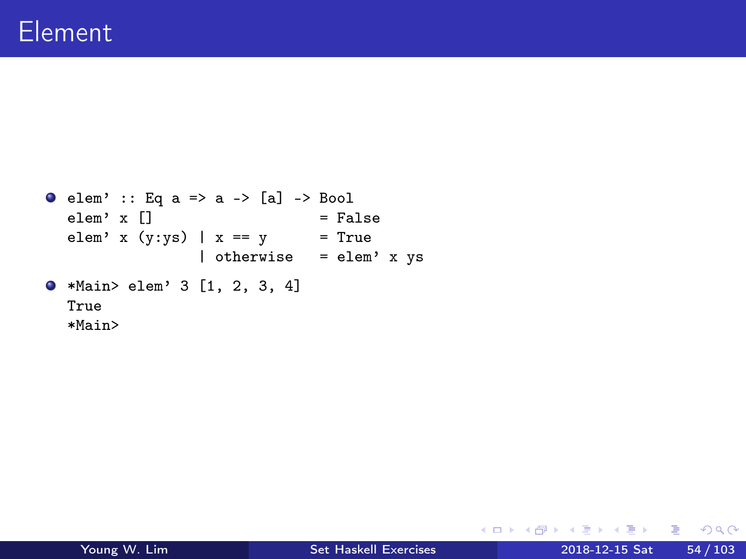# Element

- ```
  elem' :: Eq a => a -> [a] -> Bool
  elem' x []                    = False
  elem' x (y:ys) | x == y       = True
                 | otherwise    = elem' x ys
  ```

- ```
  *Main> elem' 3 [1, 2, 3, 4]
  True
  *Main>
  ```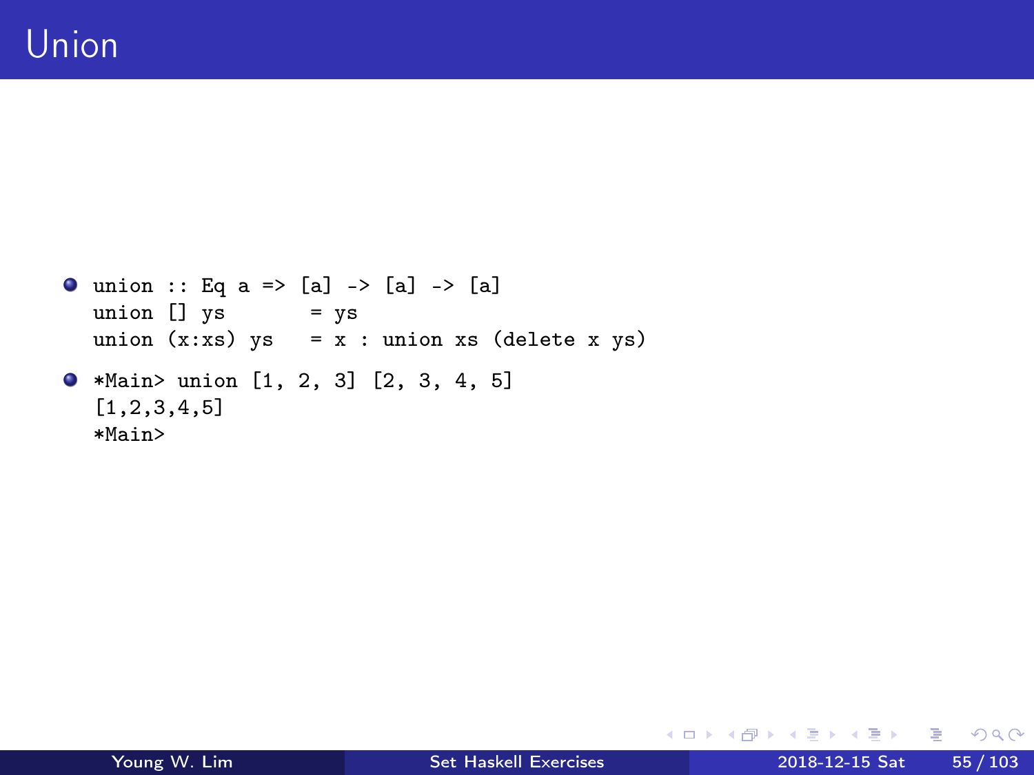# Union

- ```
  union :: Eq a => [a] -> [a] -> [a]
  union [] ys       = ys
  union (x:xs) ys   = x : union xs (delete x ys)
  ```
- ```
  *Main> union [1, 2, 3] [2, 3, 4, 5]
  [1,2,3,4,5]
  *Main>
  ```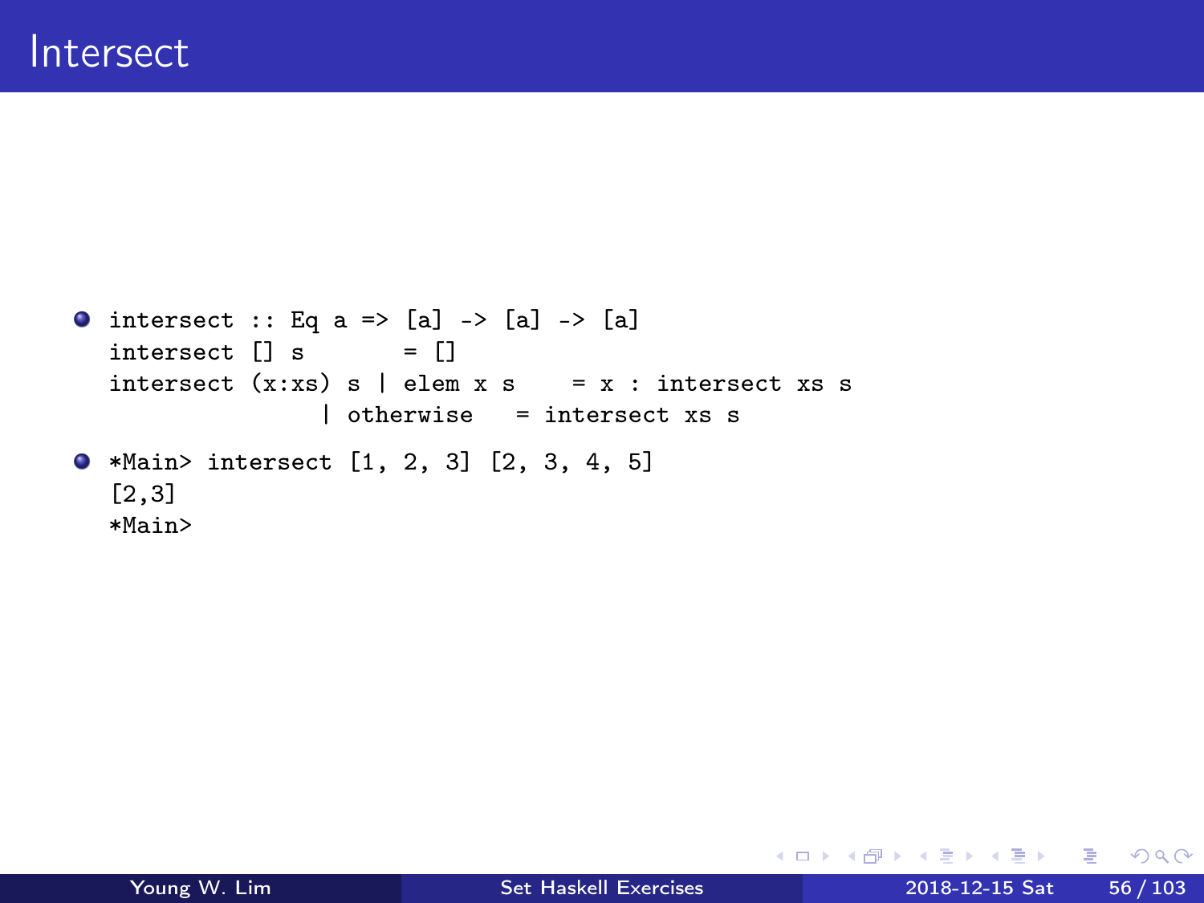# Intersect

- ```
  intersect :: Eq a => [a] -> [a] -> [a]
  intersect [] s       = []
  intersect (x:xs) s | elem x s    = x : intersect xs s
                     | otherwise   = intersect xs s
  ```
- ```
  *Main> intersect [1, 2, 3] [2, 3, 4, 5]
  [2,3]
  *Main>
  ```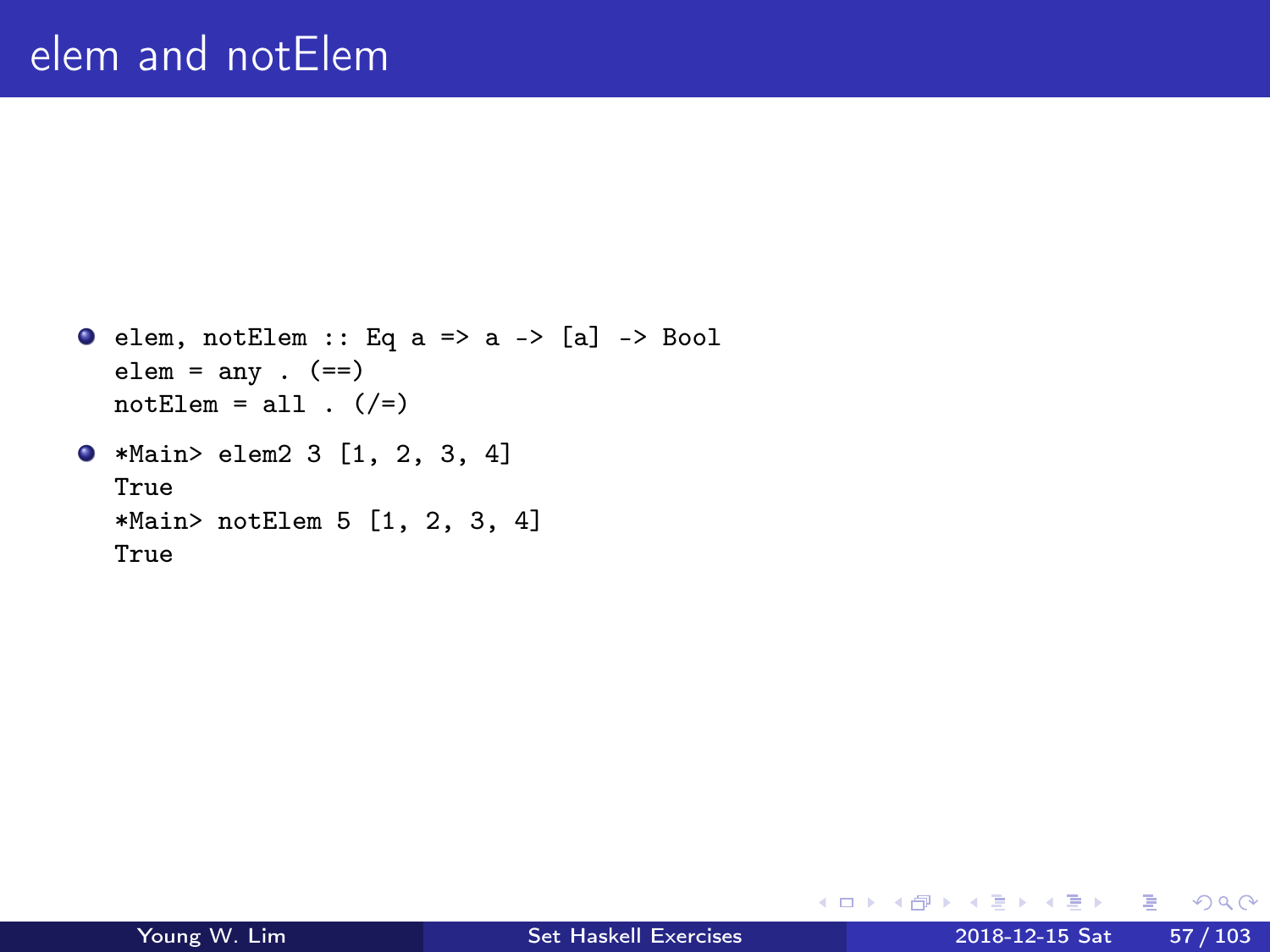# elem and notElem

- ```
  elem, notElem :: Eq a => a -> [a] -> Bool
  elem = any . (==)
  notElem = all . (/=)
  ```
- ```
  *Main> elem2 3 [1, 2, 3, 4]
  True
  *Main> notElem 5 [1, 2, 3, 4]
  True
  ```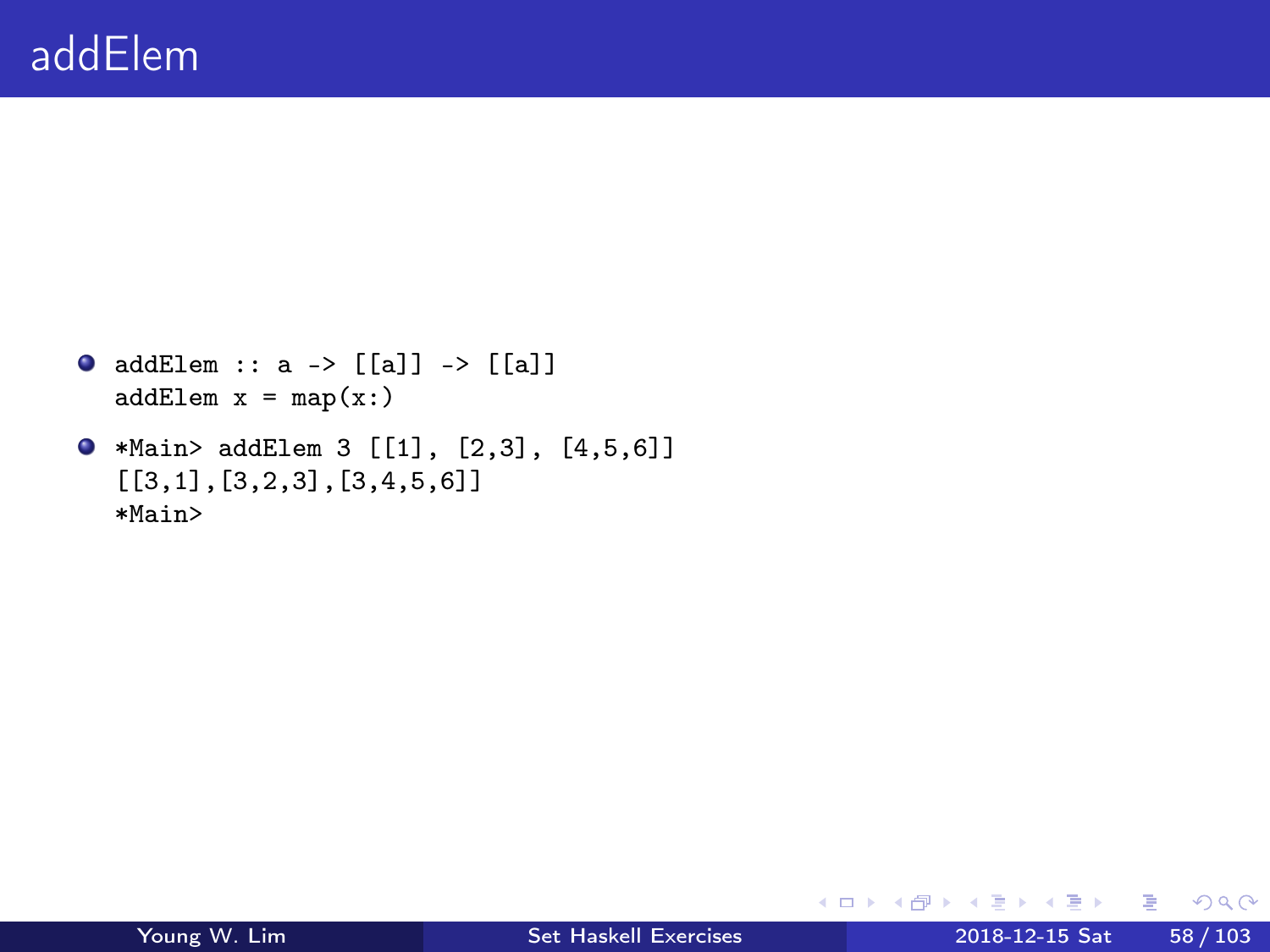# addElem

- ```
  addElem :: a -> [[a]] -> [[a]]
  addElem x = map(x:)
  ```

- ```
  *Main> addElem 3 [[1], [2,3], [4,5,6]]
  [[3,1],[3,2,3],[3,4,5,6]]
  *Main>
  ```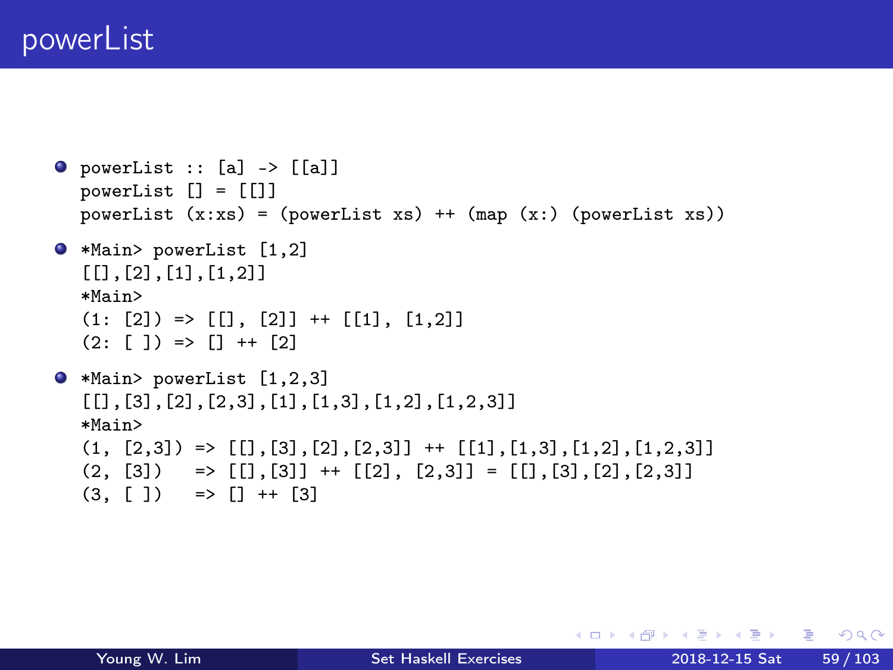# powerList

- ```
  powerList :: [a] -> [[a]]
  powerList [] = [[]]
  powerList (x:xs) = (powerList xs) ++ (map (x:) (powerList xs))
  ```

- ```
  *Main> powerList [1,2]
  [[],[2],[1],[1,2]]
  *Main>
  (1: [2]) => [[], [2]] ++ [[1], [1,2]]
  (2: [ ]) => [] ++ [2]
  ```

- ```
  *Main> powerList [1,2,3]
  [[],[3],[2],[2,3],[1],[1,3],[1,2],[1,2,3]]
  *Main>
  (1, [2,3]) => [[],[3],[2],[2,3]] ++ [[1],[1,3],[1,2],[1,2,3]]
  (2, [3])   => [[],[3]] ++ [[2], [2,3]] = [[],[3],[2],[2,3]]
  (3, [ ])   => [] ++ [3]
  ```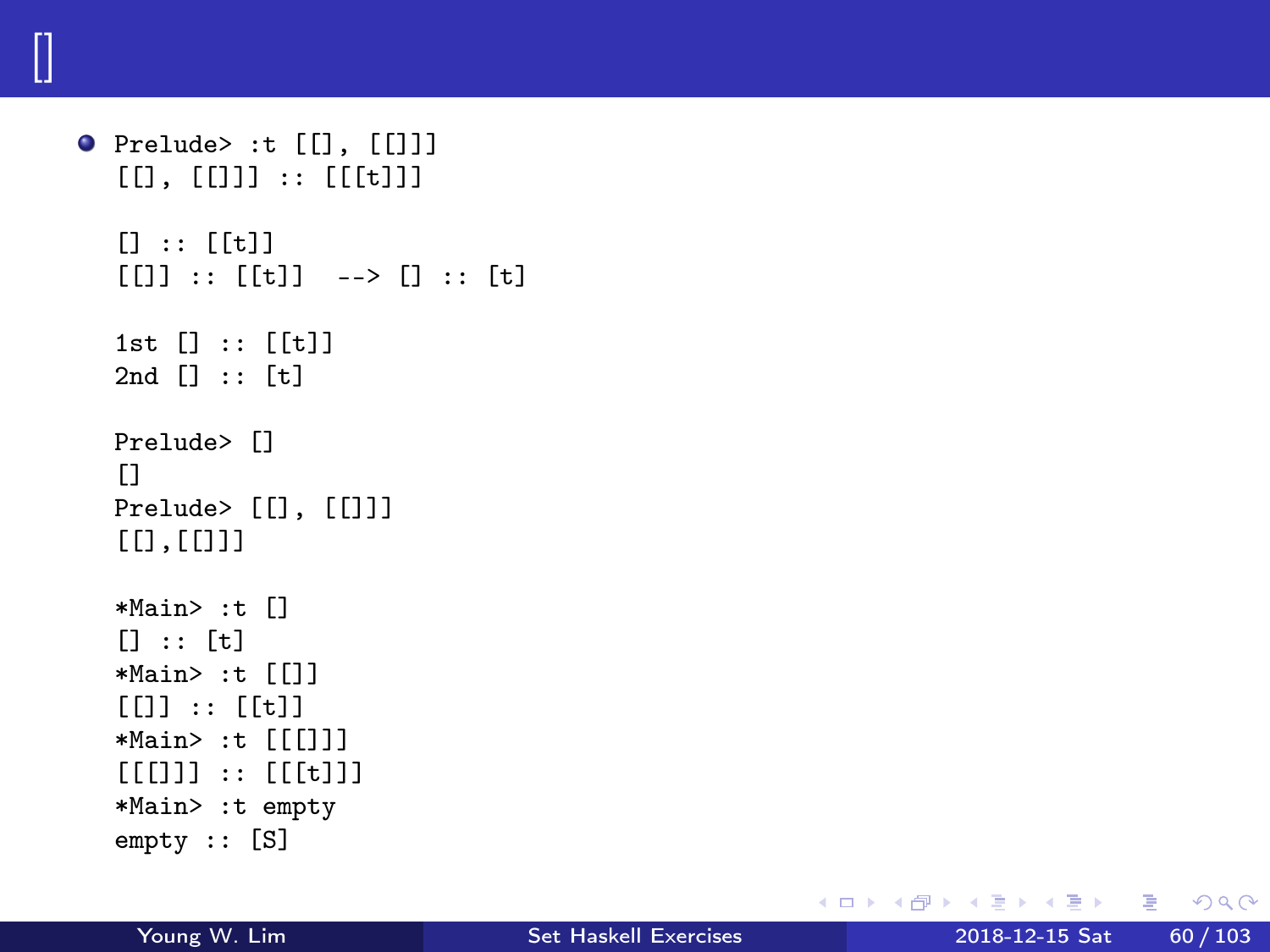# []

- ```
  Prelude> :t [[], [[]]]
  [[], [[]]] :: [[[t]]]

  [] :: [[t]]
  [[]] :: [[t]]  --> [] :: [t]

  1st [] :: [[t]]
  2nd [] :: [t]

  Prelude> []
  []
  Prelude> [[], [[]]]
  [[],[[]]]

  *Main> :t []
  [] :: [t]
  *Main> :t [[]]
  [[]] :: [[t]]
  *Main> :t [[[]]]
  [[[]]] :: [[[t]]]
  *Main> :t empty
  empty :: [S]
  ```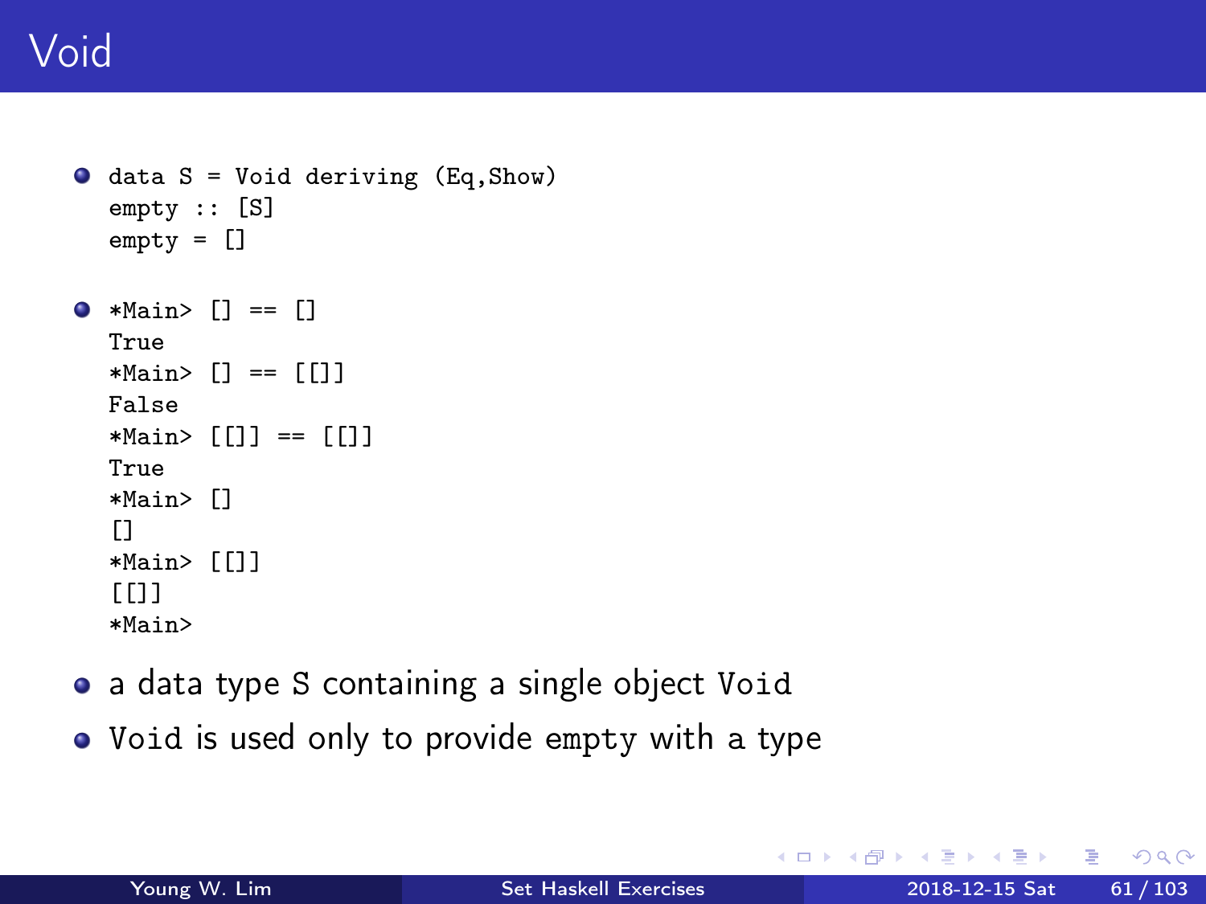# Void

- ```
  data S = Void deriving (Eq,Show)
  empty :: [S]
  empty = []
  ```

- ```
  *Main> [] == []
  True
  *Main> [] == [[]]
  False
  *Main> [[]] == [[]]
  True
  *Main> []
  []
  *Main> [[]]
  [[]]
  *Main>
  ```

- a data type `S` containing a single object `Void`
- `Void` is used only to provide `empty` with a type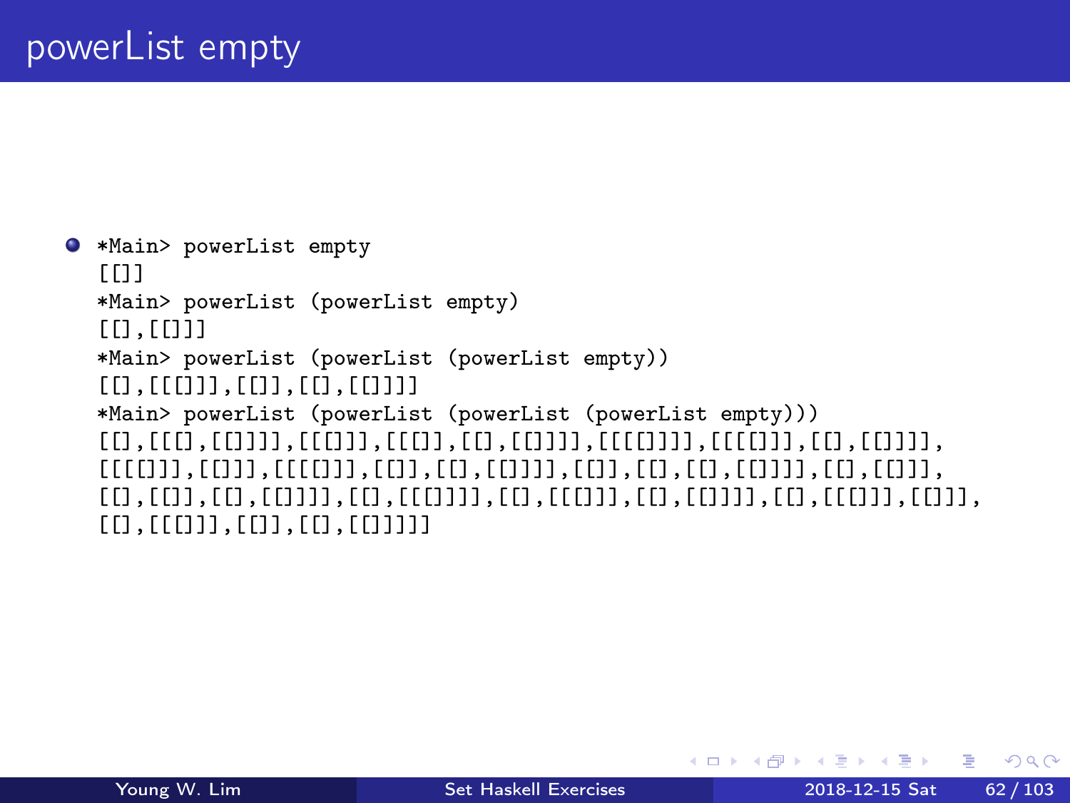# powerList empty

- ```
  *Main> powerList empty
  [[]]
  *Main> powerList (powerList empty)
  [[],[[]]]
  *Main> powerList (powerList (powerList empty))
  [[],[[[]]],[[]],[[],[[]]]]
  *Main> powerList (powerList (powerList (powerList empty)))
  [[],[[[],[[]]]],[[[]]],[[[]],[[],[[]]]],[[[[]]]],[[[[]]],[[],[[]]]],
  [[[[]]],[[]]],[[[[]]],[[]],[[],[[]]]],[[]],[[],[[],[[]]]],[[],[[]]],
  [[],[[]],[[],[[]]]],[[],[[[]]]],[[],[[[]]],[[],[[]]]],[[],[[[]]],[[]]],
  [[],[[[]]],[[]],[[],[[]]]]]
  ```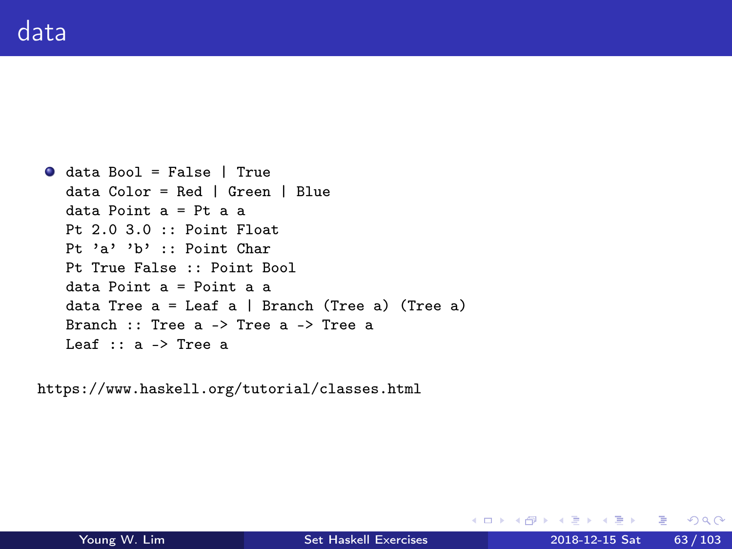# data

- ```
  data Bool = False | True
  data Color = Red | Green | Blue
  data Point a = Pt a a
  Pt 2.0 3.0 :: Point Float
  Pt 'a' 'b' :: Point Char
  Pt True False :: Point Bool
  data Point a = Point a a
  data Tree a = Leaf a | Branch (Tree a) (Tree a)
  Branch :: Tree a -> Tree a -> Tree a
  Leaf :: a -> Tree a
  ```

https://www.haskell.org/tutorial/classes.html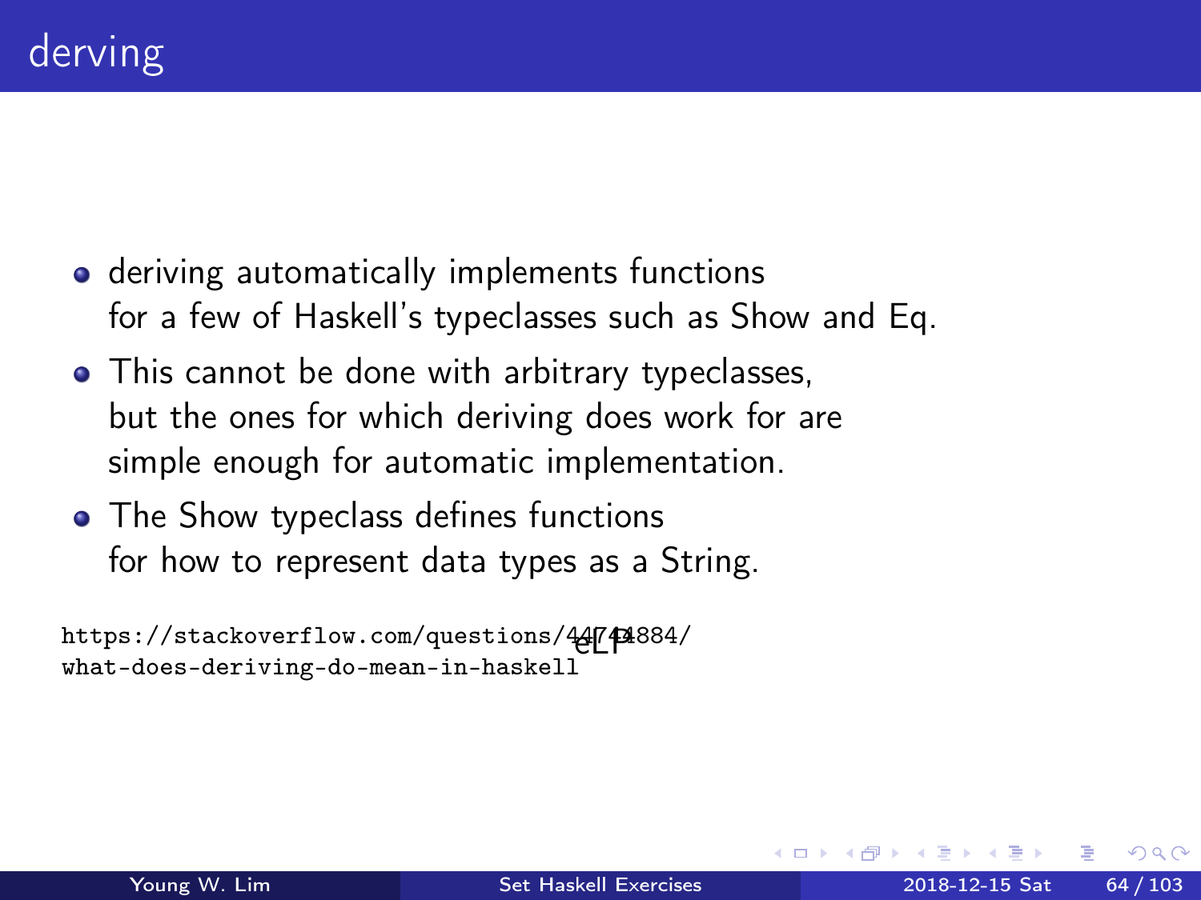# derving

- deriving automatically implements functions for a few of Haskell's typeclasses such as Show and Eq.
- This cannot be done with arbitrary typeclasses, but the ones for which deriving does work for are simple enough for automatic implementation.
- The Show typeclass defines functions for how to represent data types as a String.

https://stackoverflow.com/questions/44744884/what-does-deriving-do-mean-in-haskell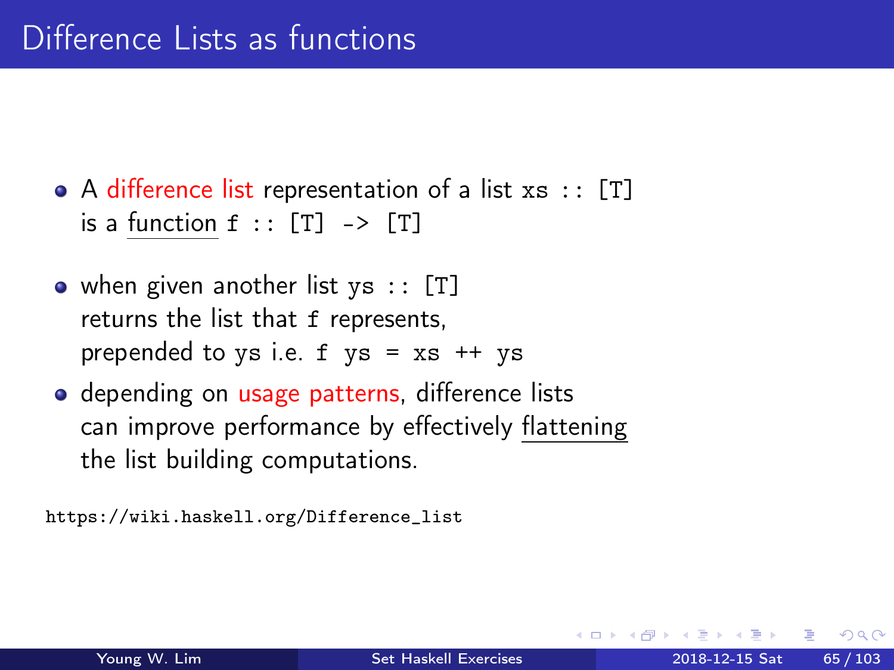# Difference Lists as functions

- A difference list representation of a list `xs :: [T]` is a function `f :: [T] -> [T]`
- when given another list `ys :: [T]` returns the list that `f` represents, prepended to `ys` i.e. `f ys = xs ++ ys`
- depending on usage patterns, difference lists can improve performance by effectively flattening the list building computations.

https://wiki.haskell.org/Difference_list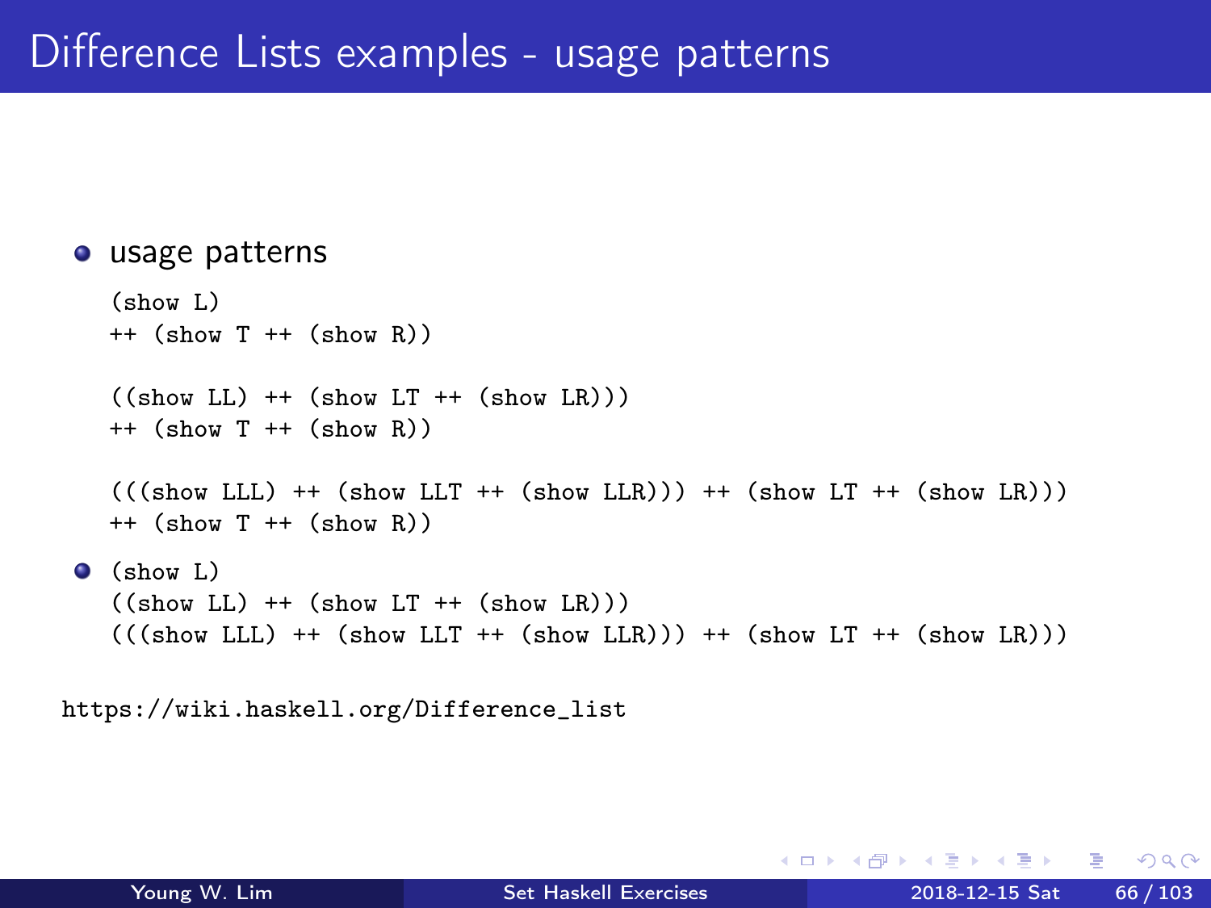# Difference Lists examples - usage patterns

- usage patterns

```
(show L)
++ (show T ++ (show R))

((show LL) ++ (show LT ++ (show LR)))
++ (show T ++ (show R))

(((show LLL) ++ (show LLT ++ (show LLR))) ++ (show LT ++ (show LR)))
++ (show T ++ (show R))
```

- ```
  (show L)
  ((show LL) ++ (show LT ++ (show LR)))
  (((show LLL) ++ (show LLT ++ (show LLR))) ++ (show LT ++ (show LR)))
  ```

https://wiki.haskell.org/Difference_list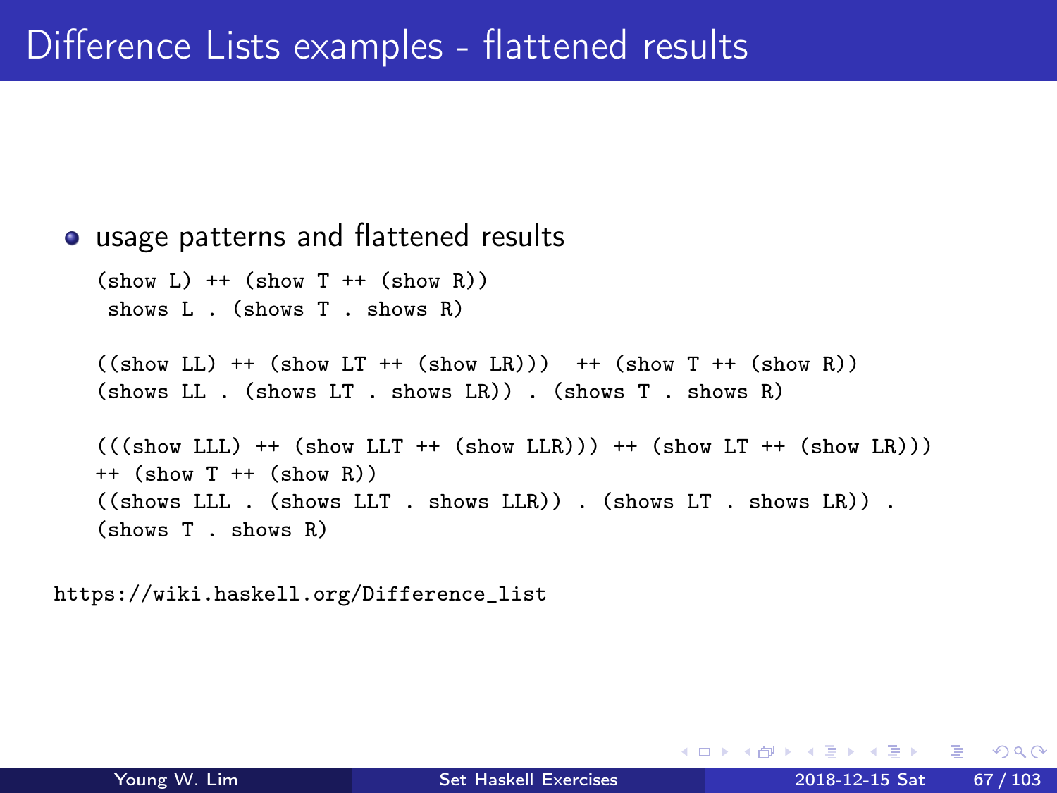# Difference Lists examples - flattened results

- usage patterns and flattened results

```
(show L) ++ (show T ++ (show R))
 shows L . (shows T . shows R)

((show LL) ++ (show LT ++ (show LR)))  ++ (show T ++ (show R))
(shows LL . (shows LT . shows LR)) . (shows T . shows R)

(((show LLL) ++ (show LLT ++ (show LLR))) ++ (show LT ++ (show LR)))
++ (show T ++ (show R))
((shows LLL . (shows LLT . shows LLR)) . (shows LT . shows LR)) .
(shows T . shows R)
```

https://wiki.haskell.org/Difference_list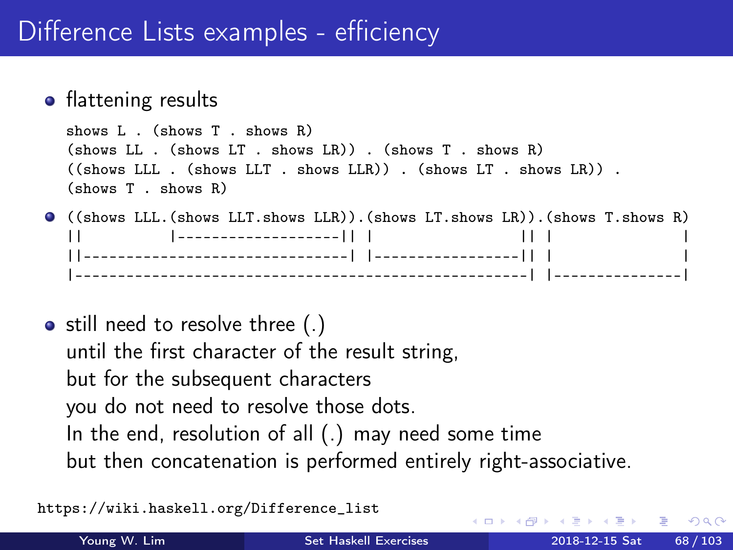# Difference Lists examples - efficiency

- flattening results

  ```
  shows L . (shows T . shows R)
  (shows LL . (shows LT . shows LR)) . (shows T . shows R)
  ((shows LLL . (shows LLT . shows LLR)) . (shows LT . shows LR)) .
  (shows T . shows R)
  ```

- ```
  ((shows LLL.(shows LLT.shows LLR)).(shows LT.shows LR)).(shows T.shows R)
  ||          |-------------------|| |                 || |              |
  ||------------------------------| |-----------------|| |              |
  |-------------------------------------------------------| |--------------|
  ```

- still need to resolve three (.)
  until the first character of the result string,
  but for the subsequent characters
  you do not need to resolve those dots.
  In the end, resolution of all (.) may need some time
  but then concatenation is performed entirely right-associative.

https://wiki.haskell.org/Difference_list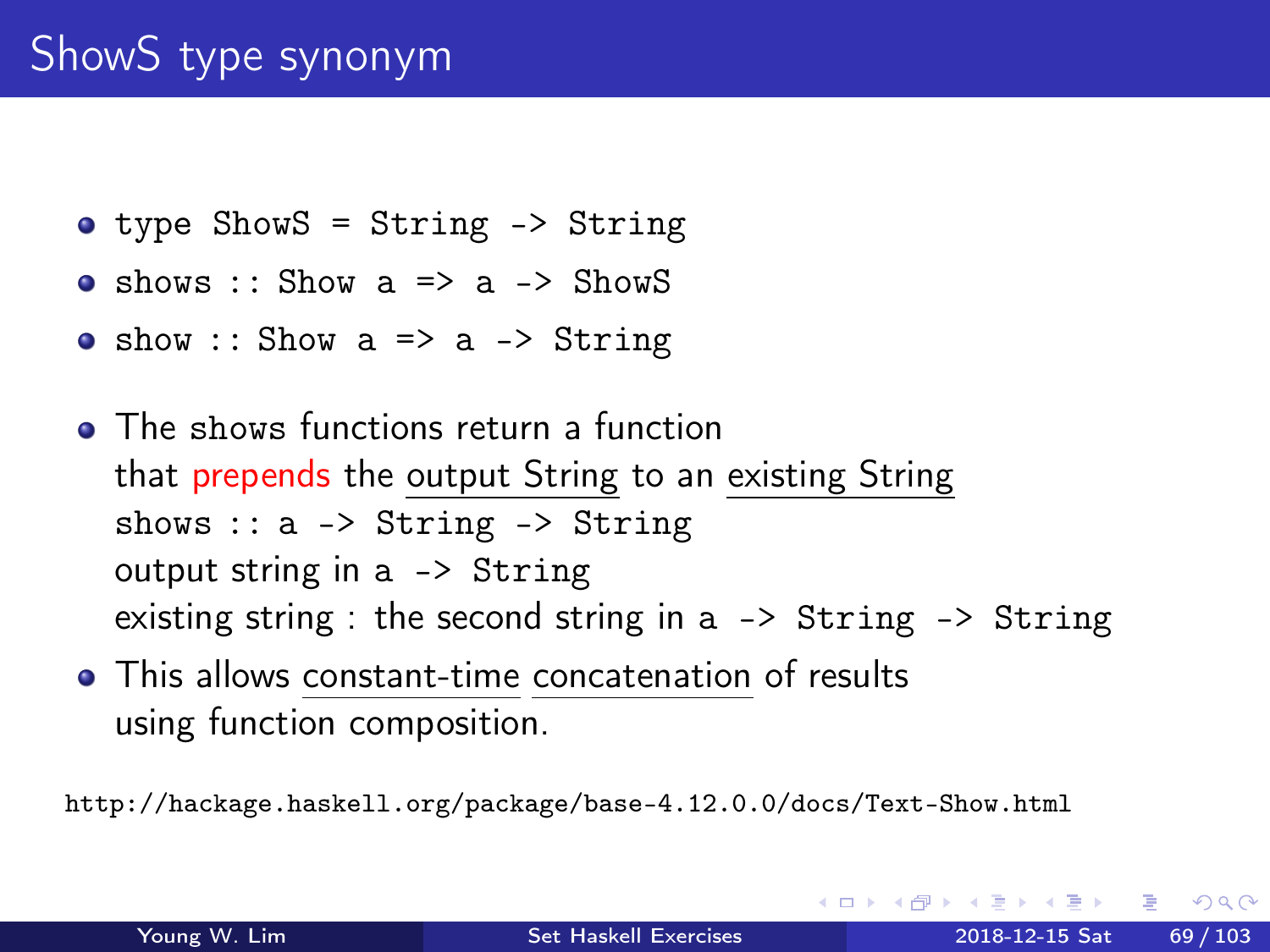# ShowS type synonym

- `type ShowS = String -> String`
- `shows :: Show a => a -> ShowS`
- `show :: Show a => a -> String`

- The `shows` functions return a function
  that prepends the output String to an existing String
  `shows :: a -> String -> String`
  output string in `a -> String`
  existing string : the second string in `a -> String -> String`
- This allows constant-time concatenation of results
  using function composition.

http://hackage.haskell.org/package/base-4.12.0.0/docs/Text-Show.html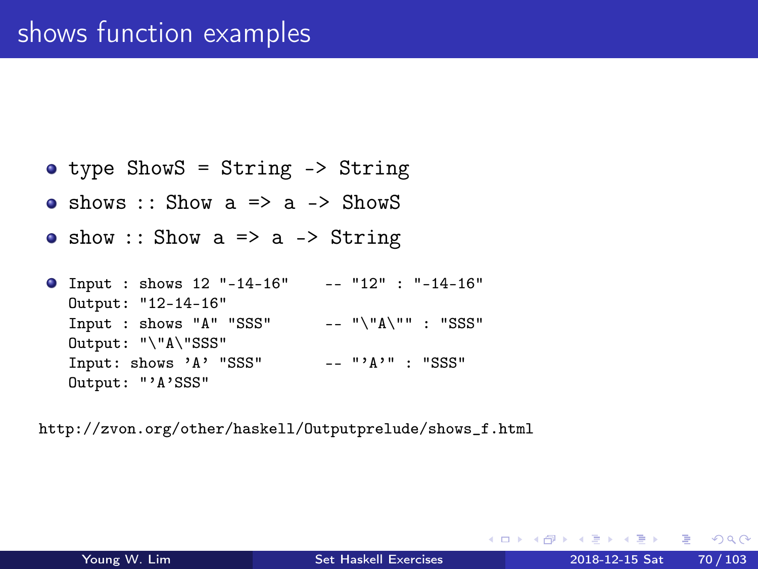# shows function examples

- `type ShowS = String -> String`
- `shows :: Show a => a -> ShowS`
- `show :: Show a => a -> String`
- 
```
Input : shows 12 "-14-16"     -- "12" : "-14-16"
Output: "12-14-16"
Input : shows "A" "SSS"       -- "\"A\"" : "SSS"
Output: "\"A\"SSS"
Input: shows 'A' "SSS"        -- "'A'" : "SSS"
Output: "'A'SSS"
```

http://zvon.org/other/haskell/Outputprelude/shows_f.html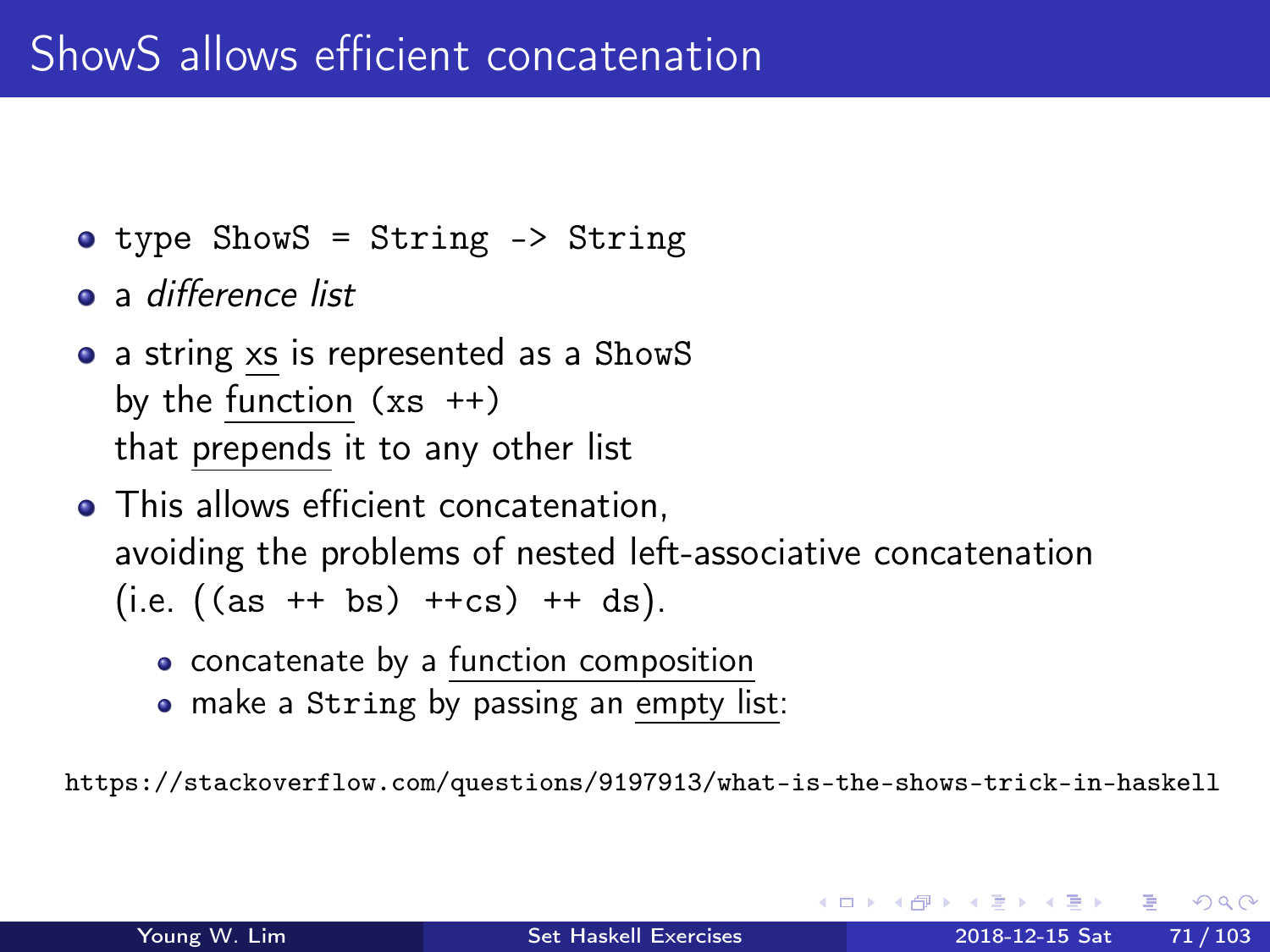# ShowS allows efficient concatenation

- `type ShowS = String -> String`
- a *difference list*
- a string xs is represented as a `ShowS` by the function `(xs ++)` that prepends it to any other list
- This allows efficient concatenation, avoiding the problems of nested left-associative concatenation (i.e. `((as ++ bs) ++cs) ++ ds`).
  - concatenate by a function composition
  - make a `String` by passing an empty list:

https://stackoverflow.com/questions/9197913/what-is-the-shows-trick-in-haskell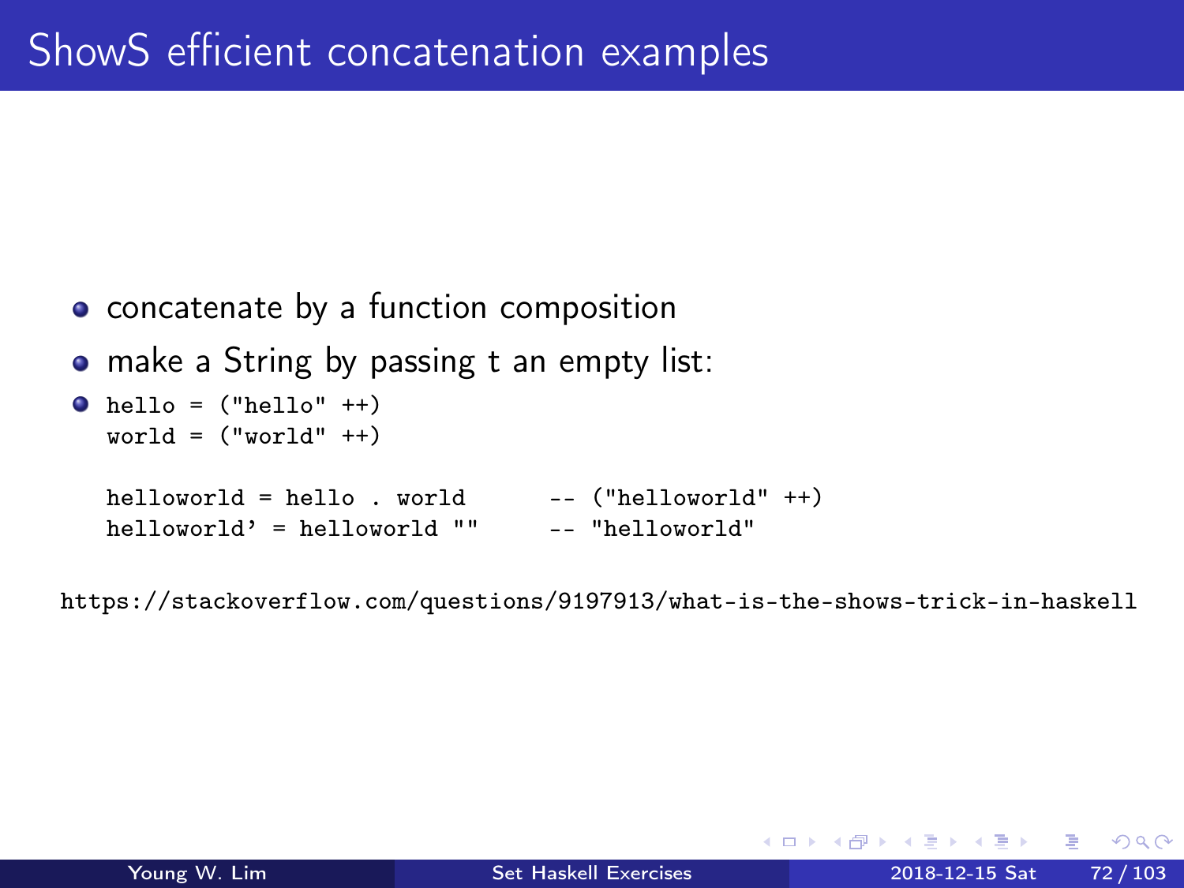# ShowS efficient concatenation examples

- concatenate by a function composition
- make a String by passing t an empty list:
- ```
  hello = ("hello" ++)
  world = ("world" ++)

  helloworld = hello . world       -- ("helloworld" ++)
  helloworld' = helloworld ""      -- "helloworld"
  ```

https://stackoverflow.com/questions/9197913/what-is-the-shows-trick-in-haskell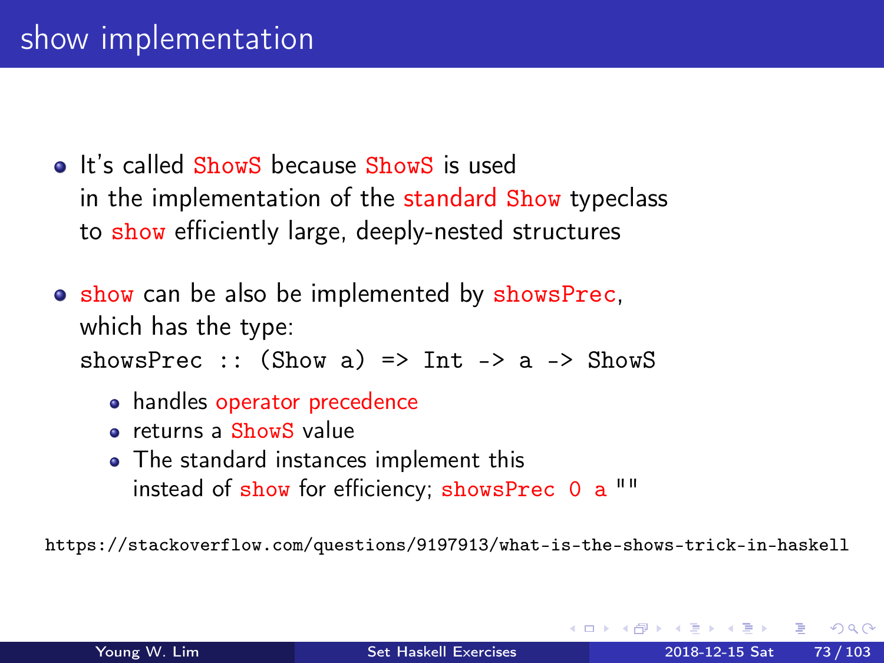# show implementation

- It's called `ShowS` because `ShowS` is used in the implementation of the standard `Show` typeclass to `show` efficiently large, deeply-nested structures

- `show` can be also be implemented by `showsPrec`, which has the type:

  ```
  showsPrec :: (Show a) => Int -> a -> ShowS
  ```

  - handles operator precedence
  - returns a `ShowS` value
  - The standard instances implement this instead of `show` for efficiency; `showsPrec 0 a ""`

https://stackoverflow.com/questions/9197913/what-is-the-shows-trick-in-haskell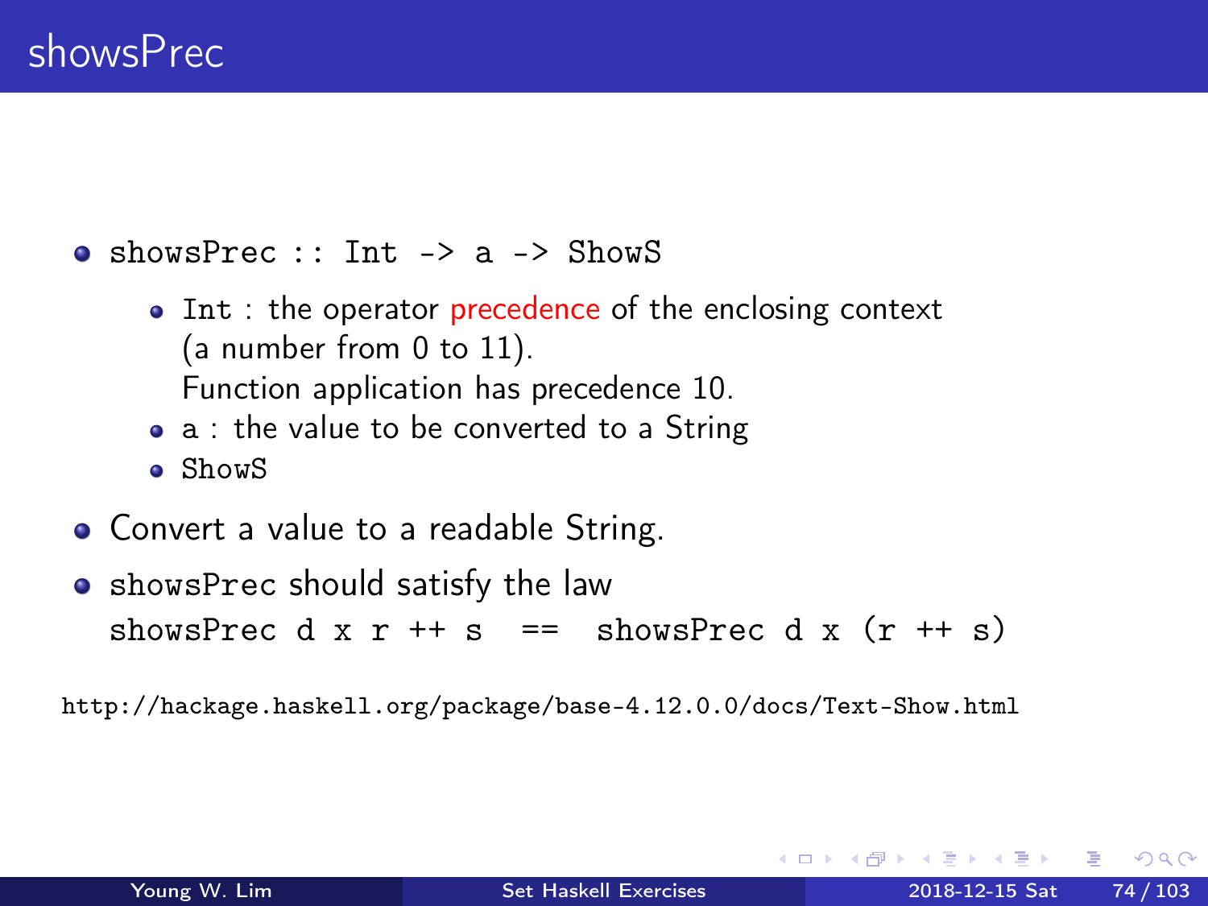# showsPrec

- `showsPrec :: Int -> a -> ShowS`
  - `Int` : the operator precedence of the enclosing context (a number from 0 to 11).
    Function application has precedence 10.
  - `a` : the value to be converted to a String
  - `ShowS`
- Convert a value to a readable String.
- showsPrec should satisfy the law

```
showsPrec d x r ++ s  ==  showsPrec d x (r ++ s)
```

http://hackage.haskell.org/package/base-4.12.0.0/docs/Text-Show.html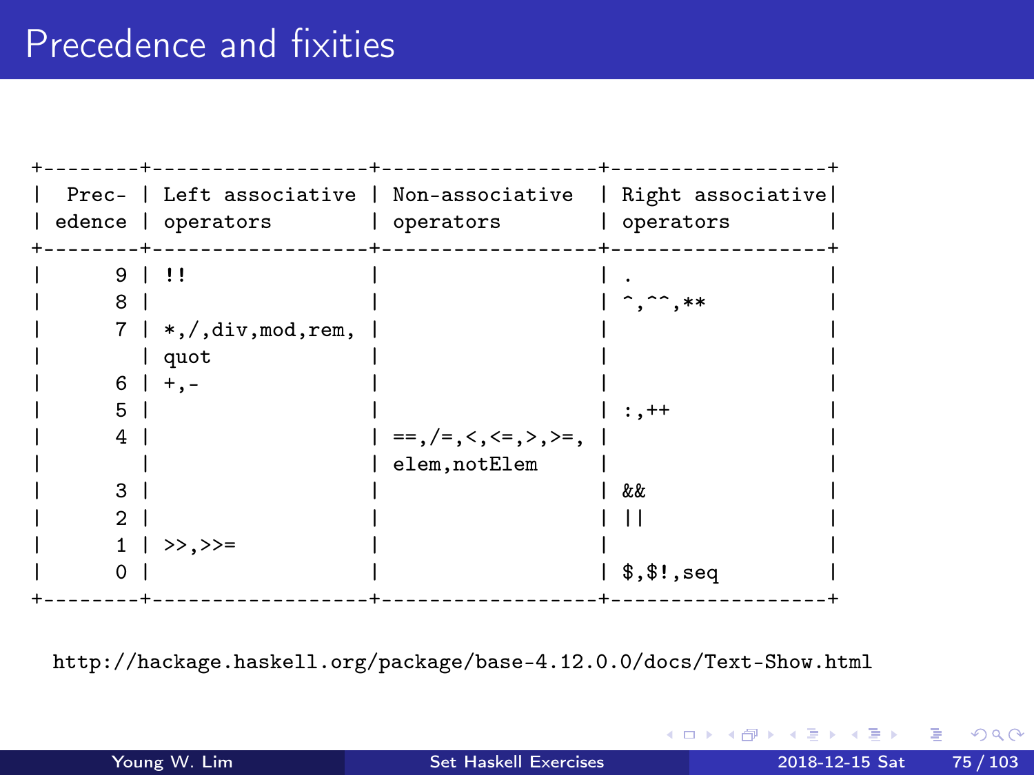# Precedence and fixities

```
+--------+-----------------+-----------------+-----------------+
|  Prec- | Left associative| Non-associative | Right associative|
| edence | operators       | operators       | operators       |
+--------+-----------------+-----------------+-----------------+
|      9 | !!              |                 | .               |
|      8 |                 |                 | ^,^^,**         |
|      7 | *,/,div,mod,rem,|                 |                 |
|        | quot            |                 |                 |
|      6 | +,-             |                 |                 |
|      5 |                 |                 | :,++            |
|      4 |                 | ==,/=,<,<=,>,>=,|                 |
|        |                 | elem,notElem    |                 |
|      3 |                 |                 | &&              |
|      2 |                 |                 | ||              |
|      1 | >>,>>=          |                 |                 |
|      0 |                 |                 | $,$!,seq        |
+--------+-----------------+-----------------+-----------------+
```

http://hackage.haskell.org/package/base-4.12.0.0/docs/Text-Show.html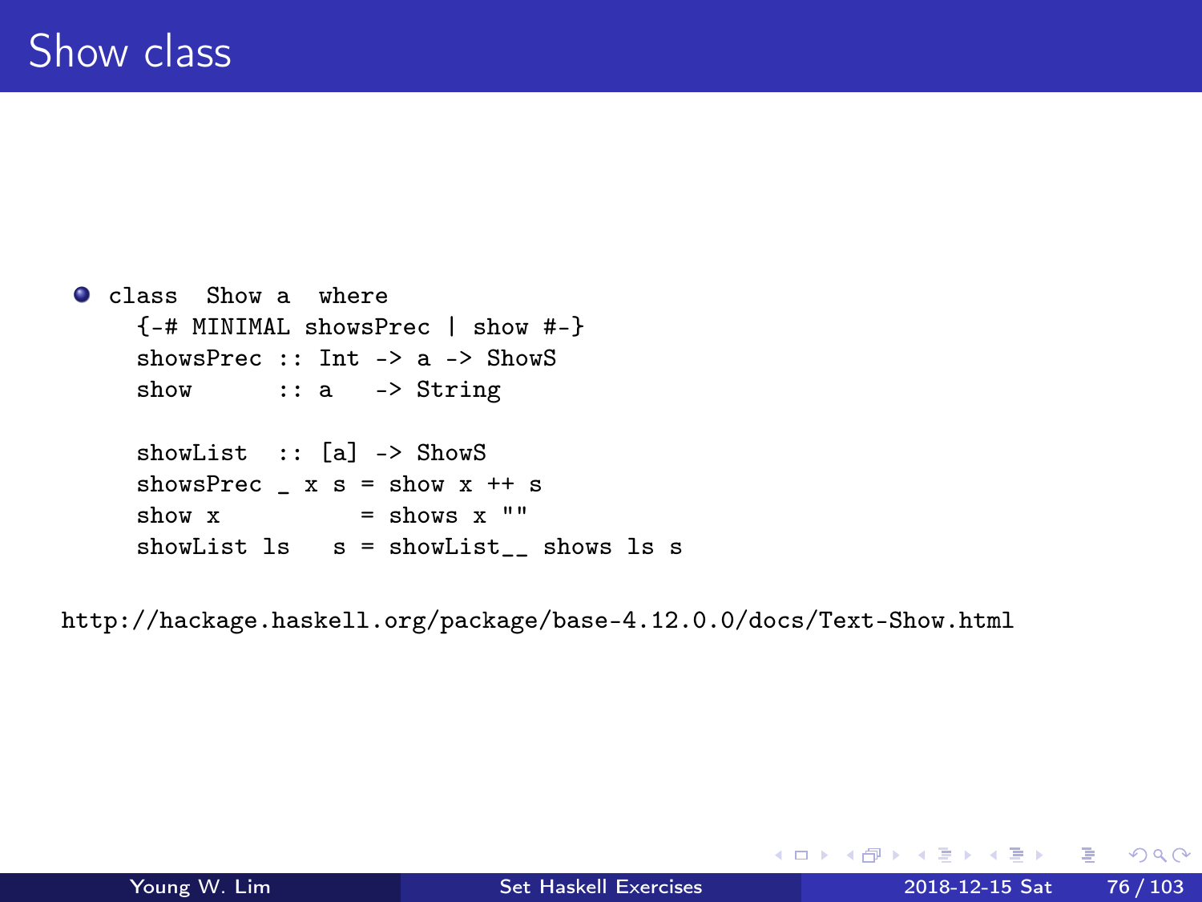# Show class

- ```
  class  Show a  where
    {-# MINIMAL showsPrec | show #-}
    showsPrec :: Int -> a -> ShowS
    show      :: a   -> String

    showList  :: [a] -> ShowS
    showsPrec _ x s = show x ++ s
    show x          = shows x ""
    showList ls   s = showList__ shows ls s
  ```

http://hackage.haskell.org/package/base-4.12.0.0/docs/Text-Show.html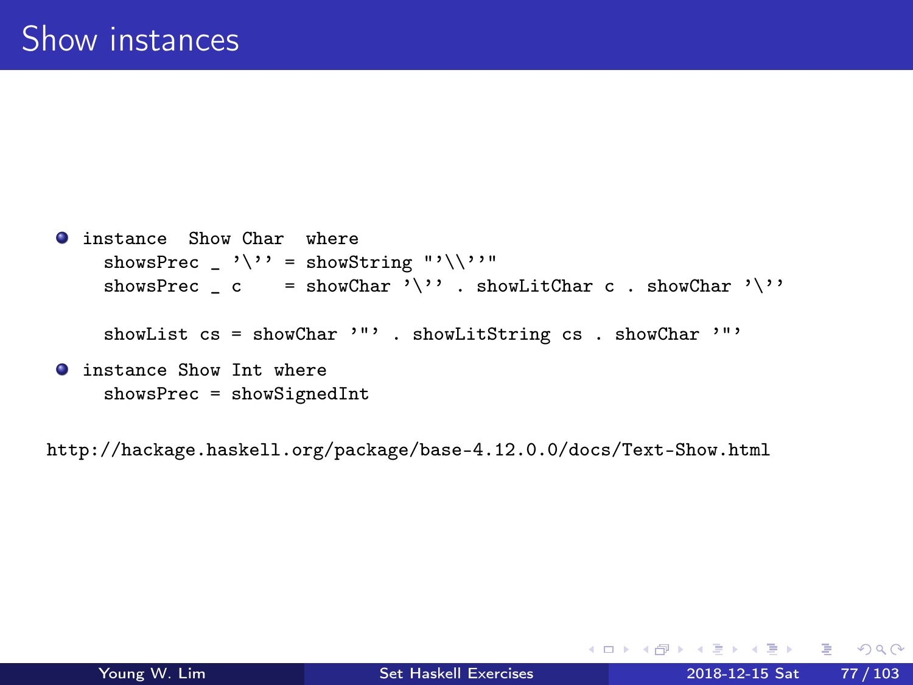# Show instances

- ```
  instance  Show Char  where
    showsPrec _ '\'' = showString "'\\''"
    showsPrec _ c    = showChar '\'' . showLitChar c . showChar '\''

    showList cs = showChar '"' . showLitString cs . showChar '"'
  ```
- ```
  instance Show Int where
    showsPrec = showSignedInt
  ```

http://hackage.haskell.org/package/base-4.12.0.0/docs/Text-Show.html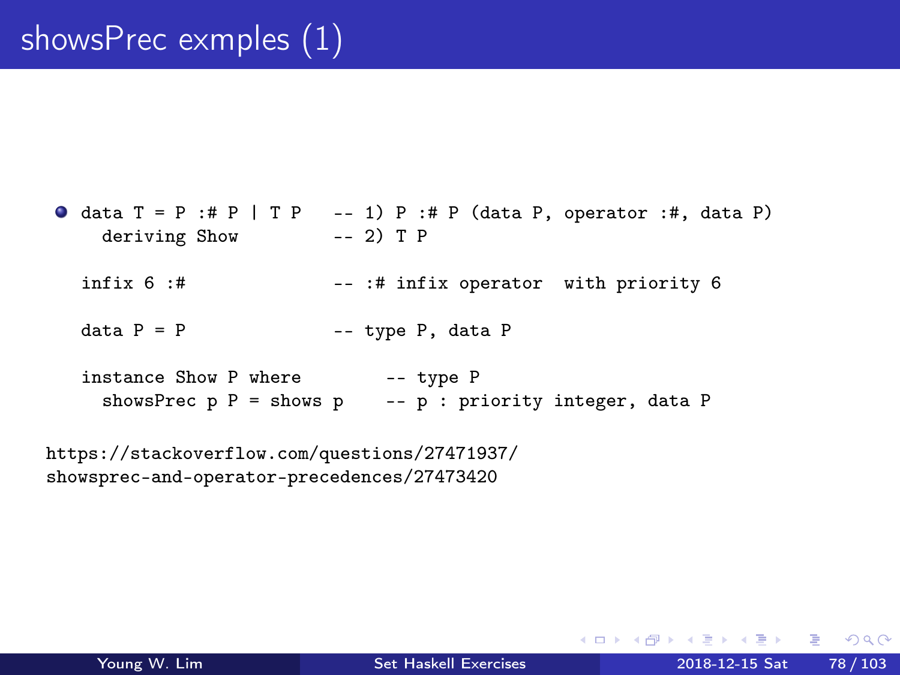# showsPrec exmples (1)

- ```
  data T = P :# P | T P    -- 1) P :# P (data P, operator :#, data P)
    deriving Show          -- 2) T P

  infix 6 :#               -- :# infix operator  with priority 6

  data P = P               -- type P, data P

  instance Show P where        -- type P
    showsPrec p P = shows p    -- p : priority integer, data P
  ```

https://stackoverflow.com/questions/27471937/showsprec-and-operator-precedences/27473420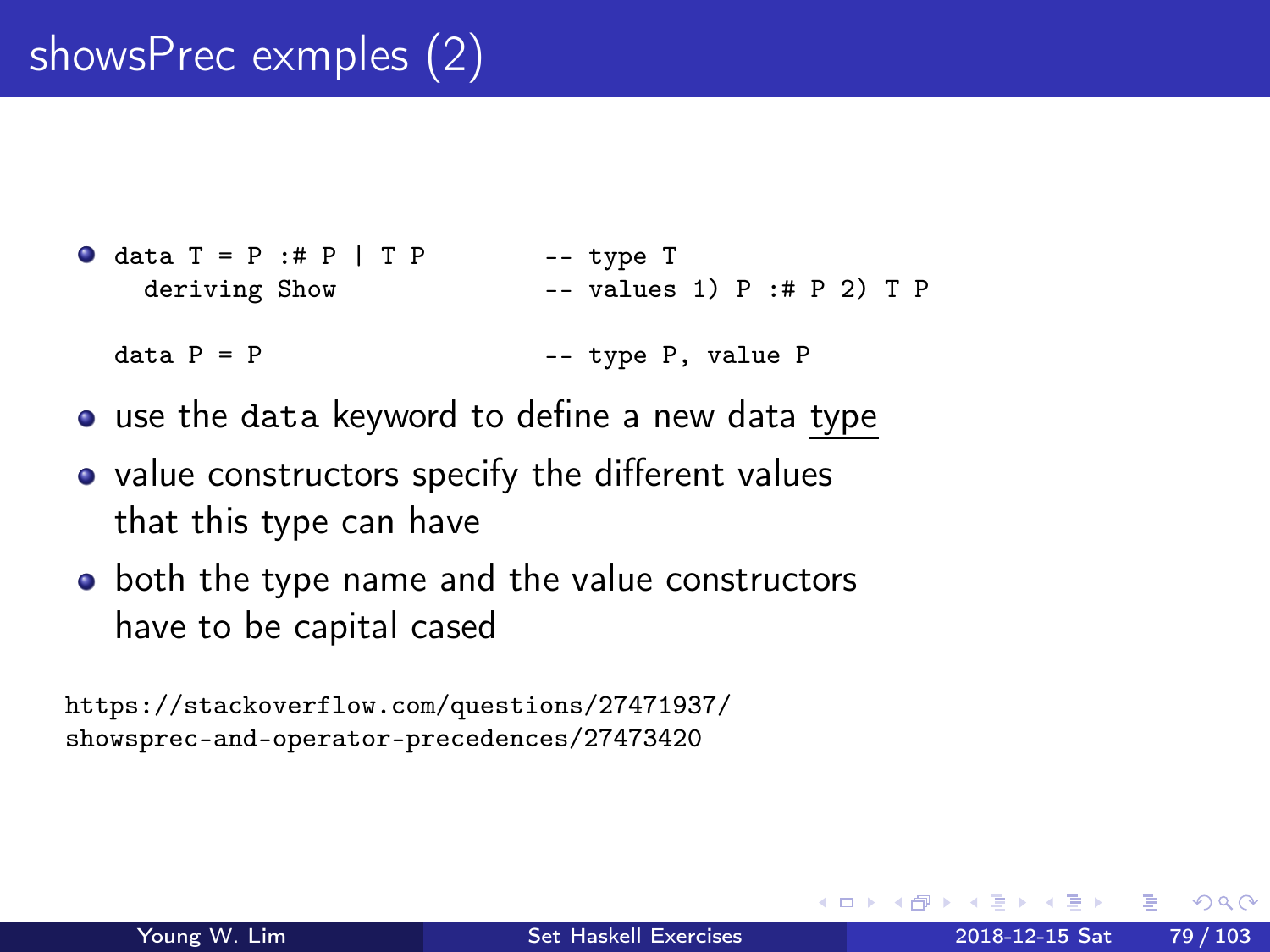# showsPrec exmples (2)

- ```
  data T = P :# P | T P         -- type T
    deriving Show               -- values 1) P :# P 2) T P

  data P = P                    -- type P, value P
  ```

- use the `data` keyword to define a new data type
- value constructors specify the different values that this type can have
- both the type name and the value constructors have to be capital cased

https://stackoverflow.com/questions/27471937/showsprec-and-operator-precedences/27473420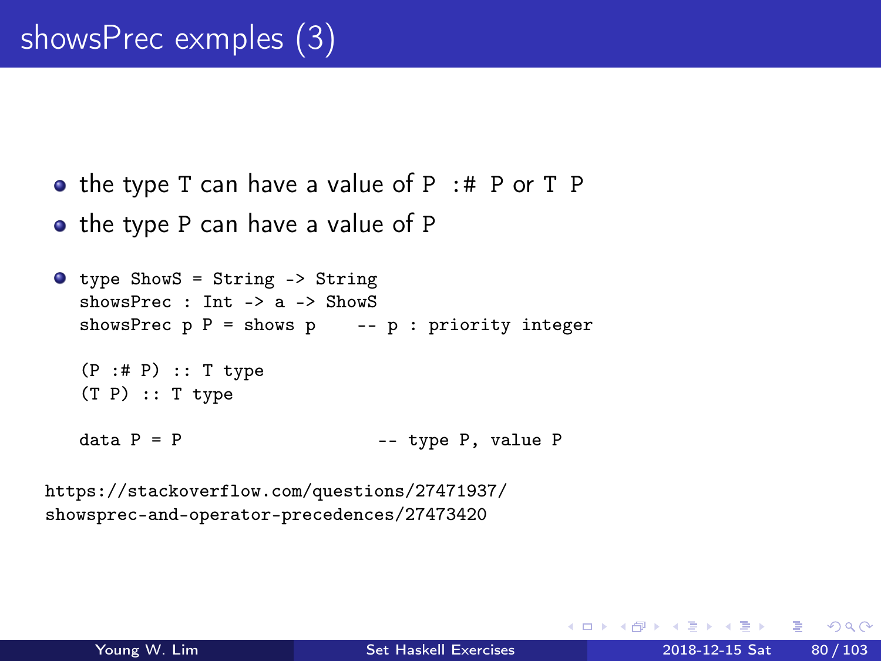# showsPrec exmples (3)

- the type `T` can have a value of `P :# P` or `T P`
- the type `P` can have a value of `P`

- ```
  type ShowS = String -> String
  showsPrec : Int -> a -> ShowS
  showsPrec p P = shows p    -- p : priority integer

  (P :# P) :: T type
  (T P) :: T type

  data P = P                  -- type P, value P
  ```

https://stackoverflow.com/questions/27471937/showsprec-and-operator-precedences/27473420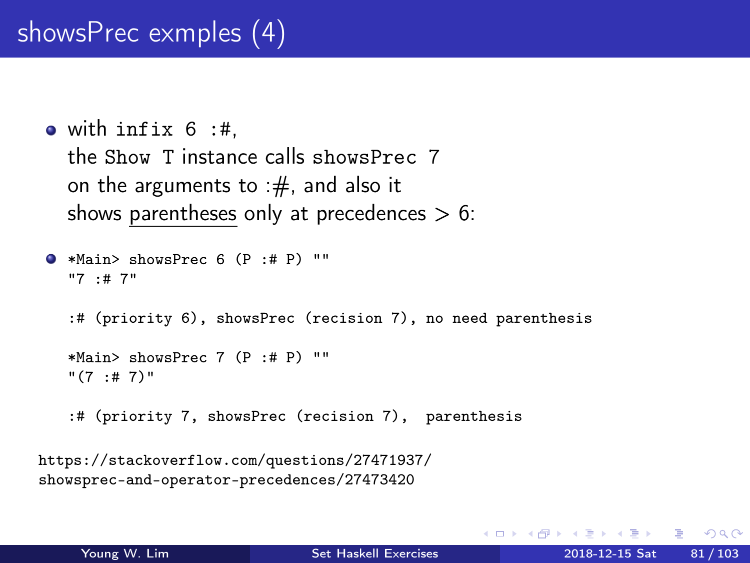# showsPrec exmples (4)

- with `infix 6 :#`,
  the `Show T` instance calls `showsPrec 7`
  on the arguments to :#, and also it
  shows <u>parentheses</u> only at precedences > 6:

- 
```
*Main> showsPrec 6 (P :# P) ""
"7 :# 7"

:# (priority 6), showsPrec (recision 7), no need parenthesis

*Main> showsPrec 7 (P :# P) ""
"(7 :# 7)"

:# (priority 7, showsPrec (recision 7),  parenthesis
```

https://stackoverflow.com/questions/27471937/showsprec-and-operator-precedences/27473420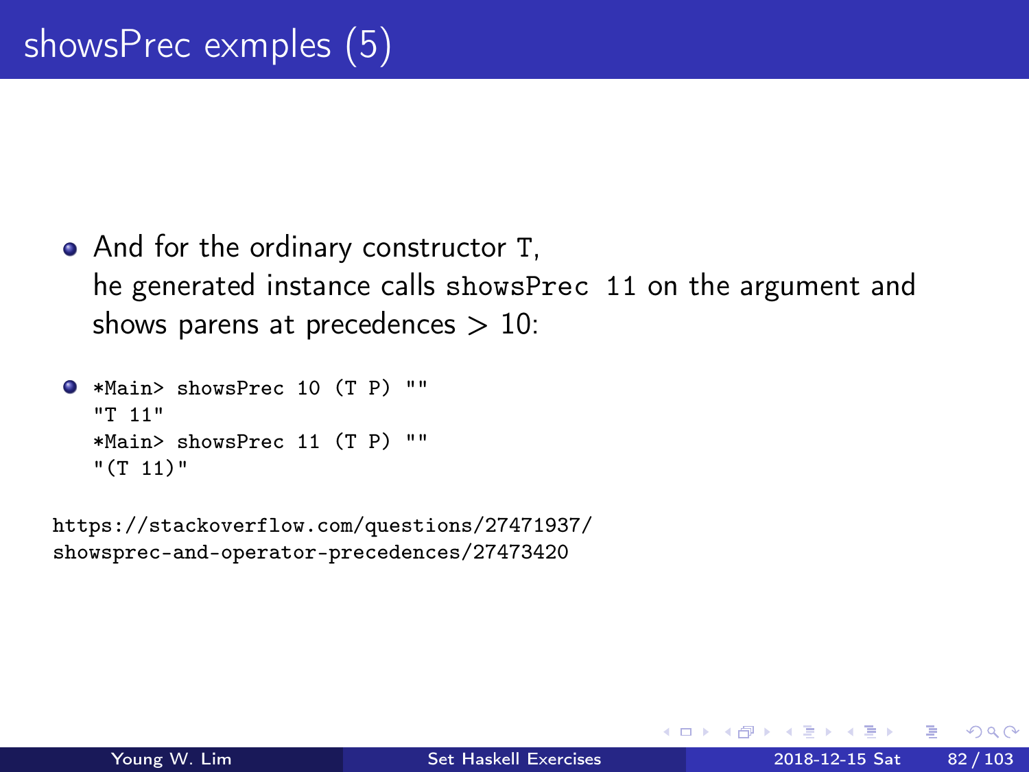# showsPrec exmples (5)

- And for the ordinary constructor `T`,
  he generated instance calls `showsPrec 11` on the argument and shows parens at precedences $> 10$:

- ```
  *Main> showsPrec 10 (T P) ""
  "T 11"
  *Main> showsPrec 11 (T P) ""
  "(T 11)"
  ```

https://stackoverflow.com/questions/27471937/showsprec-and-operator-precedences/27473420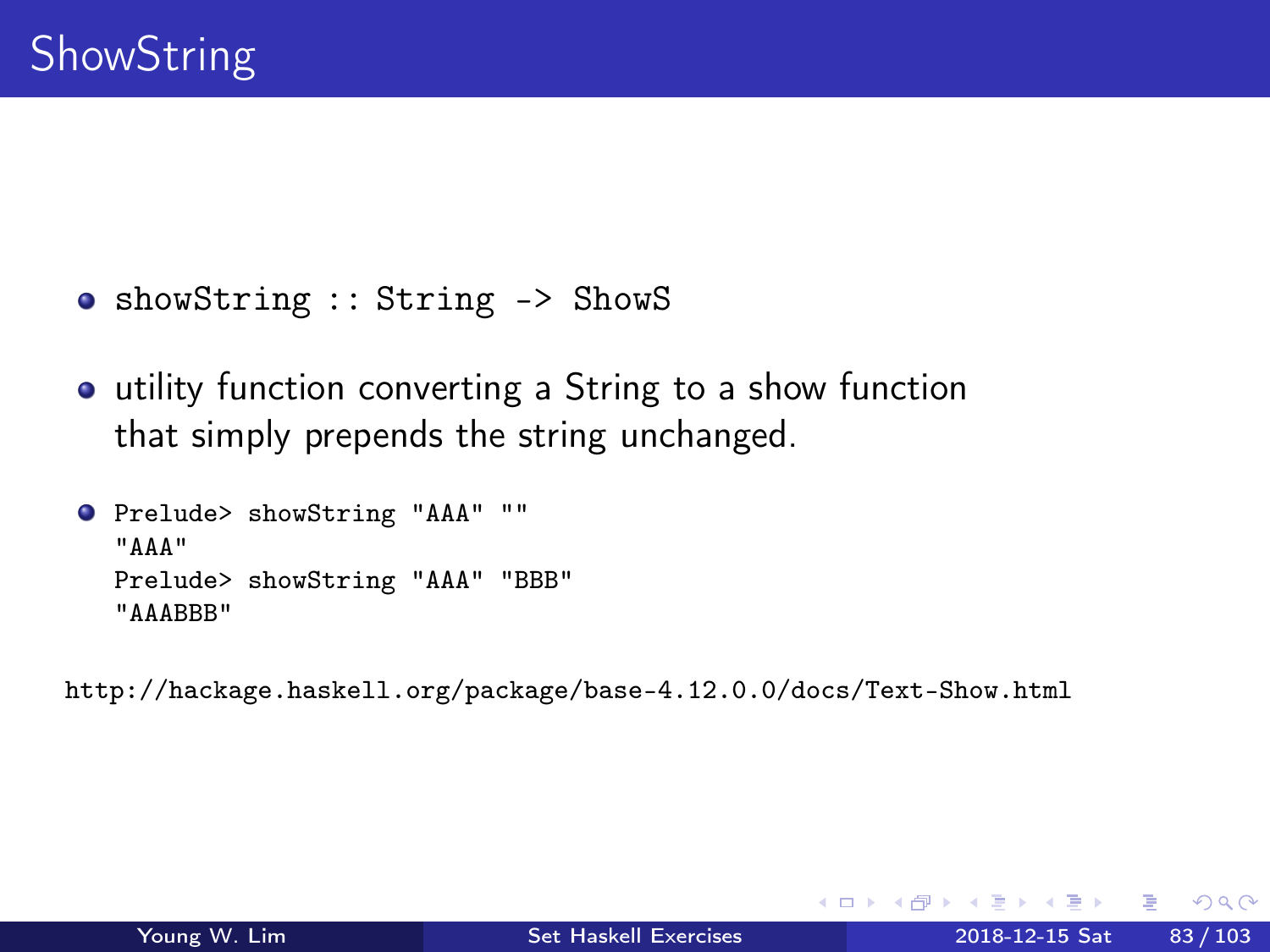# ShowString

- `showString :: String -> ShowS`
- utility function converting a String to a show function that simply prepends the string unchanged.
- ```
  Prelude> showString "AAA" ""
  "AAA"
  Prelude> showString "AAA" "BBB"
  "AAABBB"
  ```

http://hackage.haskell.org/package/base-4.12.0.0/docs/Text-Show.html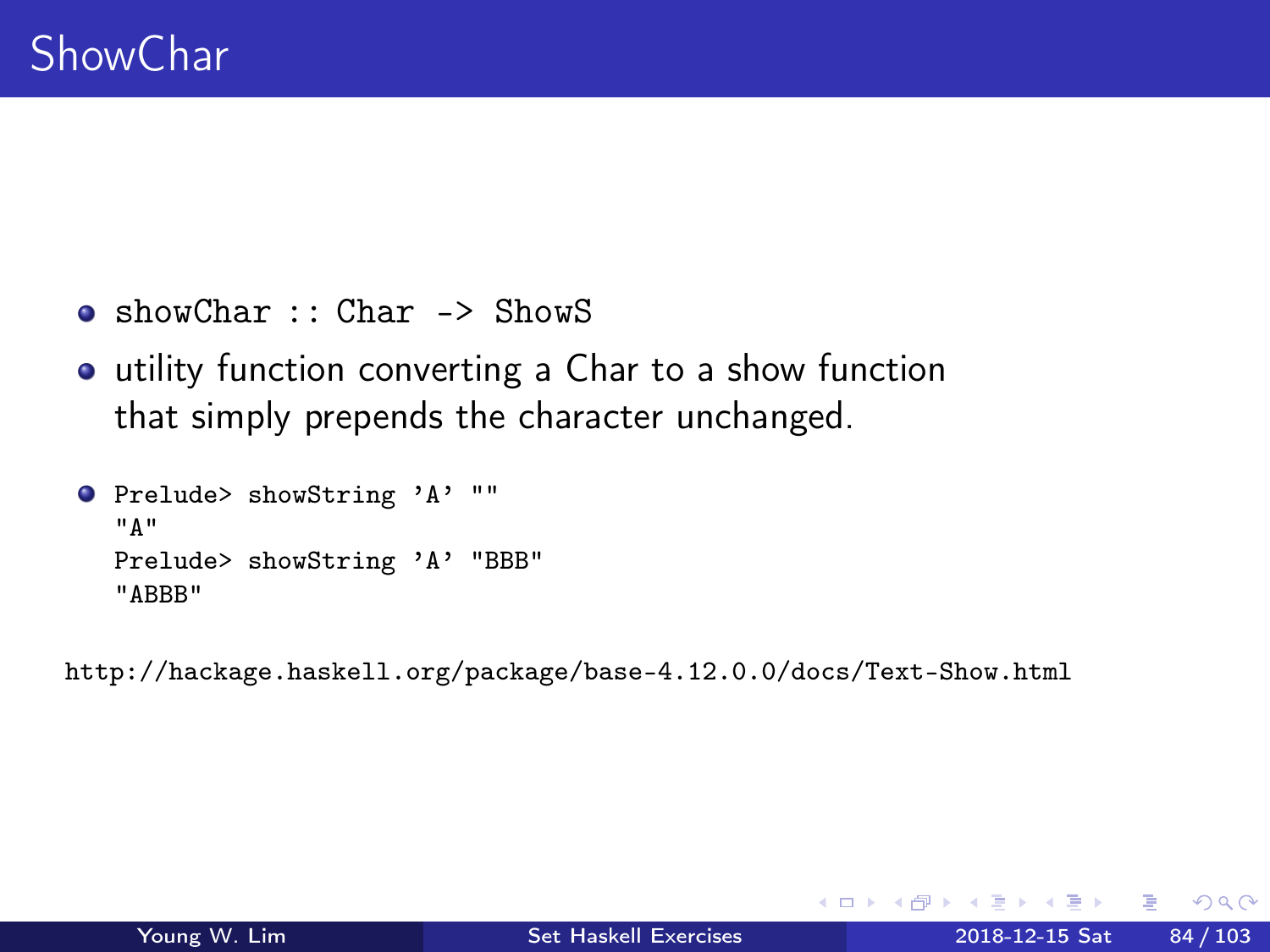# ShowChar

- `showChar :: Char -> ShowS`
- utility function converting a Char to a show function that simply prepends the character unchanged.
- ```
  Prelude> showString 'A' ""
  "A"
  Prelude> showString 'A' "BBB"
  "ABBB"
  ```

http://hackage.haskell.org/package/base-4.12.0.0/docs/Text-Show.html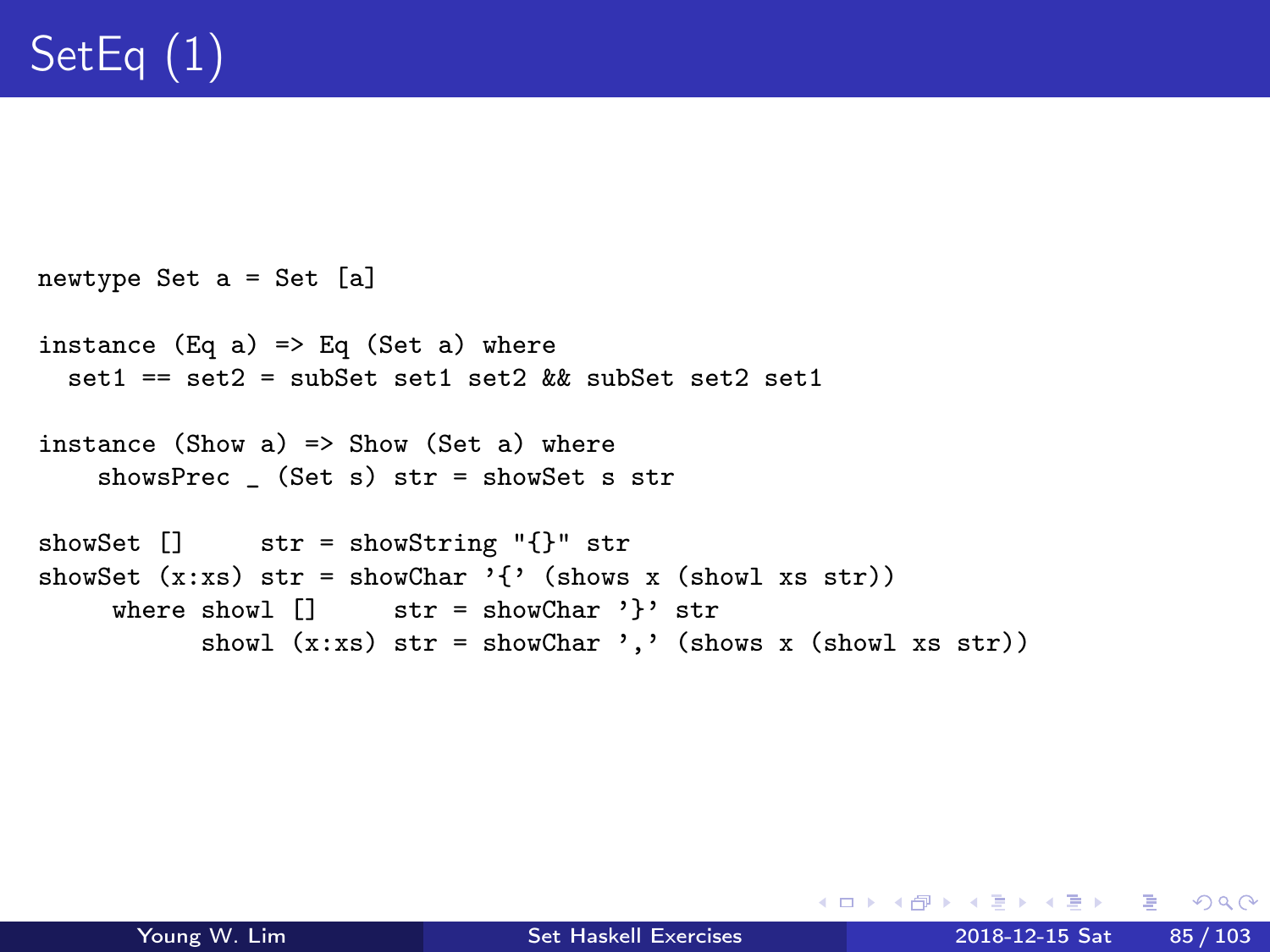# SetEq (1)

```
newtype Set a = Set [a]

instance (Eq a) => Eq (Set a) where
  set1 == set2 = subSet set1 set2 && subSet set2 set1

instance (Show a) => Show (Set a) where
    showsPrec _ (Set s) str = showSet s str

showSet []     str = showString "{}" str
showSet (x:xs) str = showChar '{' (shows x (showl xs str))
     where showl []     str = showChar '}' str
           showl (x:xs) str = showChar ',' (shows x (showl xs str))
```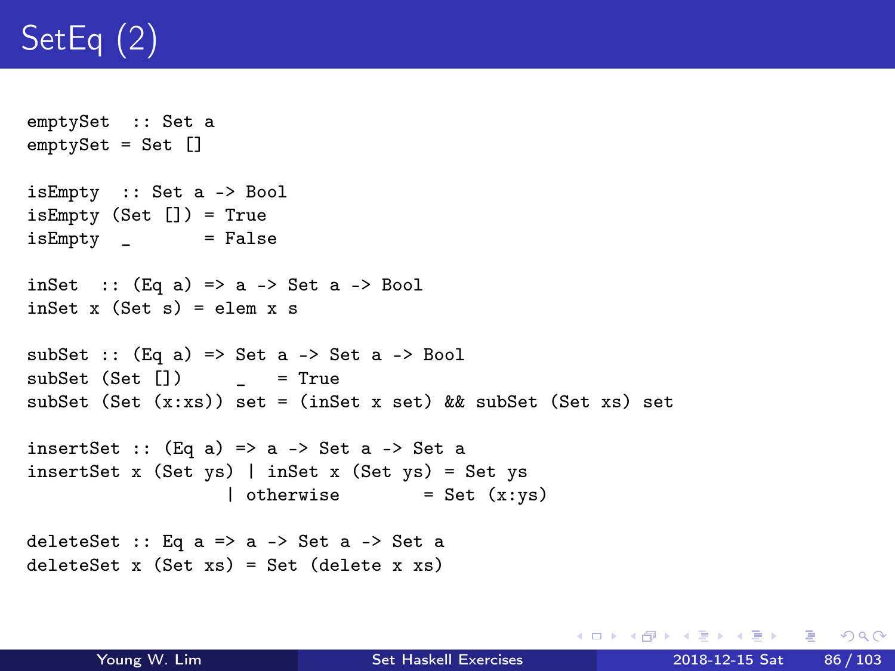# SetEq (2)

```haskell
emptySet  :: Set a
emptySet = Set []

isEmpty  :: Set a -> Bool
isEmpty (Set []) = True
isEmpty  _       = False

inSet  :: (Eq a) => a -> Set a -> Bool
inSet x (Set s) = elem x s

subSet :: (Eq a) => Set a -> Set a -> Bool
subSet (Set [])     _    = True
subSet (Set (x:xs)) set = (inSet x set) && subSet (Set xs) set

insertSet :: (Eq a) => a -> Set a -> Set a
insertSet x (Set ys) | inSet x (Set ys) = Set ys
                     | otherwise        = Set (x:ys)

deleteSet :: Eq a => a -> Set a -> Set a
deleteSet x (Set xs) = Set (delete x xs)
```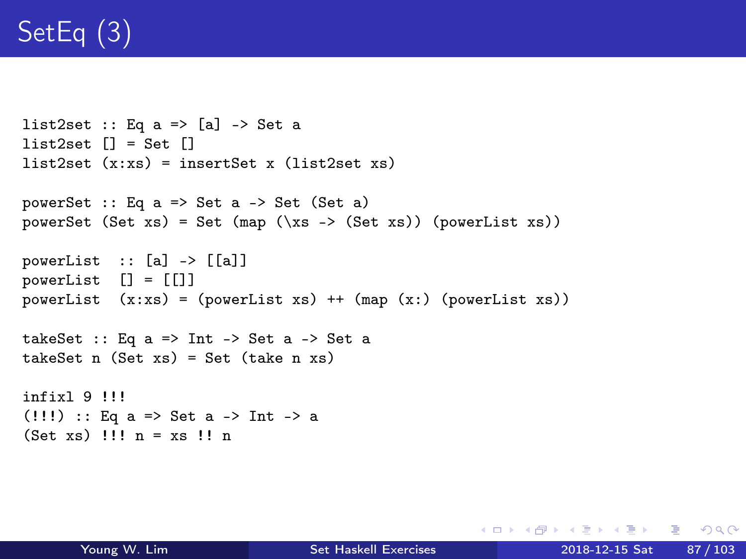# SetEq (3)

```
list2set :: Eq a => [a] -> Set a
list2set [] = Set []
list2set (x:xs) = insertSet x (list2set xs)

powerSet :: Eq a => Set a -> Set (Set a)
powerSet (Set xs) = Set (map (\xs -> (Set xs)) (powerList xs))

powerList  :: [a] -> [[a]]
powerList  [] = [[]]
powerList  (x:xs) = (powerList xs) ++ (map (x:) (powerList xs))

takeSet :: Eq a => Int -> Set a -> Set a
takeSet n (Set xs) = Set (take n xs)

infixl 9 !!!
(!!!) :: Eq a => Set a -> Int -> a
(Set xs) !!! n = xs !! n
```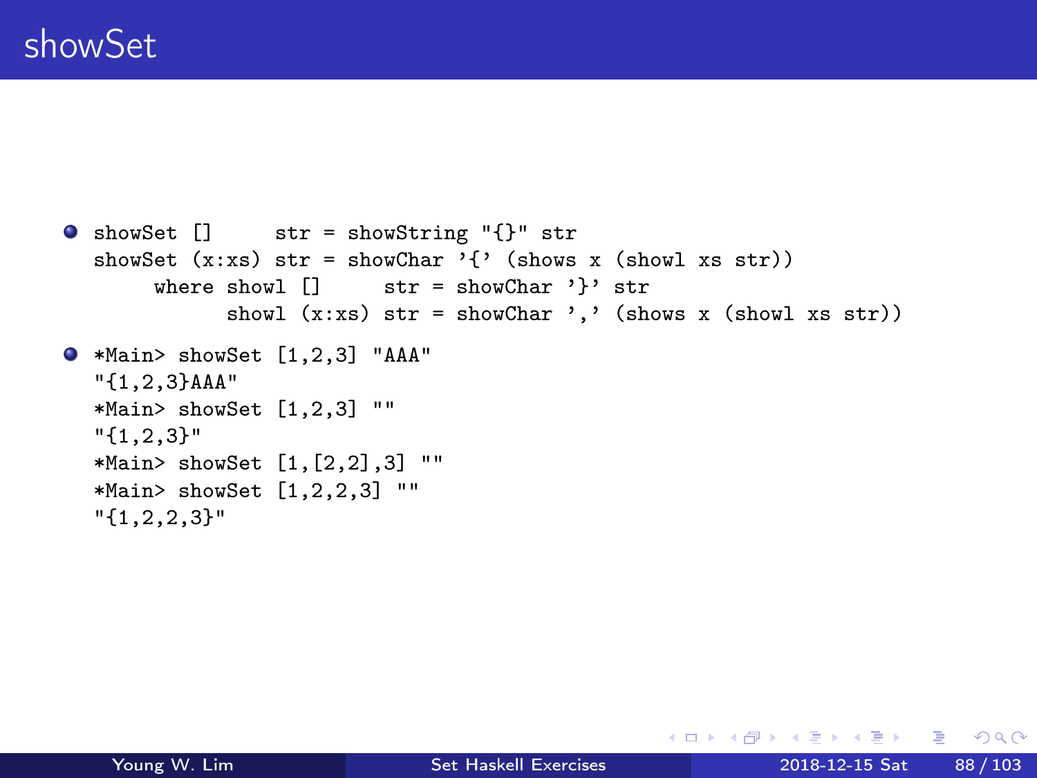# showSet

- ```
  showSet []     str = showString "{}" str
  showSet (x:xs) str = showChar '{' (shows x (showl xs str))
       where showl []     str = showChar '}' str
             showl (x:xs) str = showChar ',' (shows x (showl xs str))
  ```

- ```
  *Main> showSet [1,2,3] "AAA"
  "{1,2,3}AAA"
  *Main> showSet [1,2,3] ""
  "{1,2,3}"
  *Main> showSet [1,[2,2],3] ""
  *Main> showSet [1,2,2,3] ""
  "{1,2,2,3}"
  ```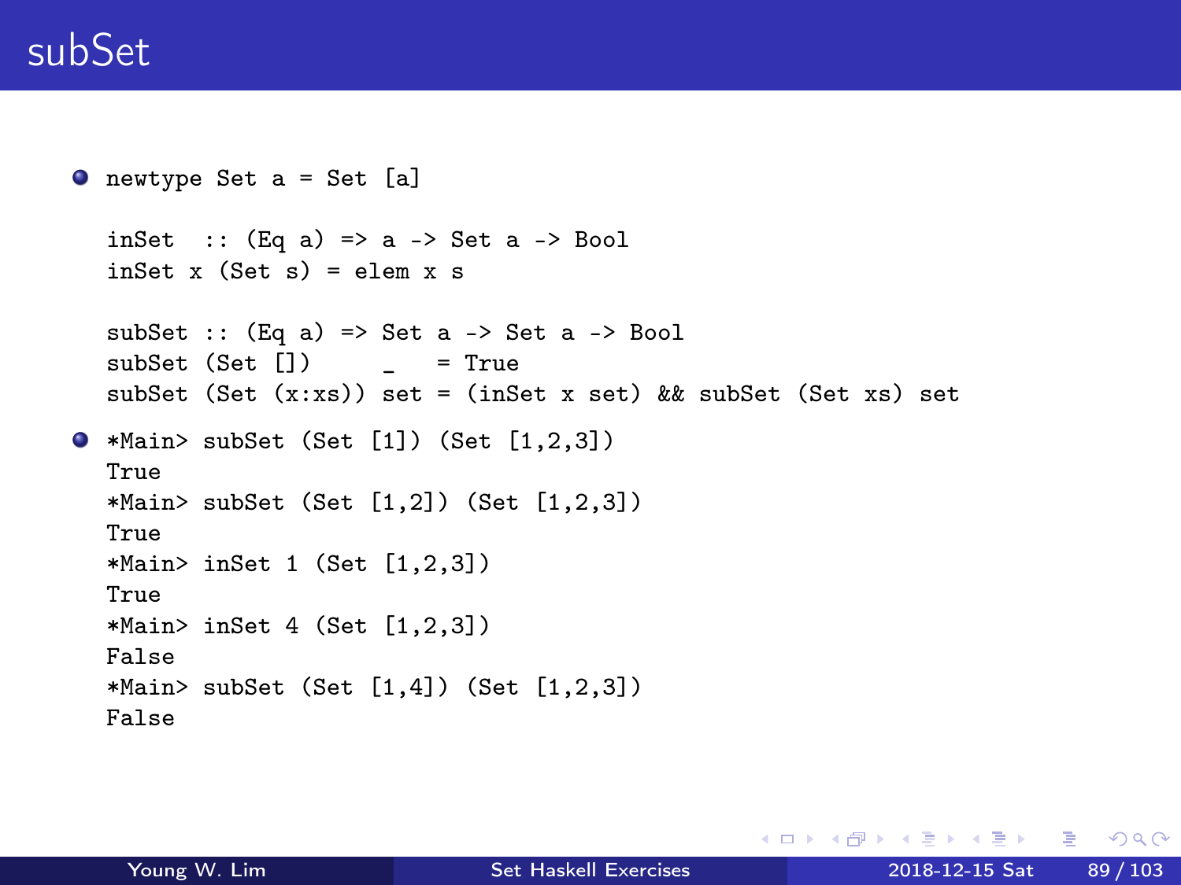# subSet

- ```haskell
  newtype Set a = Set [a]

  inSet  :: (Eq a) => a -> Set a -> Bool
  inSet x (Set s) = elem x s

  subSet :: (Eq a) => Set a -> Set a -> Bool
  subSet (Set [])      _    = True
  subSet (Set (x:xs)) set = (inSet x set) && subSet (Set xs) set
  ```

- ```
  *Main> subSet (Set [1]) (Set [1,2,3])
  True
  *Main> subSet (Set [1,2]) (Set [1,2,3])
  True
  *Main> inSet 1 (Set [1,2,3])
  True
  *Main> inSet 4 (Set [1,2,3])
  False
  *Main> subSet (Set [1,4]) (Set [1,2,3])
  False
  ```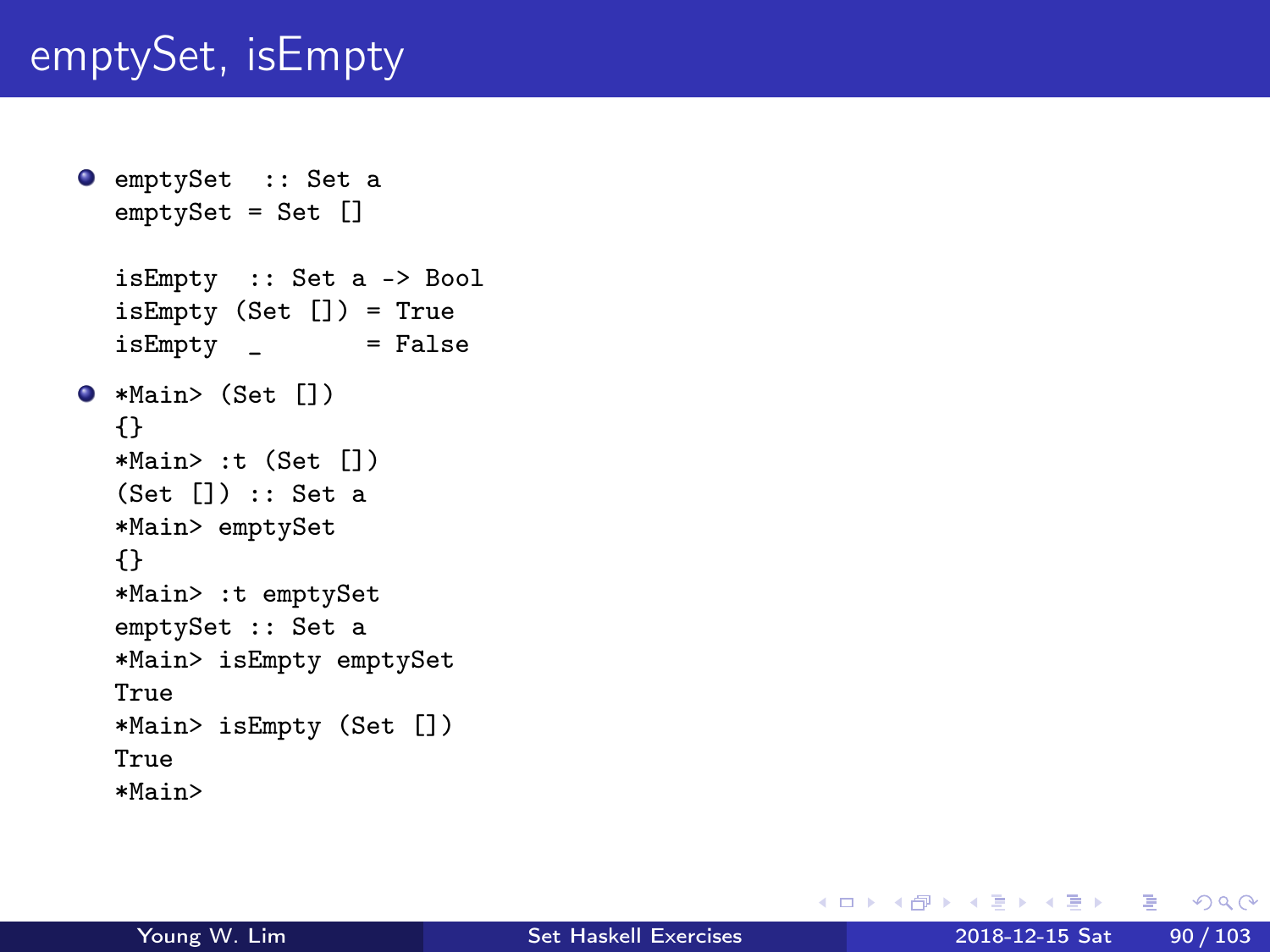# emptySet, isEmpty

- ```
  emptySet  :: Set a
  emptySet = Set []

  isEmpty  :: Set a -> Bool
  isEmpty (Set []) = True
  isEmpty _        = False
  ```

- ```
  *Main> (Set [])
  {}
  *Main> :t (Set [])
  (Set []) :: Set a
  *Main> emptySet
  {}
  *Main> :t emptySet
  emptySet :: Set a
  *Main> isEmpty emptySet
  True
  *Main> isEmpty (Set [])
  True
  *Main>
  ```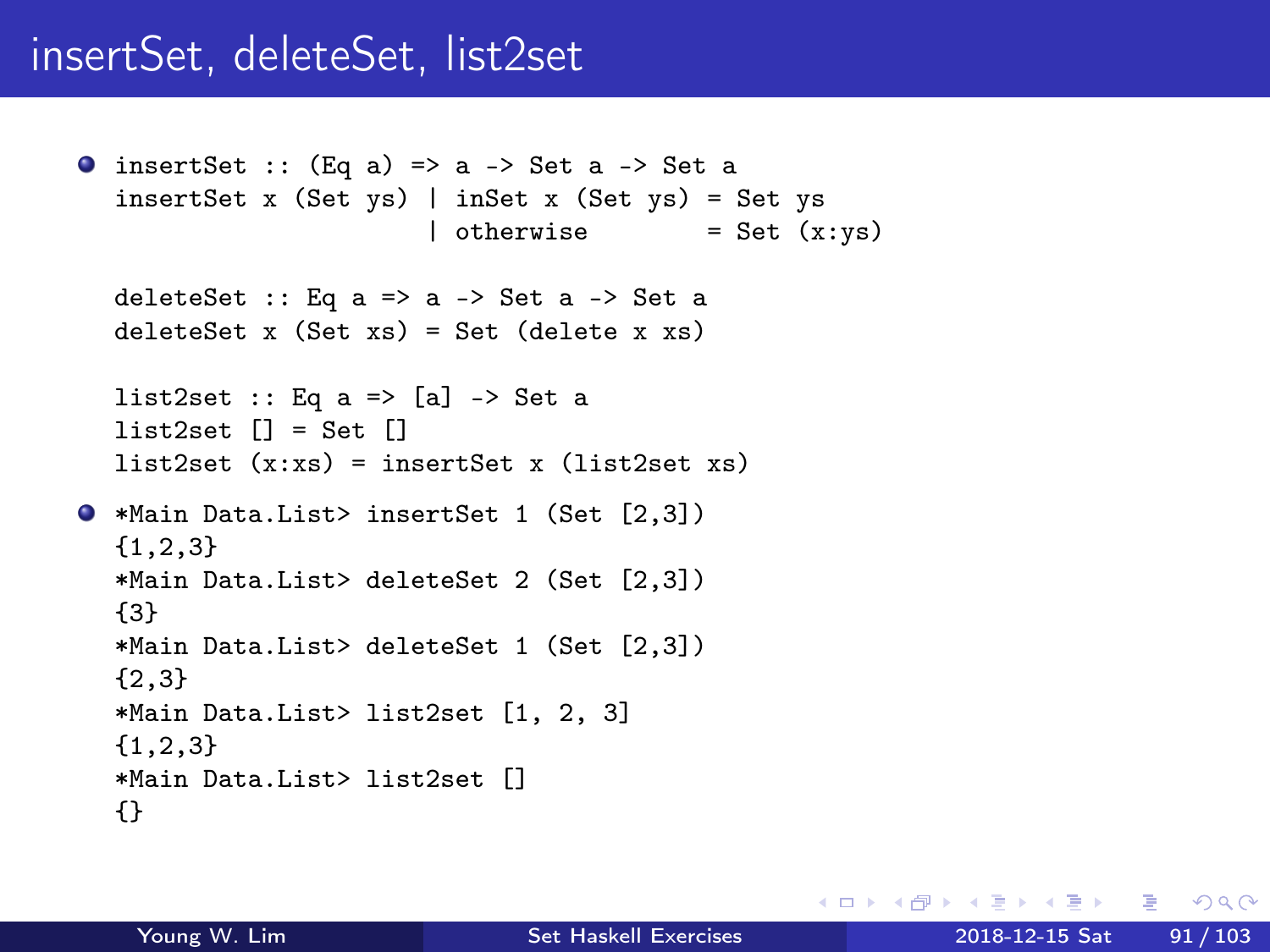# insertSet, deleteSet, list2set

- ```
  insertSet :: (Eq a) => a -> Set a -> Set a
  insertSet x (Set ys) | inSet x (Set ys) = Set ys
                       | otherwise        = Set (x:ys)

  deleteSet :: Eq a => a -> Set a -> Set a
  deleteSet x (Set xs) = Set (delete x xs)

  list2set :: Eq a => [a] -> Set a
  list2set [] = Set []
  list2set (x:xs) = insertSet x (list2set xs)
  ```

- ```
  *Main Data.List> insertSet 1 (Set [2,3])
  {1,2,3}
  *Main Data.List> deleteSet 2 (Set [2,3])
  {3}
  *Main Data.List> deleteSet 1 (Set [2,3])
  {2,3}
  *Main Data.List> list2set [1, 2, 3]
  {1,2,3}
  *Main Data.List> list2set []
  {}
  ```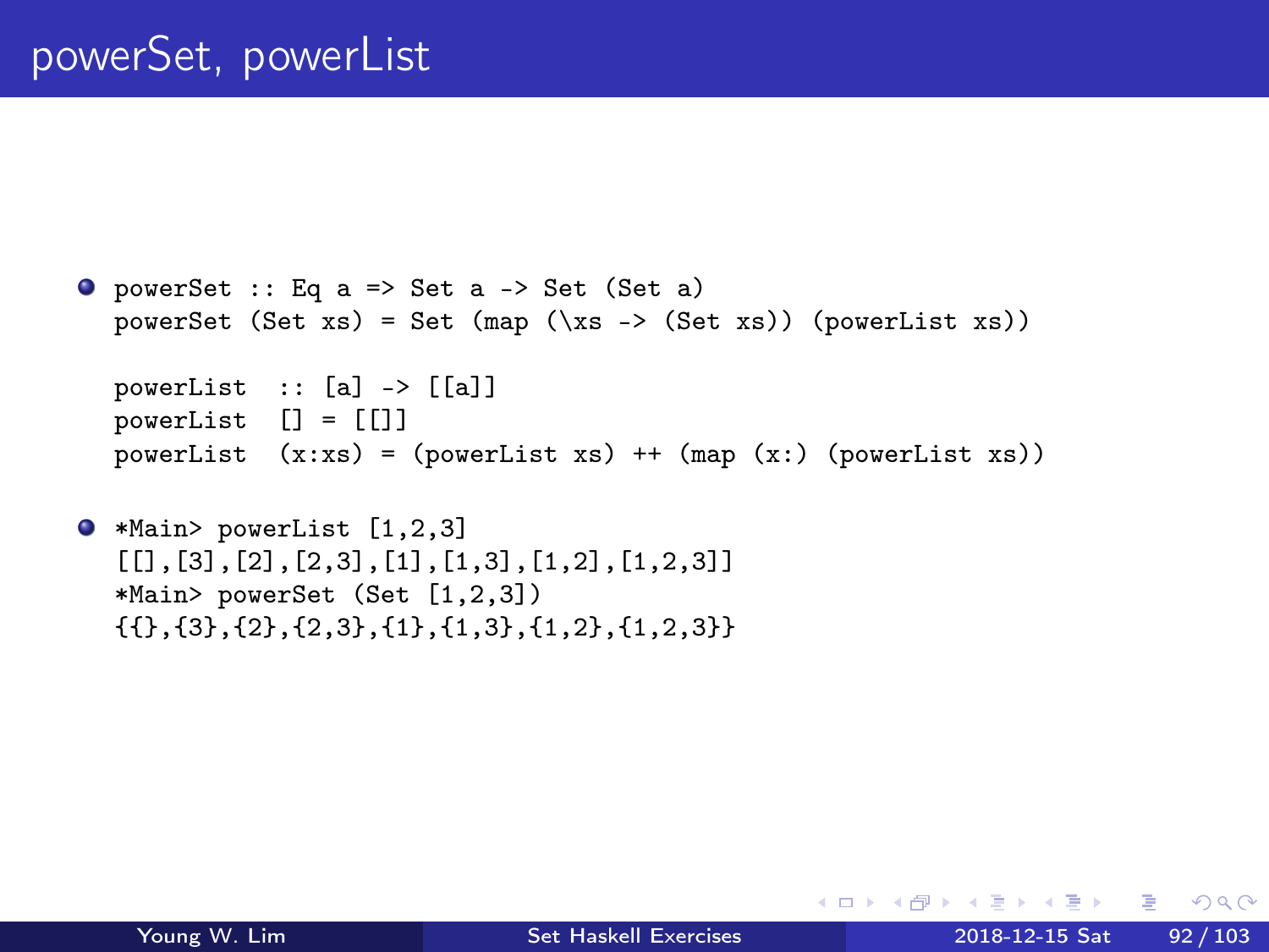# powerSet, powerList

- ```
  powerSet :: Eq a => Set a -> Set (Set a)
  powerSet (Set xs) = Set (map (\xs -> (Set xs)) (powerList xs))

  powerList  :: [a] -> [[a]]
  powerList  [] = [[]]
  powerList  (x:xs) = (powerList xs) ++ (map (x:) (powerList xs))
  ```

- ```
  *Main> powerList [1,2,3]
  [[],[3],[2],[2,3],[1],[1,3],[1,2],[1,2,3]]
  *Main> powerSet (Set [1,2,3])
  {{},{3},{2},{2,3},{1},{1,3},{1,2},{1,2,3}}
  ```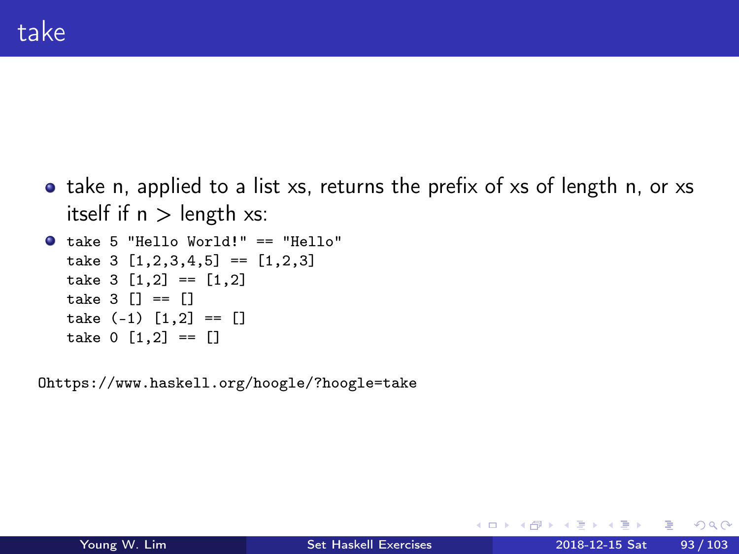# take

- take n, applied to a list xs, returns the prefix of xs of length n, or xs itself if n > length xs:
- ```
  take 5 "Hello World!" == "Hello"
  take 3 [1,2,3,4,5] == [1,2,3]
  take 3 [1,2] == [1,2]
  take 3 [] == []
  take (-1) [1,2] == []
  take 0 [1,2] == []
  ```

0https://www.haskell.org/hoogle/?hoogle=take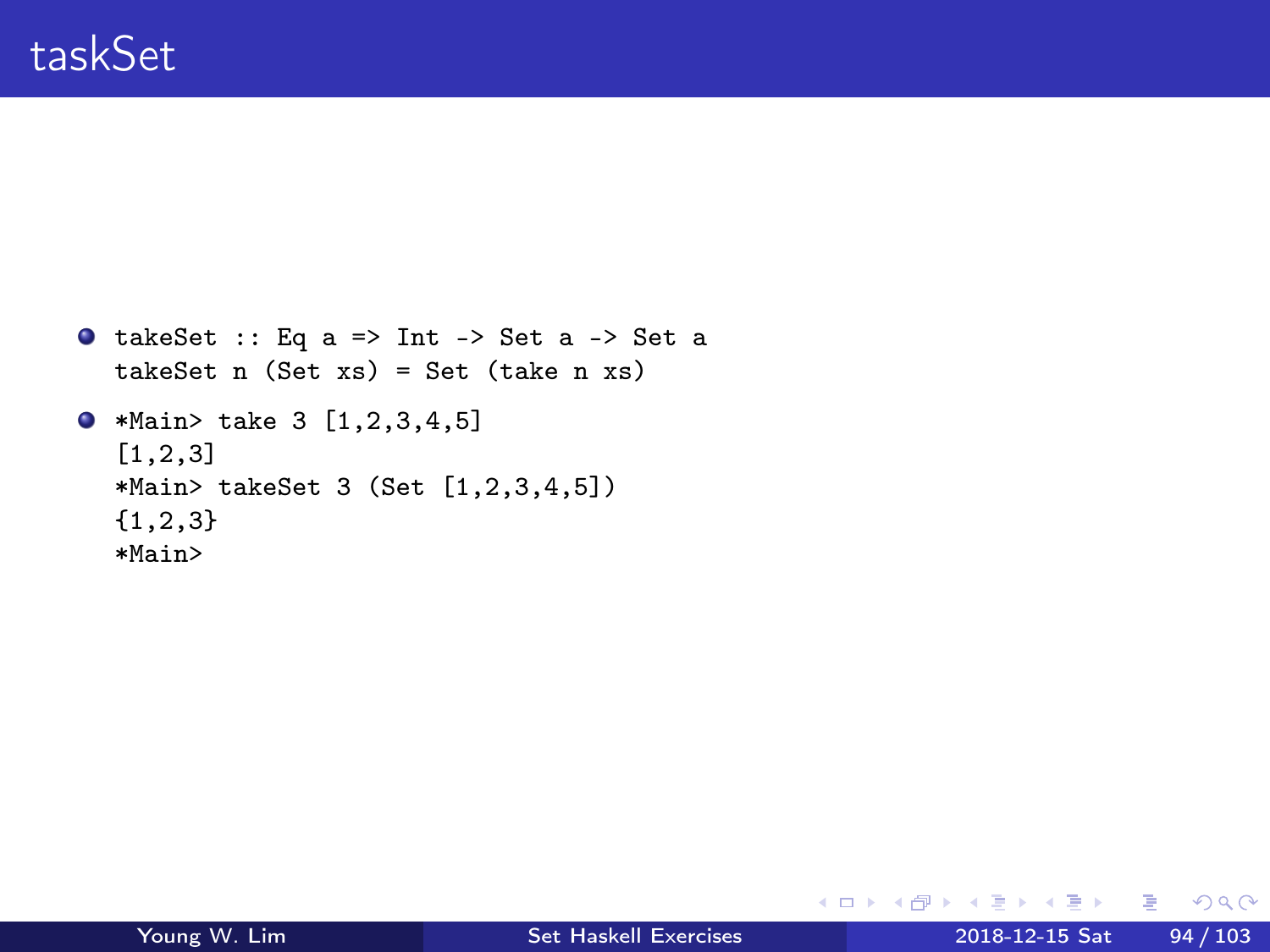# taskSet

- ```
  takeSet :: Eq a => Int -> Set a -> Set a
  takeSet n (Set xs) = Set (take n xs)
  ```

- ```
  *Main> take 3 [1,2,3,4,5]
  [1,2,3]
  *Main> takeSet 3 (Set [1,2,3,4,5])
  {1,2,3}
  *Main>
  ```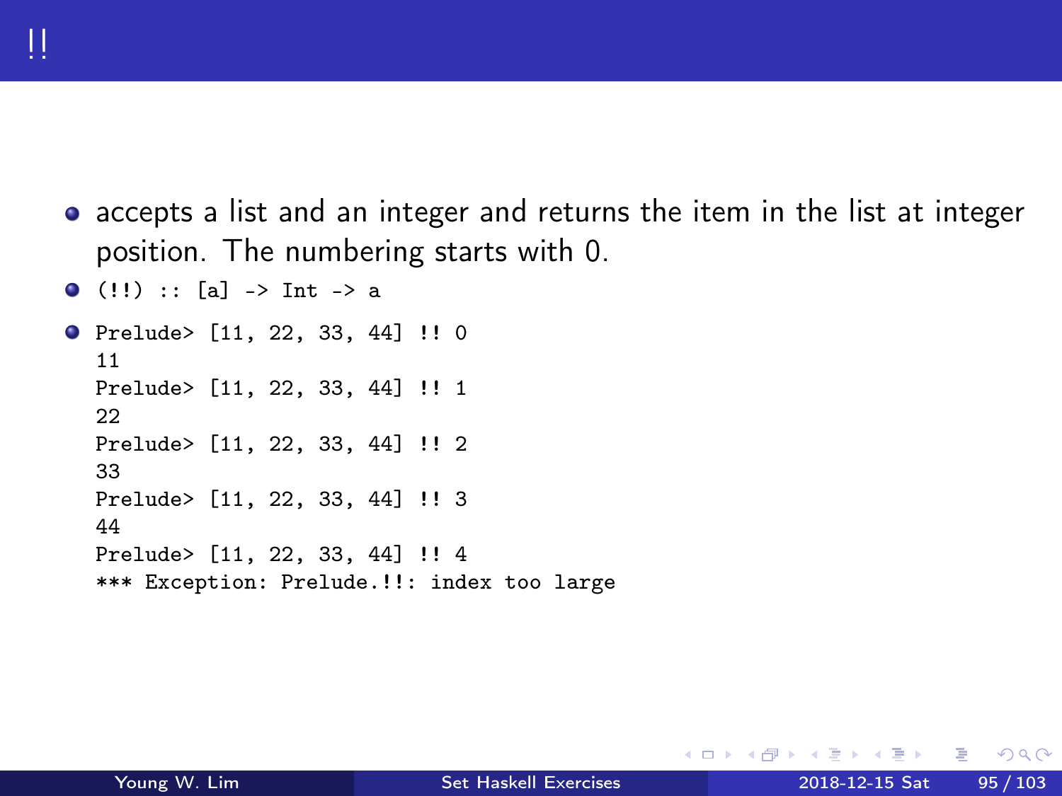# !!

- accepts a list and an integer and returns the item in the list at integer position. The numbering starts with 0.
- `(!!) :: [a] -> Int -> a`
- 

```
Prelude> [11, 22, 33, 44] !! 0
11
Prelude> [11, 22, 33, 44] !! 1
22
Prelude> [11, 22, 33, 44] !! 2
33
Prelude> [11, 22, 33, 44] !! 3
44
Prelude> [11, 22, 33, 44] !! 4
*** Exception: Prelude.!!: index too large
```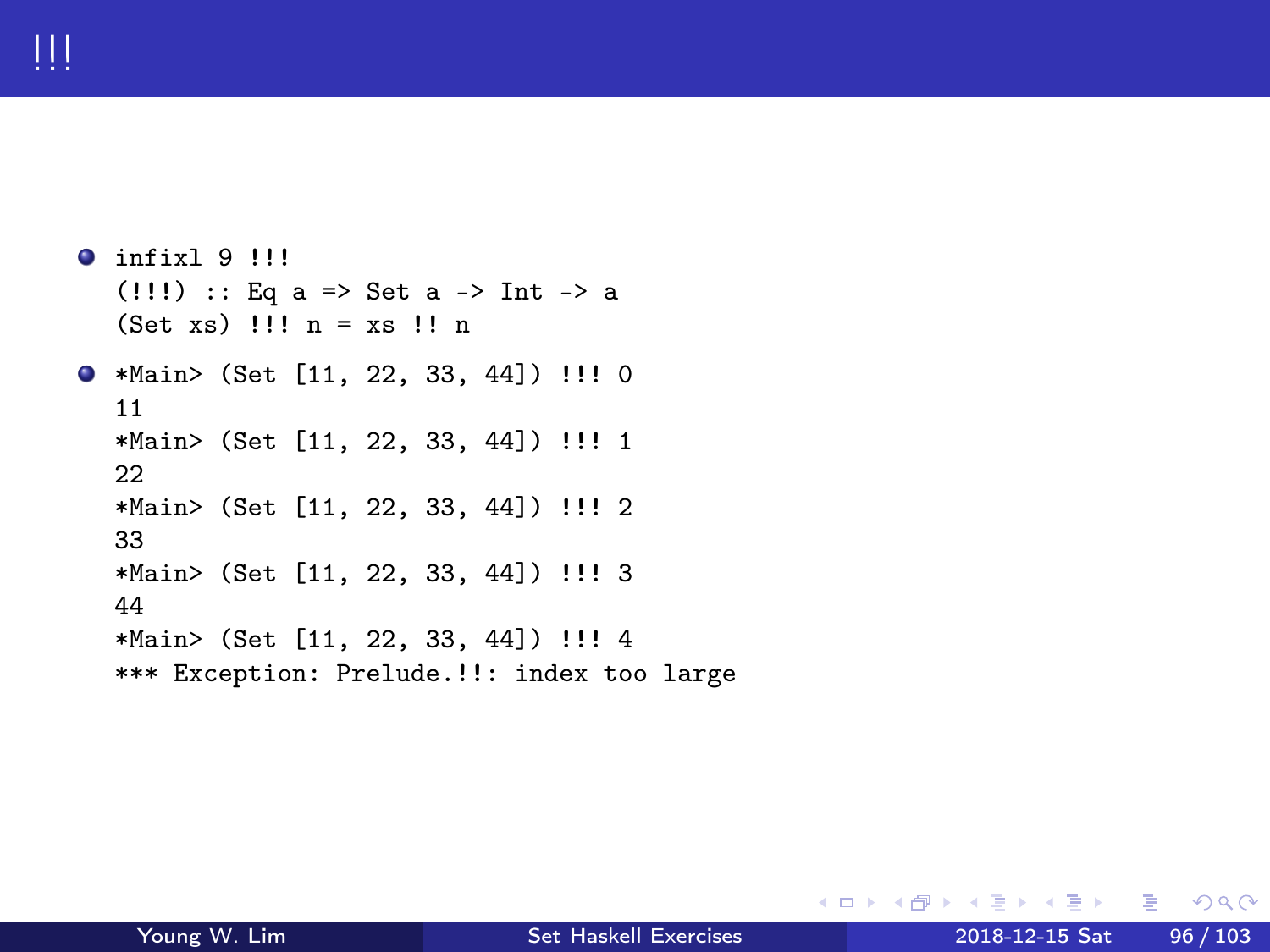# !!!

- ```
  infixl 9 !!!
  (!!!) :: Eq a => Set a -> Int -> a
  (Set xs) !!! n = xs !! n
  ```

- ```
  *Main> (Set [11, 22, 33, 44]) !!! 0
  11
  *Main> (Set [11, 22, 33, 44]) !!! 1
  22
  *Main> (Set [11, 22, 33, 44]) !!! 2
  33
  *Main> (Set [11, 22, 33, 44]) !!! 3
  44
  *Main> (Set [11, 22, 33, 44]) !!! 4
  *** Exception: Prelude.!!: index too large
  ```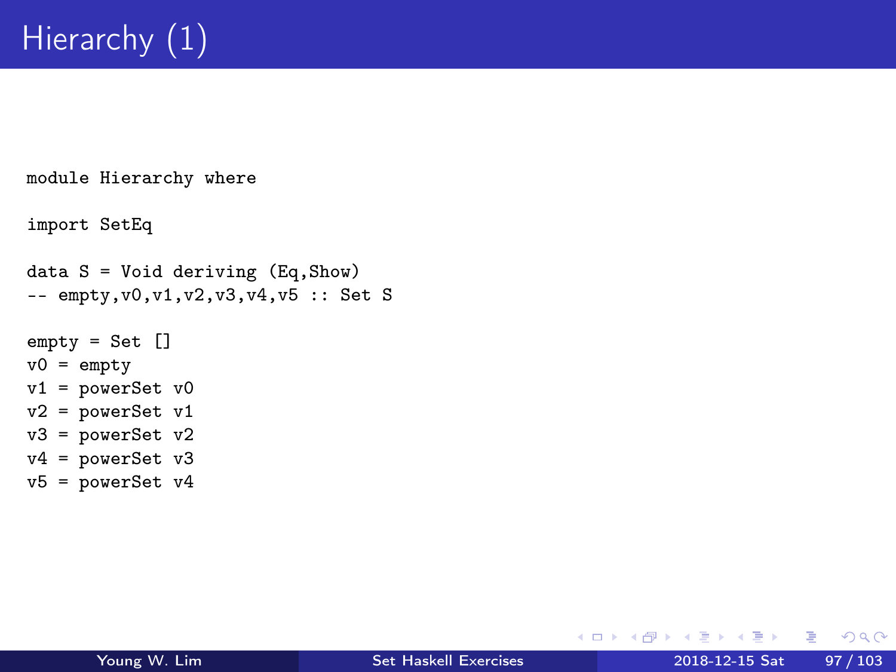# Hierarchy (1)

```
module Hierarchy where

import SetEq

data S = Void deriving (Eq,Show)
-- empty,v0,v1,v2,v3,v4,v5 :: Set S

empty = Set []
v0 = empty
v1 = powerSet v0
v2 = powerSet v1
v3 = powerSet v2
v4 = powerSet v3
v5 = powerSet v4
```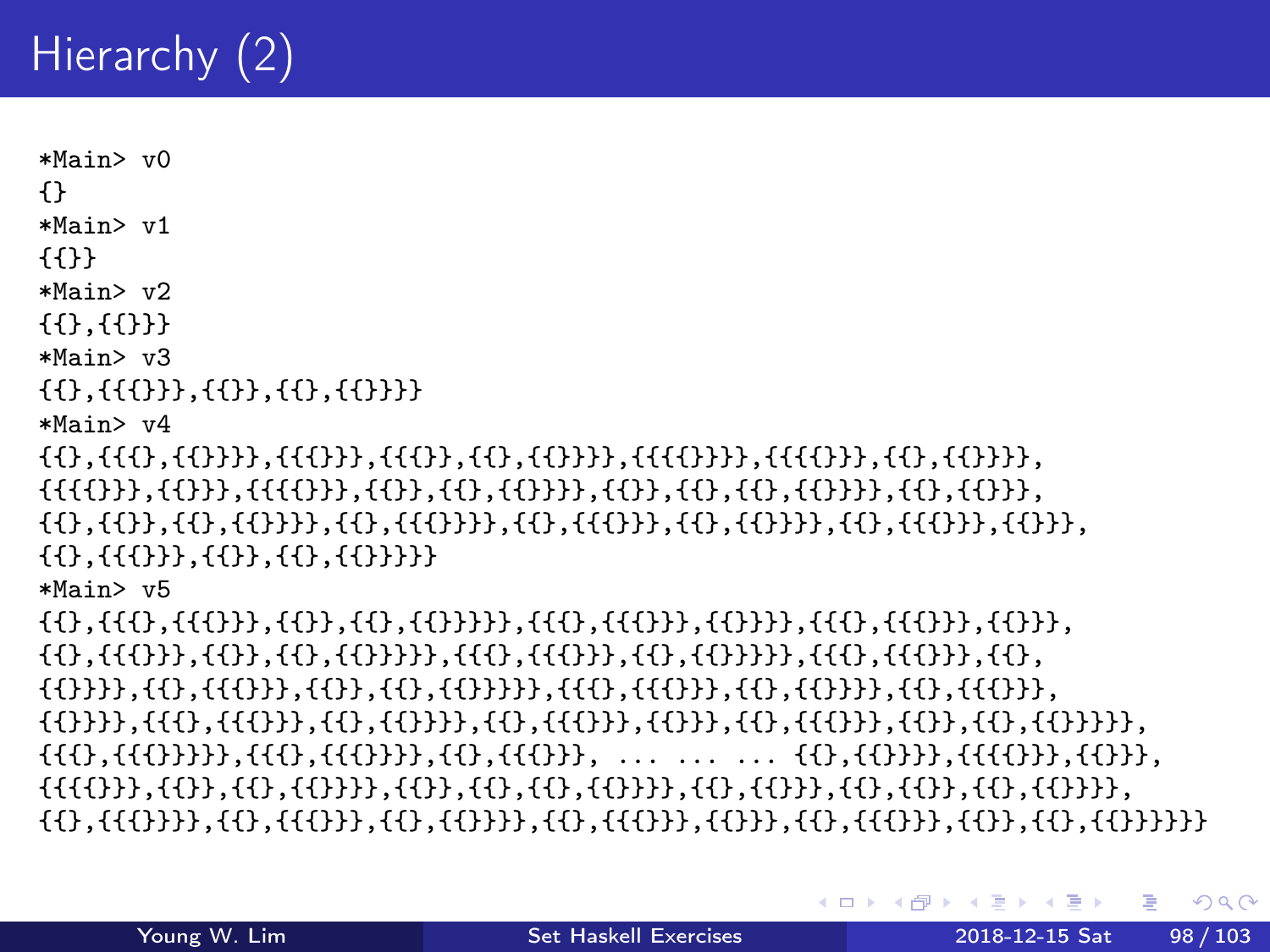# Hierarchy (2)

```
*Main> v0
{}
*Main> v1
{{}}
*Main> v2
{{},{{}}}
*Main> v3
{{},{{{}}},{{}},{{},{{}}}}
*Main> v4
{{},{{{},{{}}}},{{{}}},{{{}},{{},{{}}}},{{{{}}}},{{{{}},{{},{{}}}},
{{{{}}},{{}}},{{{{}}},{{}},{{},{{}}}},{{}},{{},{{},{{}}}},{{},{{}}},
{{},{{}},{{},{{}}}},{{},{{{}}}},{{},{{{}}},{{},{{}}}},{{},{{{}}},{{}}},
{{},{{{}}},{{}},{{},{{}}}}}
*Main> v5
{{},{{{},{{{}}},{{}},{{},{{}}}}},{{{},{{{}}},{{}}}},{{{},{{{}}},{{}}},
{{},{{{}}},{{}},{{},{{}}}}},{{{},{{{}}},{{},{{}}}}},{{{},{{{}}},{{},
{{}}}},{{},{{{}}},{{}},{{},{{}}}}},{{{},{{{}}},{{},{{}}}},{{},{{{}}},
{{}}}},{{{},{{{}}},{{},{{}}}},{{},{{{}}},{{}}},{{},{{{}}},{{}},{{},{{}}}}},
{{{},{{{}}}}},{{{},{{{}}}},{{},{{{}}}}, ... ... ... {{},{{}}}},{{{{}}},{{}}},
{{{{}}},{{}},{{},{{}}}},{{}},{{},{{},{{}}}},{{},{{}}},{{},{{}},{{},{{}}}},
{{},{{{}}}},{{},{{{}}},{{},{{}}}},{{},{{{}}},{{}}},{{},{{{}}},{{}},{{},{{}}}}}
```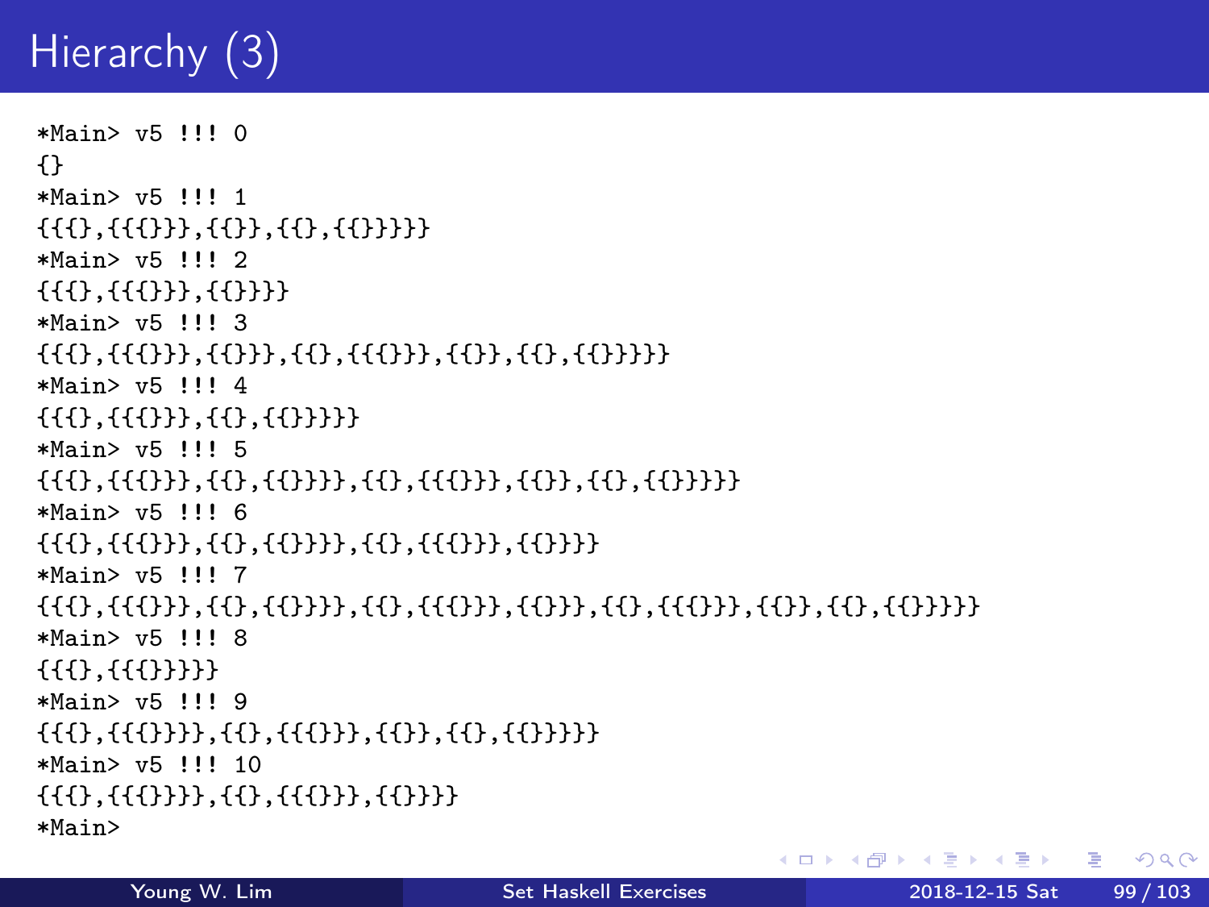# Hierarchy (3)

```
*Main> v5 !!! 0
{}
*Main> v5 !!! 1
{{{},{{{}}},{{}},{{},{{}}}}}
*Main> v5 !!! 2
{{{},{{{}}},{{}}}}
*Main> v5 !!! 3
{{{},{{{}}},{{}}},{{},{{{}}},{{}},{{},{{}}}}}
*Main> v5 !!! 4
{{{},{{{}}},{{},{{}}}}}
*Main> v5 !!! 5
{{{},{{{}}},{{},{{}}}},{{},{{{}}},{{}},{{},{{}}}}}
*Main> v5 !!! 6
{{{},{{{}}},{{},{{}}}},{{},{{{}}},{{}}}}
*Main> v5 !!! 7
{{{},{{{}}},{{},{{}}}},{{},{{{}}},{{}}},{{},{{{}}},{{}},{{},{{}}}}}
*Main> v5 !!! 8
{{{},{{{}}}}}
*Main> v5 !!! 9
{{{},{{{}}}},{{},{{{}}},{{}},{{},{{}}}}}
*Main> v5 !!! 10
{{{},{{{}}}},{{},{{{}}},{{}}}}
*Main>
```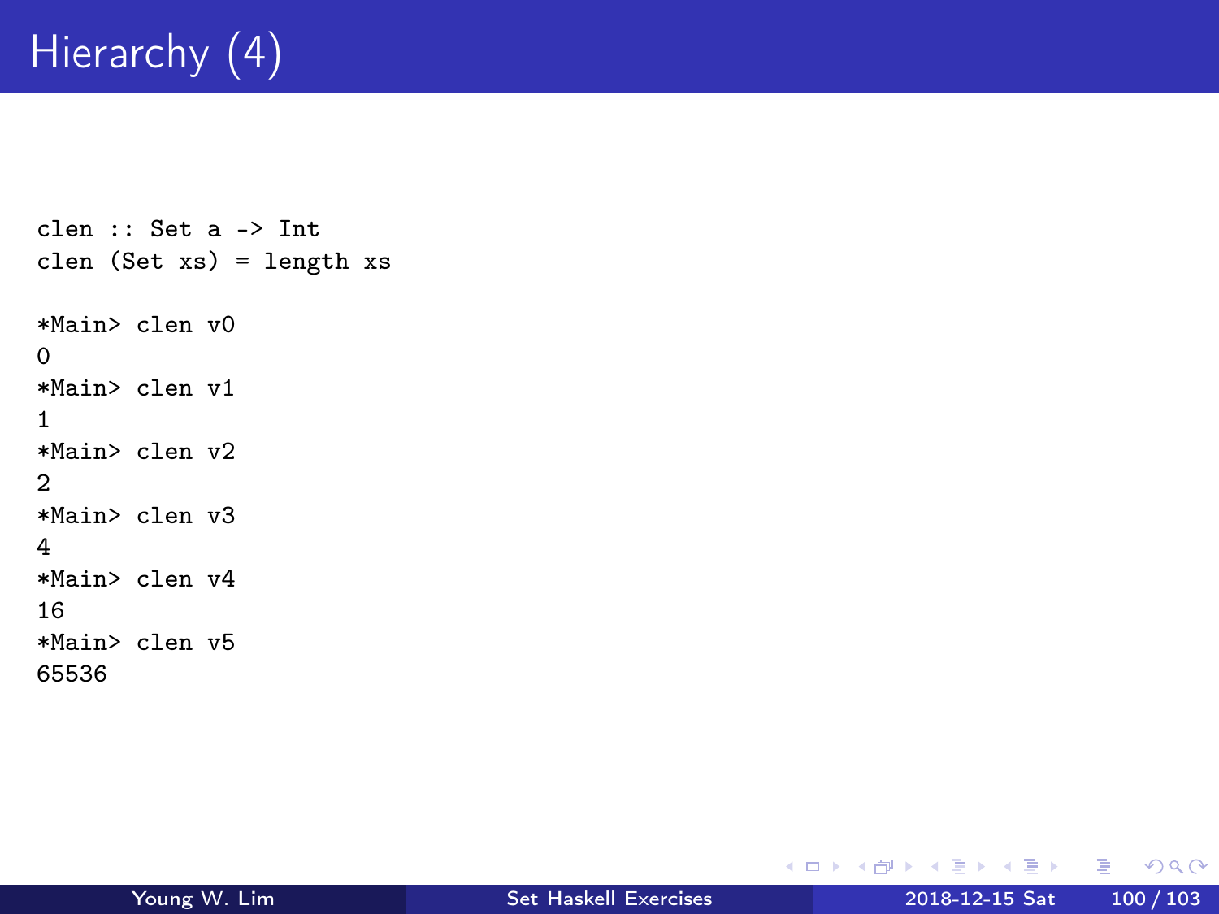# Hierarchy (4)

```
clen :: Set a -> Int
clen (Set xs) = length xs

*Main> clen v0
0
*Main> clen v1
1
*Main> clen v2
2
*Main> clen v3
4
*Main> clen v4
16
*Main> clen v5
65536
```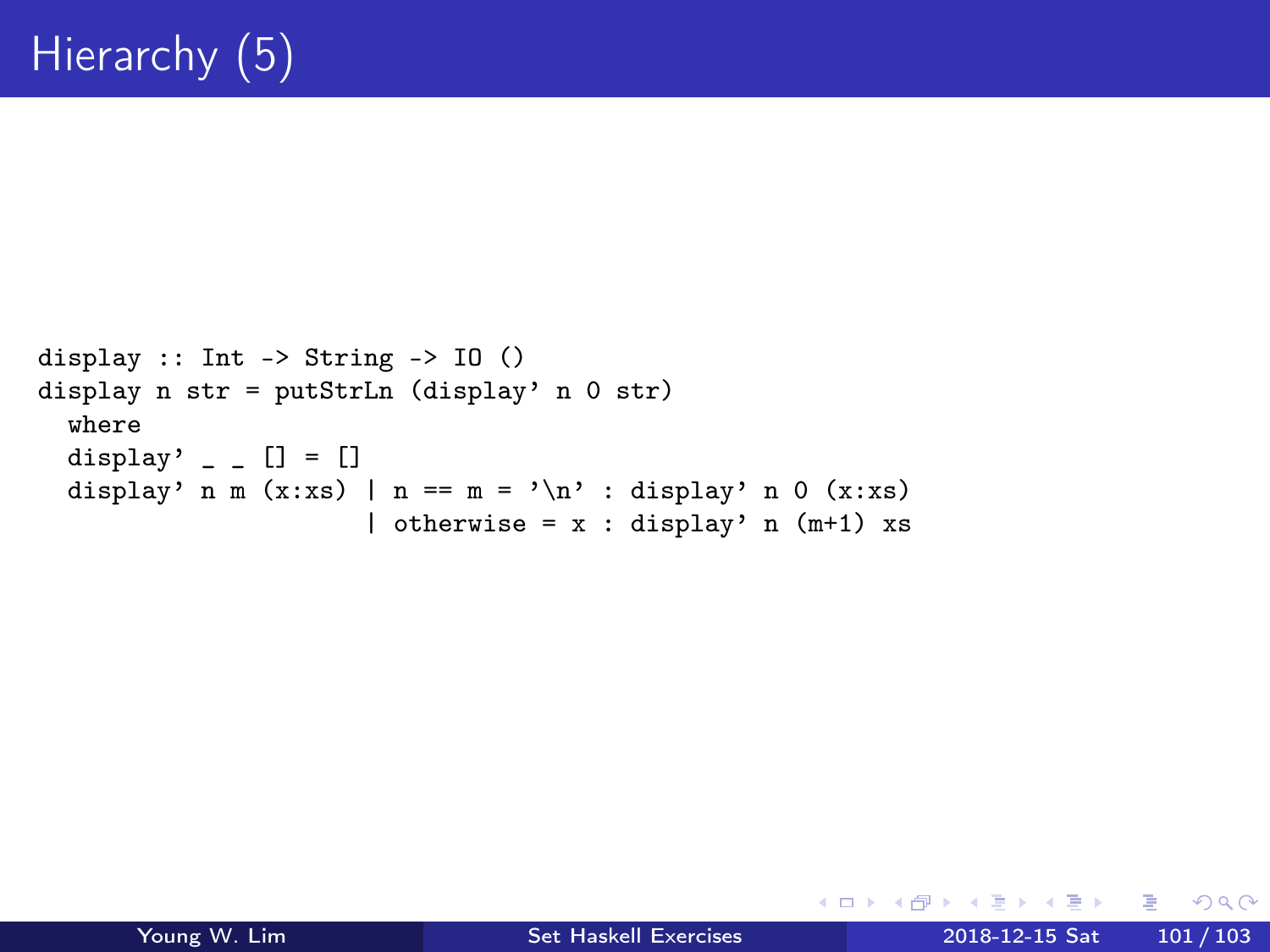# Hierarchy (5)

```
display :: Int -> String -> IO ()
display n str = putStrLn (display' n 0 str)
  where
  display' _ _ [] = []
  display' n m (x:xs) | n == m = '\n' : display' n 0 (x:xs)
                      | otherwise = x : display' n (m+1) xs
```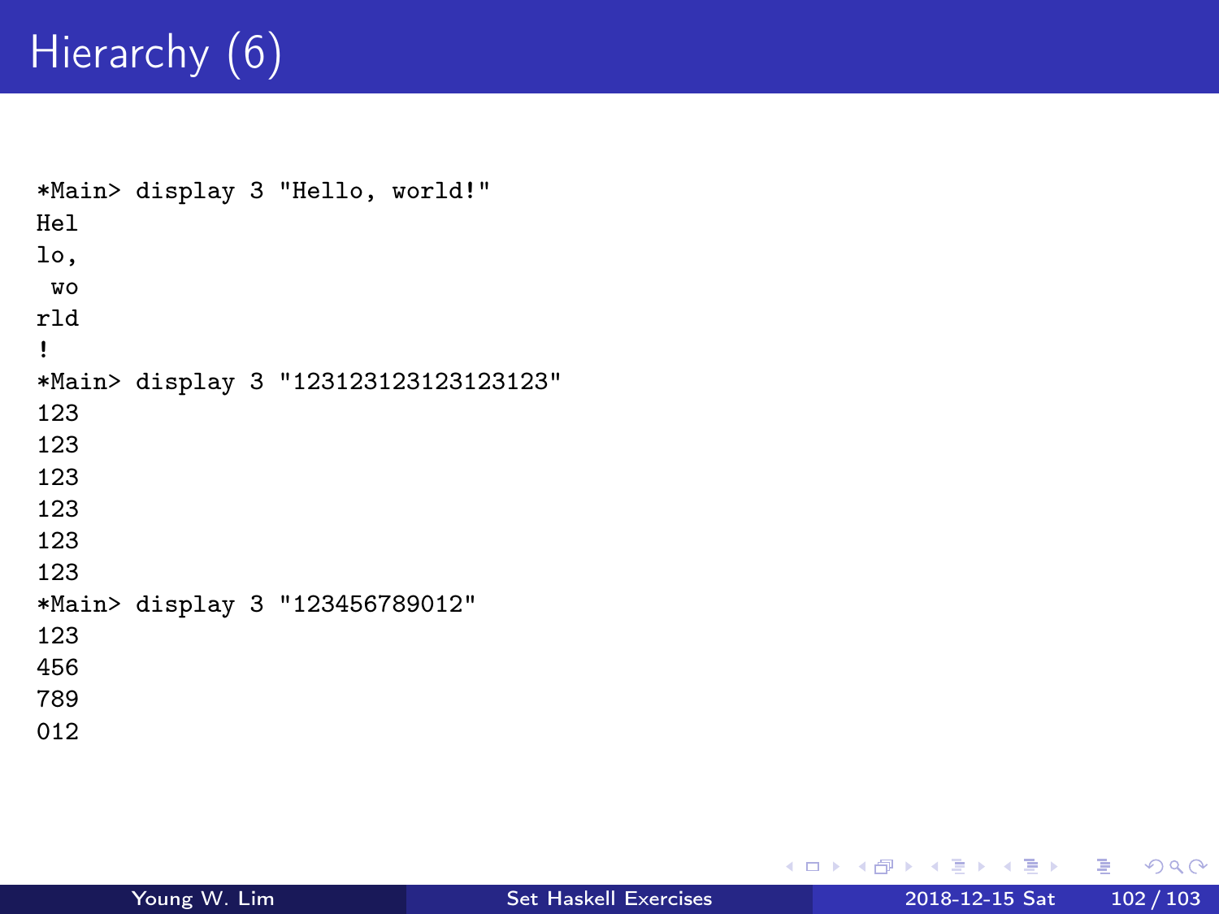# Hierarchy (6)

```
*Main> display 3 "Hello, world!"
Hel
lo,
 wo
rld
!
*Main> display 3 "123123123123123123"
123
123
123
123
123
123
*Main> display 3 "123456789012"
123
456
789
012
```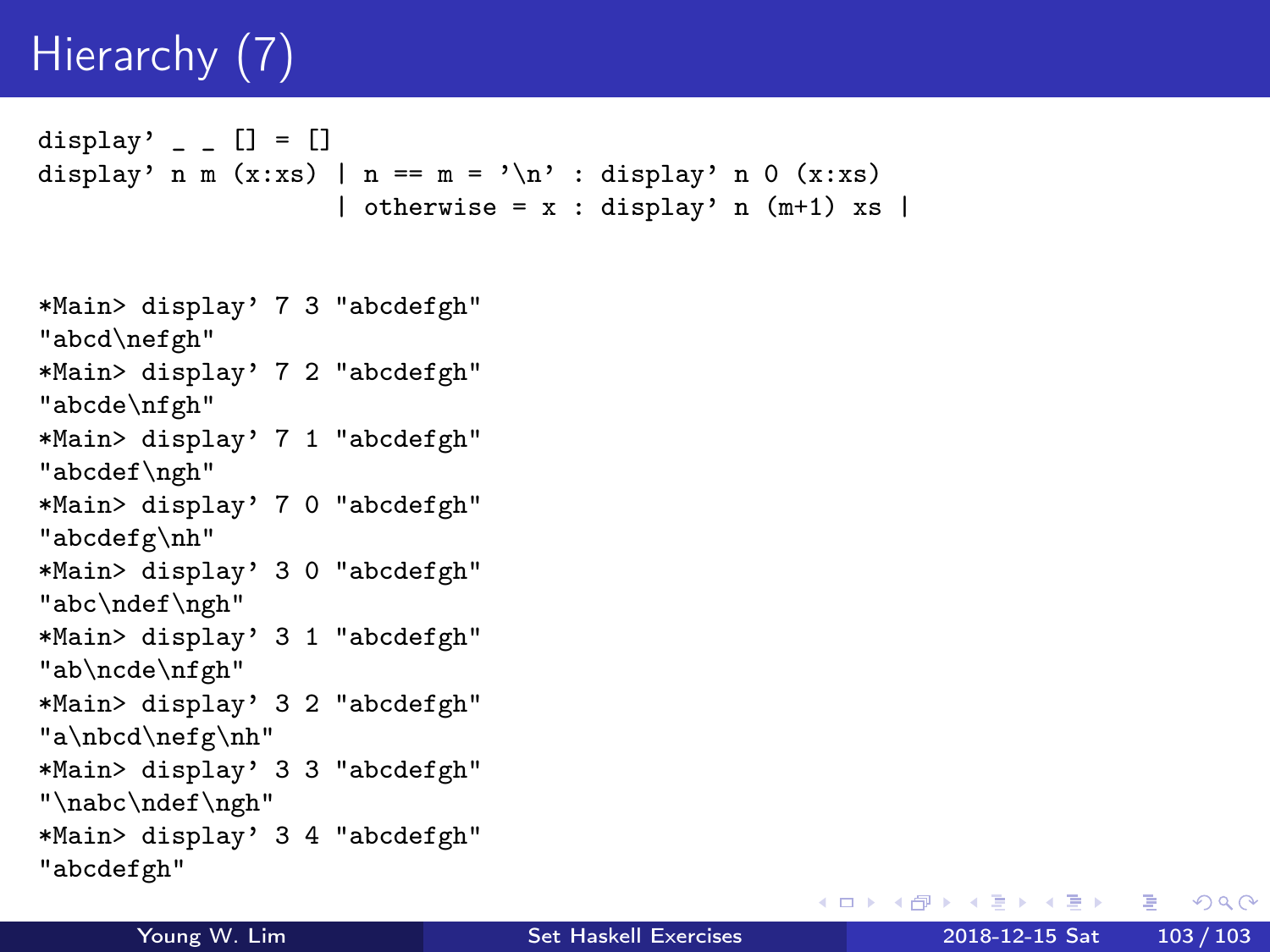# Hierarchy (7)

```
display' _ _ [] = []
display' n m (x:xs) | n == m = '\n' : display' n 0 (x:xs)
                    | otherwise = x : display' n (m+1) xs |
```

```
*Main> display' 7 3 "abcdefgh"
"abcd\nefgh"
*Main> display' 7 2 "abcdefgh"
"abcde\nfgh"
*Main> display' 7 1 "abcdefgh"
"abcdef\ngh"
*Main> display' 7 0 "abcdefgh"
"abcdefg\nh"
*Main> display' 3 0 "abcdefgh"
"abc\ndef\ngh"
*Main> display' 3 1 "abcdefgh"
"ab\ncde\nfgh"
*Main> display' 3 2 "abcdefgh"
"a\nbcd\nefg\nh"
*Main> display' 3 3 "abcdefgh"
"\nabc\ndef\ngh"
*Main> display' 3 4 "abcdefgh"
"abcdefgh"
```